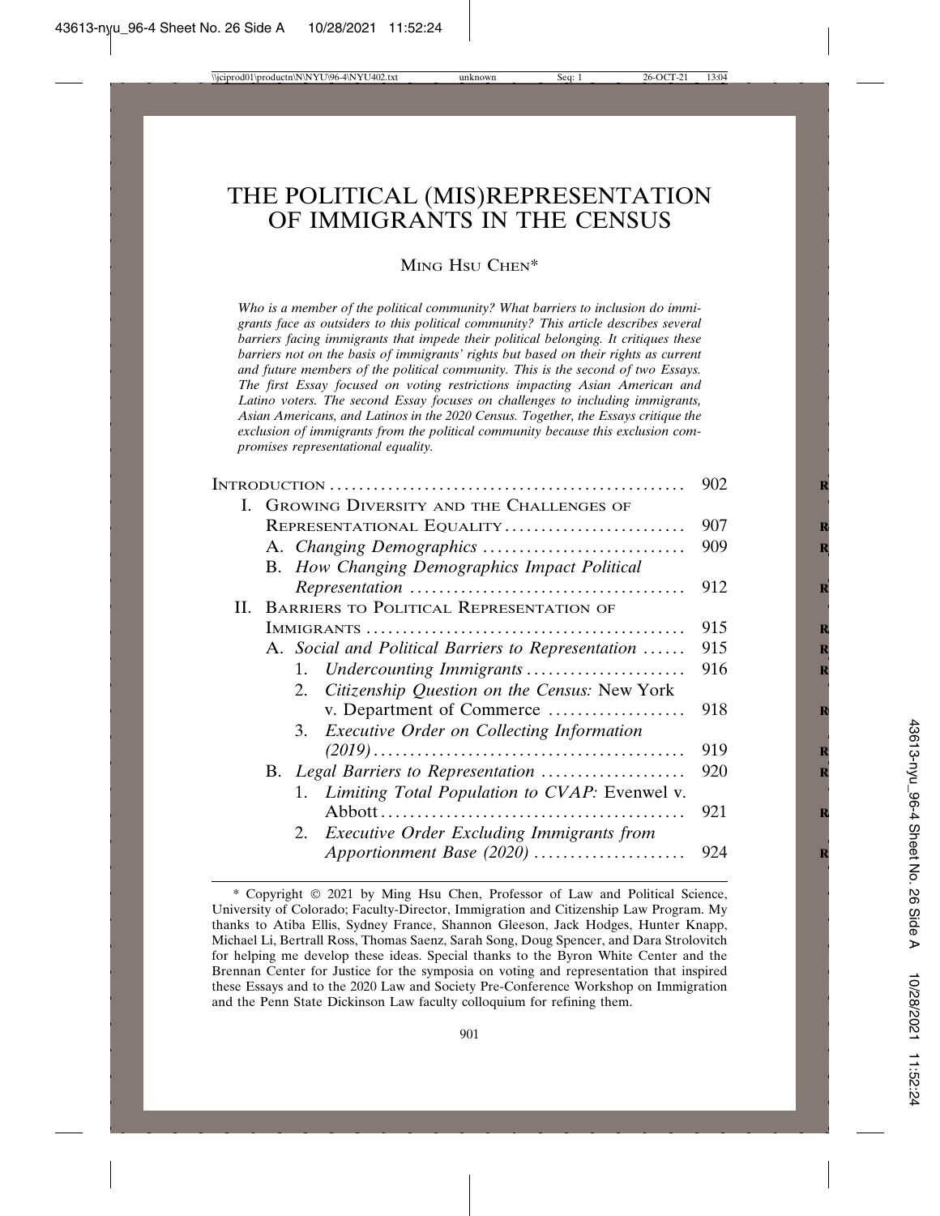# THE POLITICAL (MIS)REPRESENTATION OF IMMIGRANTS IN THE CENSUS

MING HSU CHEN*

*Who is a member of the political community? What barriers to inclusion do immigrants face as outsiders to this political community? This article describes several barriers facing immigrants that impede their political belonging. It critiques these barriers not on the basis of immigrants' rights but based on their rights as current and future members of the political community. This is the second of two Essays. The first Essay focused on voting restrictions impacting Asian American and Latino voters. The second Essay focuses on challenges to including immigrants, Asian Americans, and Latinos in the 2020 Census. Together, the Essays critique the exclusion of immigrants from the political community because this exclusion compromises representational equality.*

| | |
|---|---|
| INTRODUCTION | 902 |
| I. GROWING DIVERSITY AND THE CHALLENGES OF REPRESENTATIONAL EQUALITY | 907 |
| A. *Changing Demographics* | 909 |
| B. *How Changing Demographics Impact Political Representation* | 912 |
| II. BARRIERS TO POLITICAL REPRESENTATION OF IMMIGRANTS | 915 |
| A. *Social and Political Barriers to Representation* | 915 |
| 1. *Undercounting Immigrants* | 916 |
| 2. *Citizenship Question on the Census:* New York v. Department of Commerce | 918 |
| 3. *Executive Order on Collecting Information (2019)* | 919 |
| B. *Legal Barriers to Representation* | 920 |
| 1. *Limiting Total Population to CVAP:* Evenwel v. Abbott | 921 |
| 2. *Executive Order Excluding Immigrants from Apportionment Base (2020)* | 924 |

\* Copyright © 2021 by Ming Hsu Chen, Professor of Law and Political Science, University of Colorado; Faculty-Director, Immigration and Citizenship Law Program. My thanks to Atiba Ellis, Sydney France, Shannon Gleeson, Jack Hodges, Hunter Knapp, Michael Li, Bertrall Ross, Thomas Saenz, Sarah Song, Doug Spencer, and Dara Strolovitch for helping me develop these ideas. Special thanks to the Byron White Center and the Brennan Center for Justice for the symposia on voting and representation that inspired these Essays and to the 2020 Law and Society Pre-Conference Workshop on Immigration and the Penn State Dickinson Law faculty colloquium for refining them.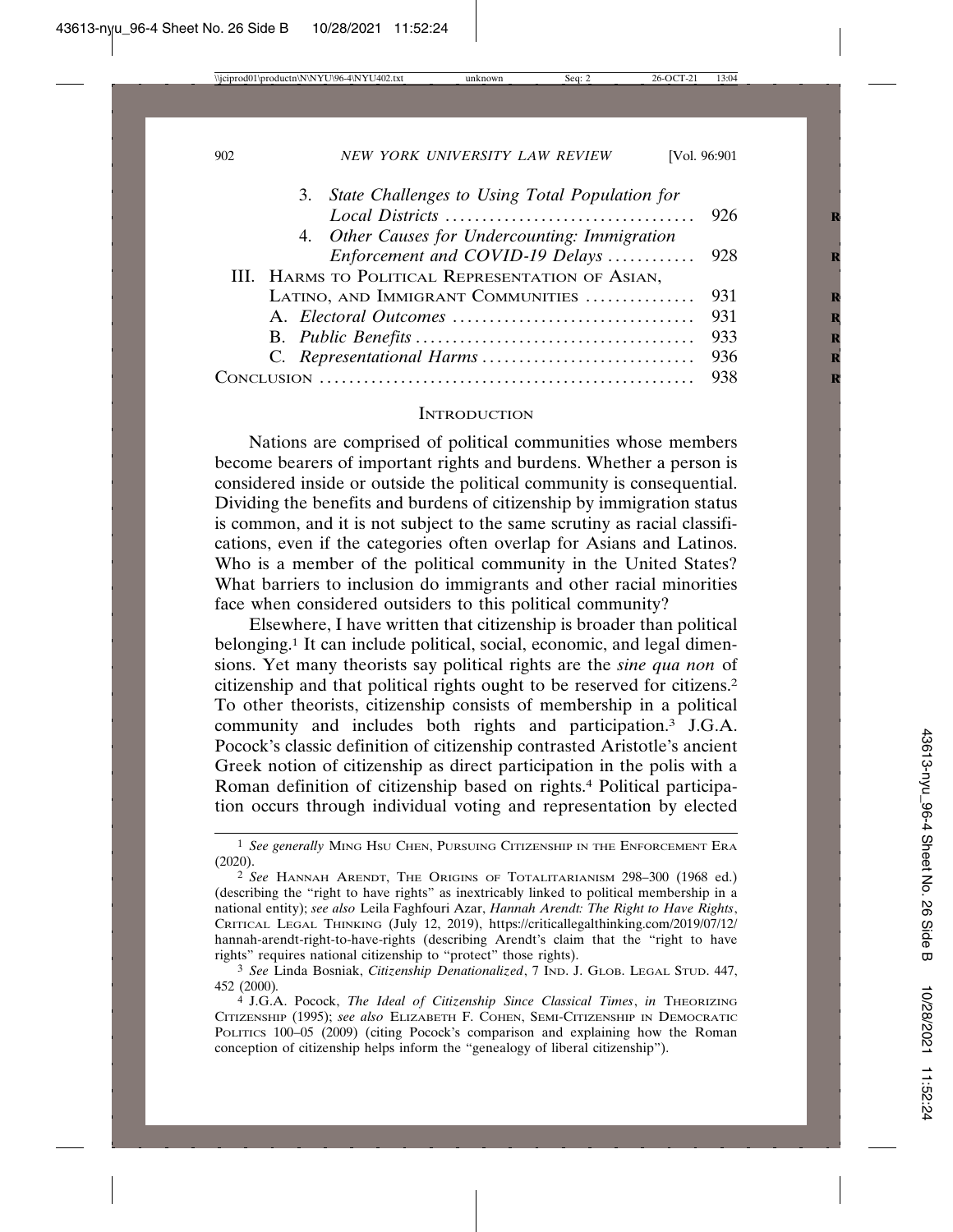3. *State Challenges to Using Total Population for Local Districts* ........ 926
4. *Other Causes for Undercounting: Immigration Enforcement and COVID-19 Delays* ........ 928

III. Harms to Political Representation of Asian, Latino, and Immigrant Communities ........ 931

A. *Electoral Outcomes* ........ 931
B. *Public Benefits* ........ 933
C. *Representational Harms* ........ 936

Conclusion ........ 938

## Introduction

Nations are comprised of political communities whose members become bearers of important rights and burdens. Whether a person is considered inside or outside the political community is consequential. Dividing the benefits and burdens of citizenship by immigration status is common, and it is not subject to the same scrutiny as racial classifications, even if the categories often overlap for Asians and Latinos. Who is a member of the political community in the United States? What barriers to inclusion do immigrants and other racial minorities face when considered outsiders to this political community?

Elsewhere, I have written that citizenship is broader than political belonging.[1] It can include political, social, economic, and legal dimensions. Yet many theorists say political rights are the *sine qua non* of citizenship and that political rights ought to be reserved for citizens.[2] To other theorists, citizenship consists of membership in a political community and includes both rights and participation.[3] J.G.A. Pocock's classic definition of citizenship contrasted Aristotle's ancient Greek notion of citizenship as direct participation in the polis with a Roman definition of citizenship based on rights.[4] Political participation occurs through individual voting and representation by elected

---

[1] *See generally* Ming Hsu Chen, Pursuing Citizenship in the Enforcement Era (2020).

[2] *See* Hannah Arendt, The Origins of Totalitarianism 298–300 (1968 ed.) (describing the "right to have rights" as inextricably linked to political membership in a national entity); *see also* Leila Faghfouri Azar, *Hannah Arendt: The Right to Have Rights*, Critical Legal Thinking (July 12, 2019), https://criticallegalthinking.com/2019/07/12/hannah-arendt-right-to-have-rights (describing Arendt's claim that the "right to have rights" requires national citizenship to "protect" those rights).

[3] *See* Linda Bosniak, *Citizenship Denationalized*, 7 Ind. J. Glob. Legal Stud. 447, 452 (2000).

[4] J.G.A. Pocock, *The Ideal of Citizenship Since Classical Times*, *in* Theorizing Citizenship (1995); *see also* Elizabeth F. Cohen, Semi-Citizenship in Democratic Politics 100–05 (2009) (citing Pocock's comparison and explaining how the Roman conception of citizenship helps inform the "genealogy of liberal citizenship").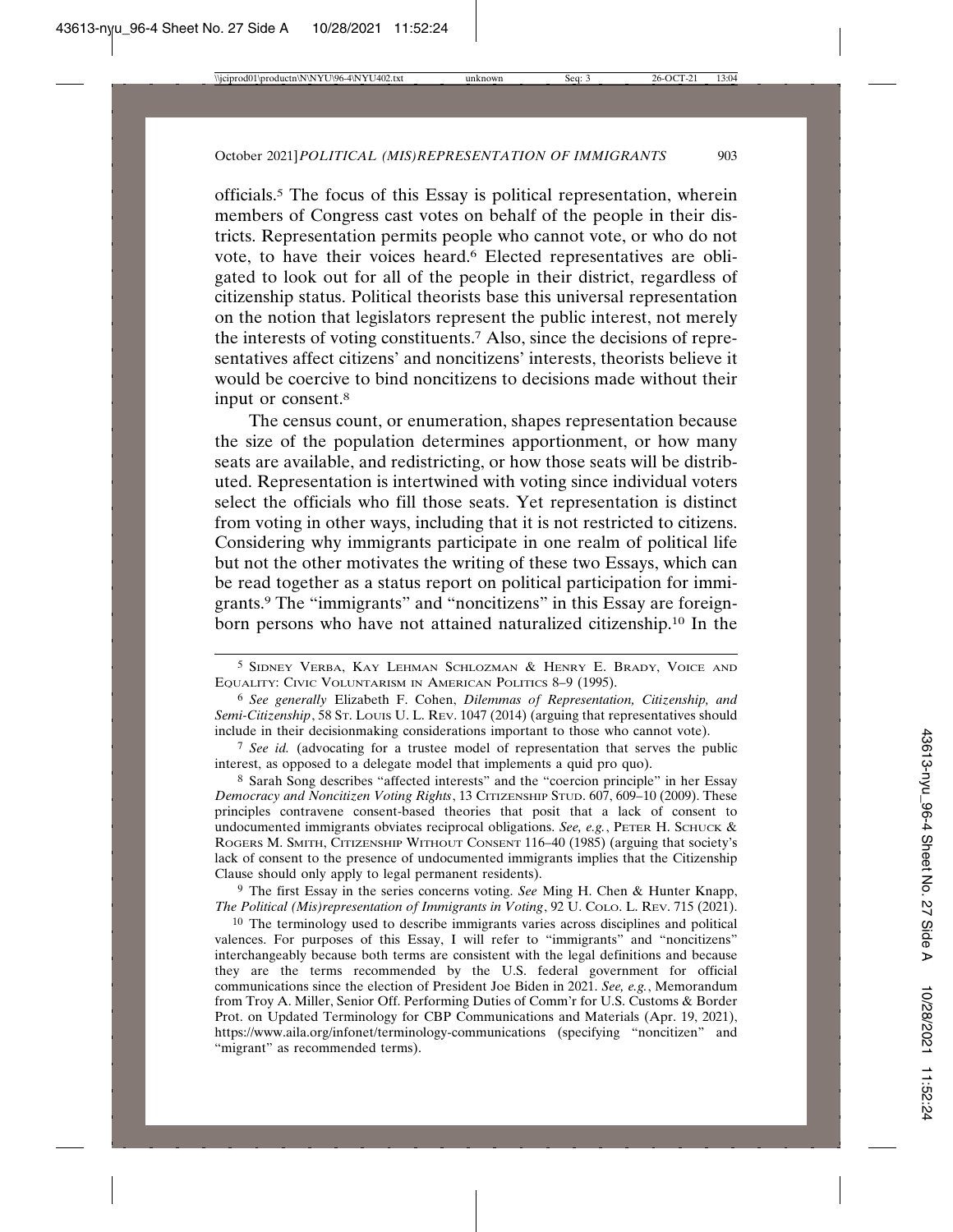officials.[5] The focus of this Essay is political representation, wherein members of Congress cast votes on behalf of the people in their districts. Representation permits people who cannot vote, or who do not vote, to have their voices heard.[6] Elected representatives are obligated to look out for all of the people in their district, regardless of citizenship status. Political theorists base this universal representation on the notion that legislators represent the public interest, not merely the interests of voting constituents.[7] Also, since the decisions of representatives affect citizens' and noncitizens' interests, theorists believe it would be coercive to bind noncitizens to decisions made without their input or consent.[8]

The census count, or enumeration, shapes representation because the size of the population determines apportionment, or how many seats are available, and redistricting, or how those seats will be distributed. Representation is intertwined with voting since individual voters select the officials who fill those seats. Yet representation is distinct from voting in other ways, including that it is not restricted to citizens. Considering why immigrants participate in one realm of political life but not the other motivates the writing of these two Essays, which can be read together as a status report on political participation for immigrants.[9] The "immigrants" and "noncitizens" in this Essay are foreign-born persons who have not attained naturalized citizenship.[10] In the

---

[5] SIDNEY VERBA, KAY LEHMAN SCHLOZMAN & HENRY E. BRADY, VOICE AND EQUALITY: CIVIC VOLUNTARISM IN AMERICAN POLITICS 8–9 (1995).

[6] *See generally* Elizabeth F. Cohen, *Dilemmas of Representation, Citizenship, and Semi-Citizenship*, 58 ST. LOUIS U. L. REV. 1047 (2014) (arguing that representatives should include in their decisionmaking considerations important to those who cannot vote).

[7] *See id.* (advocating for a trustee model of representation that serves the public interest, as opposed to a delegate model that implements a quid pro quo).

[8] Sarah Song describes "affected interests" and the "coercion principle" in her Essay *Democracy and Noncitizen Voting Rights*, 13 CITIZENSHIP STUD. 607, 609–10 (2009). These principles contravene consent-based theories that posit that a lack of consent to undocumented immigrants obviates reciprocal obligations. *See, e.g.*, PETER H. SCHUCK & ROGERS M. SMITH, CITIZENSHIP WITHOUT CONSENT 116–40 (1985) (arguing that society's lack of consent to the presence of undocumented immigrants implies that the Citizenship Clause should only apply to legal permanent residents).

[9] The first Essay in the series concerns voting. *See* Ming H. Chen & Hunter Knapp, *The Political (Mis)representation of Immigrants in Voting*, 92 U. COLO. L. REV. 715 (2021).

[10] The terminology used to describe immigrants varies across disciplines and political valences. For purposes of this Essay, I will refer to "immigrants" and "noncitizens" interchangeably because both terms are consistent with the legal definitions and because they are the terms recommended by the U.S. federal government for official communications since the election of President Joe Biden in 2021. *See, e.g.*, Memorandum from Troy A. Miller, Senior Off. Performing Duties of Comm'r for U.S. Customs & Border Prot. on Updated Terminology for CBP Communications and Materials (Apr. 19, 2021), https://www.aila.org/infonet/terminology-communications (specifying "noncitizen" and "migrant" as recommended terms).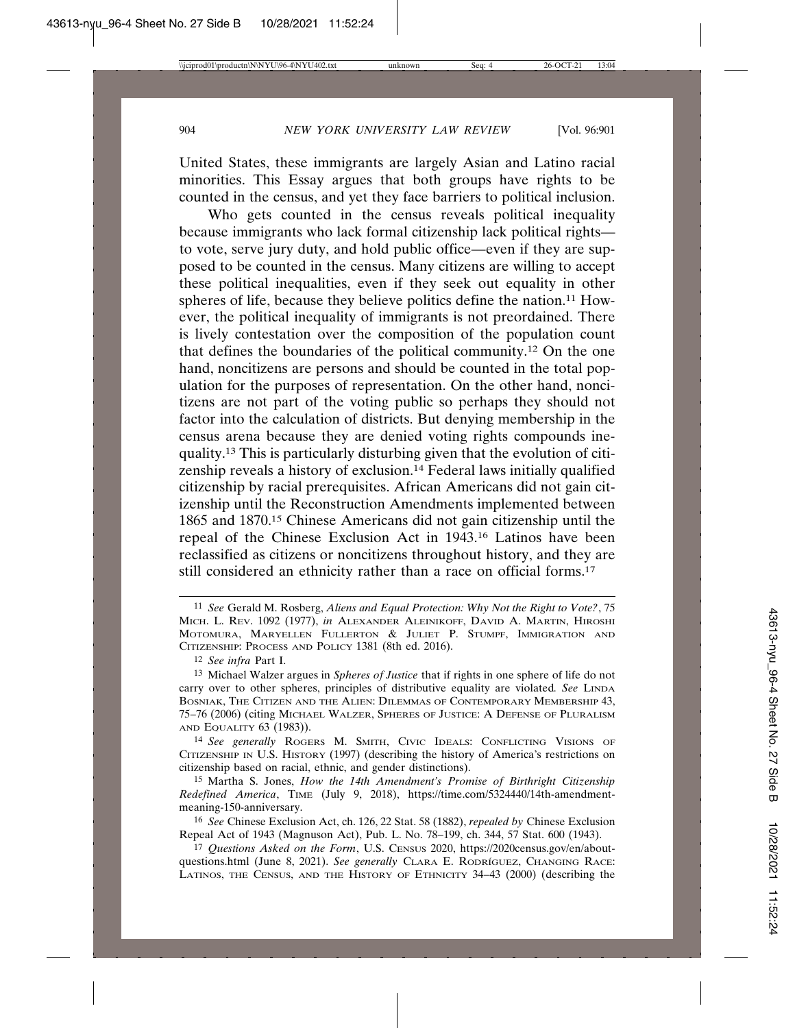United States, these immigrants are largely Asian and Latino racial minorities. This Essay argues that both groups have rights to be counted in the census, and yet they face barriers to political inclusion.

Who gets counted in the census reveals political inequality because immigrants who lack formal citizenship lack political rights—to vote, serve jury duty, and hold public office—even if they are supposed to be counted in the census. Many citizens are willing to accept these political inequalities, even if they seek out equality in other spheres of life, because they believe politics define the nation.[11] However, the political inequality of immigrants is not preordained. There is lively contestation over the composition of the population count that defines the boundaries of the political community.[12] On the one hand, noncitizens are persons and should be counted in the total population for the purposes of representation. On the other hand, noncitizens are not part of the voting public so perhaps they should not factor into the calculation of districts. But denying membership in the census arena because they are denied voting rights compounds inequality.[13] This is particularly disturbing given that the evolution of citizenship reveals a history of exclusion.[14] Federal laws initially qualified citizenship by racial prerequisites. African Americans did not gain citizenship until the Reconstruction Amendments implemented between 1865 and 1870.[15] Chinese Americans did not gain citizenship until the repeal of the Chinese Exclusion Act in 1943.[16] Latinos have been reclassified as citizens or noncitizens throughout history, and they are still considered an ethnicity rather than a race on official forms.[17]

---

[11] *See* Gerald M. Rosberg, *Aliens and Equal Protection: Why Not the Right to Vote?*, 75 MICH. L. REV. 1092 (1977), *in* ALEXANDER ALEINIKOFF, DAVID A. MARTIN, HIROSHI MOTOMURA, MARYELLEN FULLERTON & JULIET P. STUMPF, IMMIGRATION AND CITIZENSHIP: PROCESS AND POLICY 1381 (8th ed. 2016).

[12] *See infra* Part I.

[13] Michael Walzer argues in *Spheres of Justice* that if rights in one sphere of life do not carry over to other spheres, principles of distributive equality are violated. *See* LINDA BOSNIAK, THE CITIZEN AND THE ALIEN: DILEMMAS OF CONTEMPORARY MEMBERSHIP 43, 75–76 (2006) (citing MICHAEL WALZER, SPHERES OF JUSTICE: A DEFENSE OF PLURALISM AND EQUALITY 63 (1983)).

[14] *See generally* ROGERS M. SMITH, CIVIC IDEALS: CONFLICTING VISIONS OF CITIZENSHIP IN U.S. HISTORY (1997) (describing the history of America's restrictions on citizenship based on racial, ethnic, and gender distinctions).

[15] Martha S. Jones, *How the 14th Amendment's Promise of Birthright Citizenship Redefined America*, TIME (July 9, 2018), https://time.com/5324440/14th-amendment-meaning-150-anniversary.

[16] *See* Chinese Exclusion Act, ch. 126, 22 Stat. 58 (1882), *repealed by* Chinese Exclusion Repeal Act of 1943 (Magnuson Act), Pub. L. No. 78–199, ch. 344, 57 Stat. 600 (1943).

[17] *Questions Asked on the Form*, U.S. CENSUS 2020, https://2020census.gov/en/about-questions.html (June 8, 2021). *See generally* CLARA E. RODRÍGUEZ, CHANGING RACE: LATINOS, THE CENSUS, AND THE HISTORY OF ETHNICITY 34–43 (2000) (describing the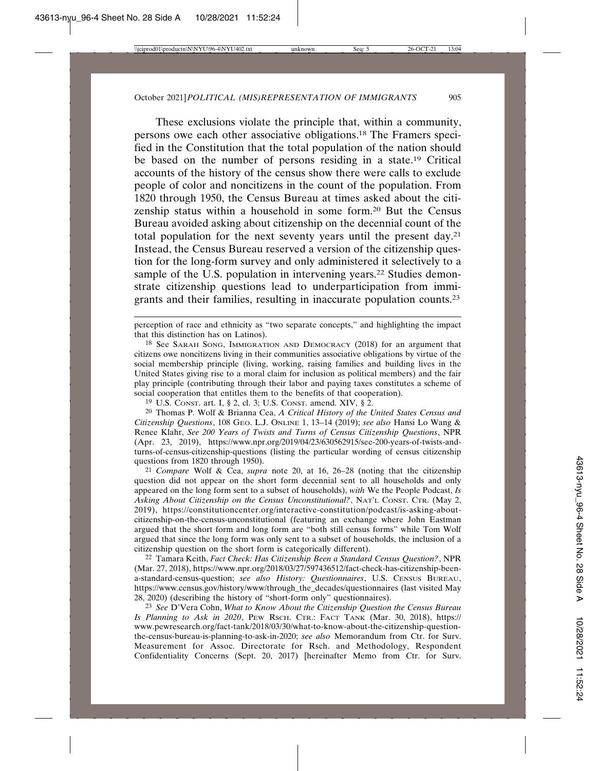These exclusions violate the principle that, within a community, persons owe each other associative obligations.[18] The Framers specified in the Constitution that the total population of the nation should be based on the number of persons residing in a state.[19] Critical accounts of the history of the census show there were calls to exclude people of color and noncitizens in the count of the population. From 1820 through 1950, the Census Bureau at times asked about the citizenship status within a household in some form.[20] But the Census Bureau avoided asking about citizenship on the decennial count of the total population for the next seventy years until the present day.[21] Instead, the Census Bureau reserved a version of the citizenship question for the long-form survey and only administered it selectively to a sample of the U.S. population in intervening years.[22] Studies demonstrate citizenship questions lead to underparticipation from immigrants and their families, resulting in inaccurate population counts.[23]

---

perception of race and ethnicity as "two separate concepts," and highlighting the impact that this distinction has on Latinos).

[18] See SARAH SONG, IMMIGRATION AND DEMOCRACY (2018) for an argument that citizens owe noncitizens living in their communities associative obligations by virtue of the social membership principle (living, working, raising families and building lives in the United States giving rise to a moral claim for inclusion as political members) and the fair play principle (contributing through their labor and paying taxes constitutes a scheme of social cooperation that entitles them to the benefits of that cooperation).

[19] U.S. CONST. art. I, § 2, cl. 3; U.S. CONST. amend. XIV, § 2.

[20] Thomas P. Wolf & Brianna Cea, *A Critical History of the United States Census and Citizenship Questions*, 108 GEO. L.J. ONLINE 1, 13–14 (2019); *see also* Hansi Lo Wang & Renee Klahr, *See 200 Years of Twists and Turns of Census Citizenship Questions*, NPR (Apr. 23, 2019), https://www.npr.org/2019/04/23/630562915/see-200-years-of-twists-and-turns-of-census-citizenship-questions (listing the particular wording of census citizenship questions from 1820 through 1950).

[21] *Compare* Wolf & Cea, *supra* note 20, at 16, 26–28 (noting that the citizenship question did not appear on the short form decennial sent to all households and only appeared on the long form sent to a subset of households), *with* We the People Podcast, *Is Asking About Citizenship on the Census Unconstitutional?*, NAT'L CONST. CTR. (May 2, 2019), https://constitutioncenter.org/interactive-constitution/podcast/is-asking-about-citizenship-on-the-census-unconstitutional (featuring an exchange where John Eastman argued that the short form and long form are "both still census forms" while Tom Wolf argued that since the long form was only sent to a subset of households, the inclusion of a citizenship question on the short form is categorically different).

[22] Tamara Keith, *Fact Check: Has Citizenship Been a Standard Census Question?*, NPR (Mar. 27, 2018), https://www.npr.org/2018/03/27/597436512/fact-check-has-citizenship-been-a-standard-census-question; *see also History: Questionnaires*, U.S. CENSUS BUREAU, https://www.census.gov/history/www/through_the_decades/questionnaires (last visited May 28, 2020) (describing the history of "short-form only" questionnaires).

[23] *See* D'Vera Cohn, *What to Know About the Citizenship Question the Census Bureau Is Planning to Ask in 2020*, PEW RSCH. CTR.: FACT TANK (Mar. 30, 2018), https://www.pewresearch.org/fact-tank/2018/03/30/what-to-know-about-the-citizenship-question-the-census-bureau-is-planning-to-ask-in-2020; *see also* Memorandum from Ctr. for Surv. Measurement for Assoc. Directorate for Rsch. and Methodology, Respondent Confidentiality Concerns (Sept. 20, 2017) [hereinafter Memo from Ctr. for Surv.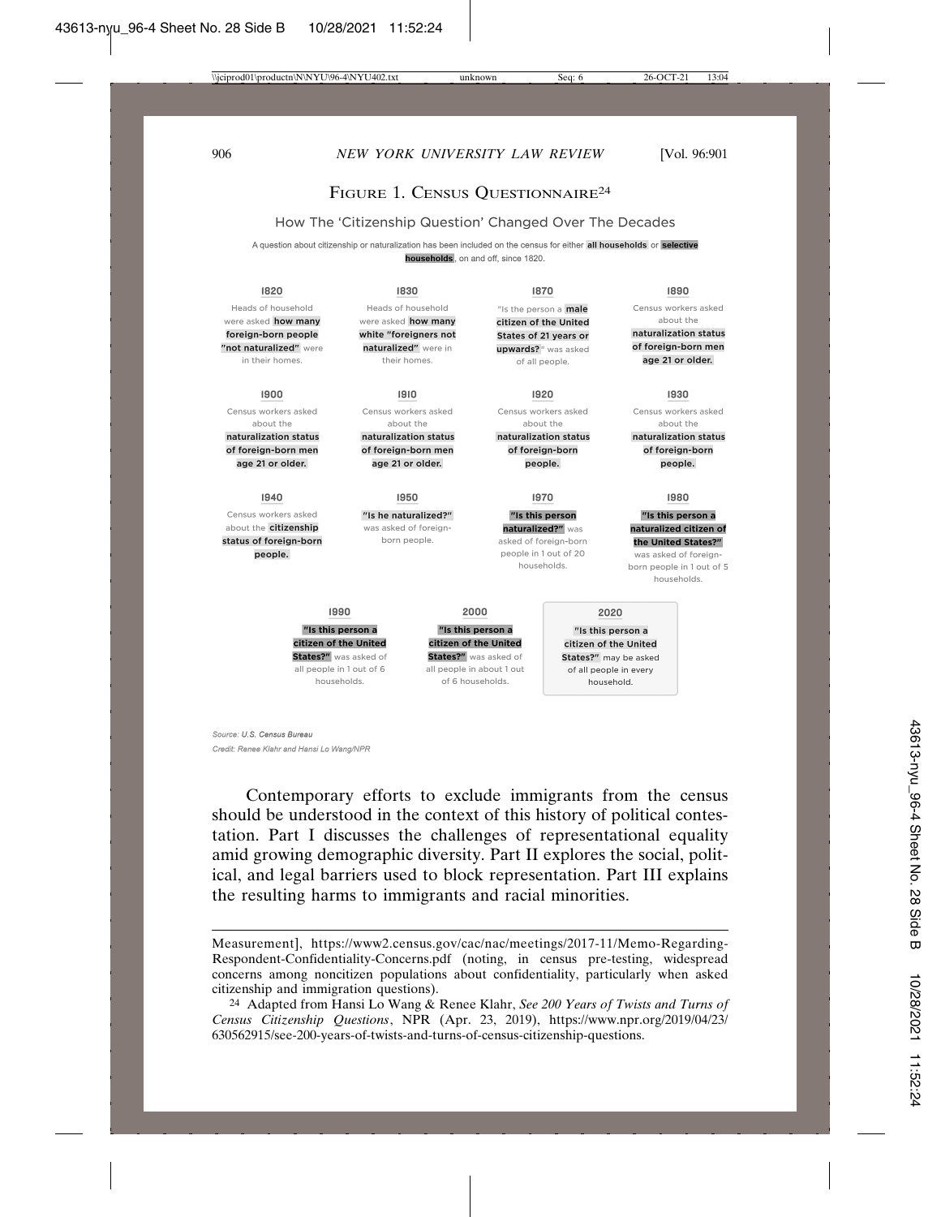## Figure 1. Census Questionnaire[24]

How The 'Citizenship Question' Changed Over The Decades

A question about citizenship or naturalization has been included on the census for either **all households** or **selective households**, on and off, since 1820.

**1820**
Heads of household were asked **how many foreign-born people "not naturalized"** were in their homes.

**1830**
Heads of household were asked **how many white "foreigners not naturalized"** were in their homes.

**1870**
"Is the person a **male citizen of the United States of 21 years or upwards?**" was asked of all people.

**1890**
Census workers asked about the **naturalization status of foreign-born men age 21 or older.**

**1900**
Census workers asked about the **naturalization status of foreign-born men age 21 or older.**

**1910**
Census workers asked about the **naturalization status of foreign-born men age 21 or older.**

**1920**
Census workers asked about the **naturalization status of foreign-born people.**

**1930**
Census workers asked about the **naturalization status of foreign-born people.**

**1940**
Census workers asked about the **citizenship status of foreign-born people.**

**1950**
**"Is he naturalized?"** was asked of foreign-born people.

**1970**
**"Is this person naturalized?"** was asked of foreign-born people in 1 out of 20 households.

**1980**
**"Is this person a naturalized citizen of the United States?"** was asked of foreign-born people in 1 out of 5 households.

**1990**
**"Is this person a citizen of the United States?"** was asked of all people in 1 out of 6 households.

**2000**
**"Is this person a citizen of the United States?"** was asked of all people in about 1 out of 6 households.

**2020**
**"Is this person a citizen of the United States?"** may be asked of all people in every household.

*Source: U.S. Census Bureau*

*Credit: Renee Klahr and Hansi Lo Wang/NPR*

Contemporary efforts to exclude immigrants from the census should be understood in the context of this history of political contestation. Part I discusses the challenges of representational equality amid growing demographic diversity. Part II explores the social, political, and legal barriers used to block representation. Part III explains the resulting harms to immigrants and racial minorities.

---

Measurement], https://www2.census.gov/cac/nac/meetings/2017-11/Memo-Regarding-Respondent-Confidentiality-Concerns.pdf (noting, in census pre-testing, widespread concerns among noncitizen populations about confidentiality, particularly when asked citizenship and immigration questions).

[24] Adapted from Hansi Lo Wang & Renee Klahr, *See 200 Years of Twists and Turns of Census Citizenship Questions*, NPR (Apr. 23, 2019), https://www.npr.org/2019/04/23/630562915/see-200-years-of-twists-and-turns-of-census-citizenship-questions.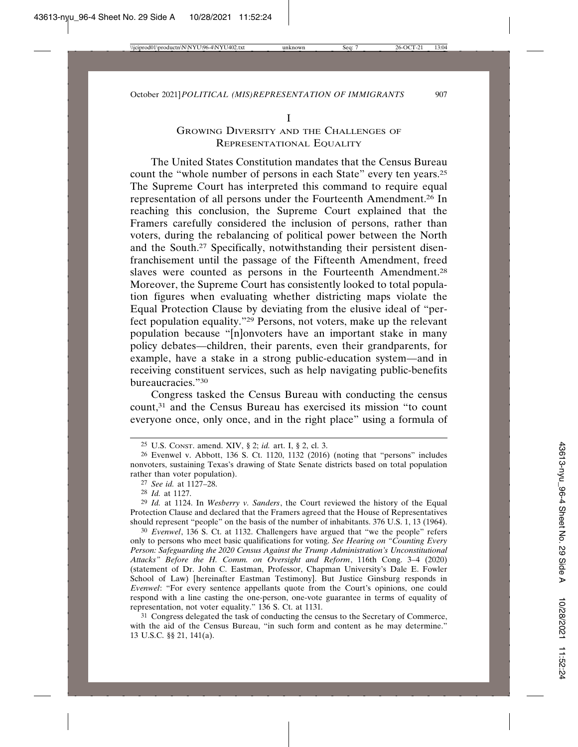# I
## Growing Diversity and the Challenges of Representational Equality

The United States Constitution mandates that the Census Bureau count the "whole number of persons in each State" every ten years.[25] The Supreme Court has interpreted this command to require equal representation of all persons under the Fourteenth Amendment.[26] In reaching this conclusion, the Supreme Court explained that the Framers carefully considered the inclusion of persons, rather than voters, during the rebalancing of political power between the North and the South.[27] Specifically, notwithstanding their persistent disenfranchisement until the passage of the Fifteenth Amendment, freed slaves were counted as persons in the Fourteenth Amendment.[28] Moreover, the Supreme Court has consistently looked to total population figures when evaluating whether districting maps violate the Equal Protection Clause by deviating from the elusive ideal of "perfect population equality."[29] Persons, not voters, make up the relevant population because "[n]onvoters have an important stake in many policy debates—children, their parents, even their grandparents, for example, have a stake in a strong public-education system—and in receiving constituent services, such as help navigating public-benefits bureaucracies."[30]

Congress tasked the Census Bureau with conducting the census count,[31] and the Census Bureau has exercised its mission "to count everyone once, only once, and in the right place" using a formula of

---

[25] U.S. Const. amend. XIV, § 2; *id.* art. I, § 2, cl. 3.

[26] Evenwel v. Abbott, 136 S. Ct. 1120, 1132 (2016) (noting that "persons" includes nonvoters, sustaining Texas's drawing of State Senate districts based on total population rather than voter population).

[27] *See id.* at 1127–28.

[28] *Id.* at 1127.

[29] *Id.* at 1124. In *Wesberry v. Sanders*, the Court reviewed the history of the Equal Protection Clause and declared that the Framers agreed that the House of Representatives should represent "people" on the basis of the number of inhabitants. 376 U.S. 1, 13 (1964).

[30] *Evenwel*, 136 S. Ct. at 1132. Challengers have argued that "we the people" refers only to persons who meet basic qualifications for voting. *See Hearing on "Counting Every Person: Safeguarding the 2020 Census Against the Trump Administration's Unconstitutional Attacks" Before the H. Comm. on Oversight and Reform*, 116th Cong. 3–4 (2020) (statement of Dr. John C. Eastman, Professor, Chapman University's Dale E. Fowler School of Law) [hereinafter Eastman Testimony]. But Justice Ginsburg responds in *Evenwel*: "For every sentence appellants quote from the Court's opinions, one could respond with a line casting the one-person, one-vote guarantee in terms of equality of representation, not voter equality." 136 S. Ct. at 1131.

[31] Congress delegated the task of conducting the census to the Secretary of Commerce, with the aid of the Census Bureau, "in such form and content as he may determine." 13 U.S.C. §§ 21, 141(a).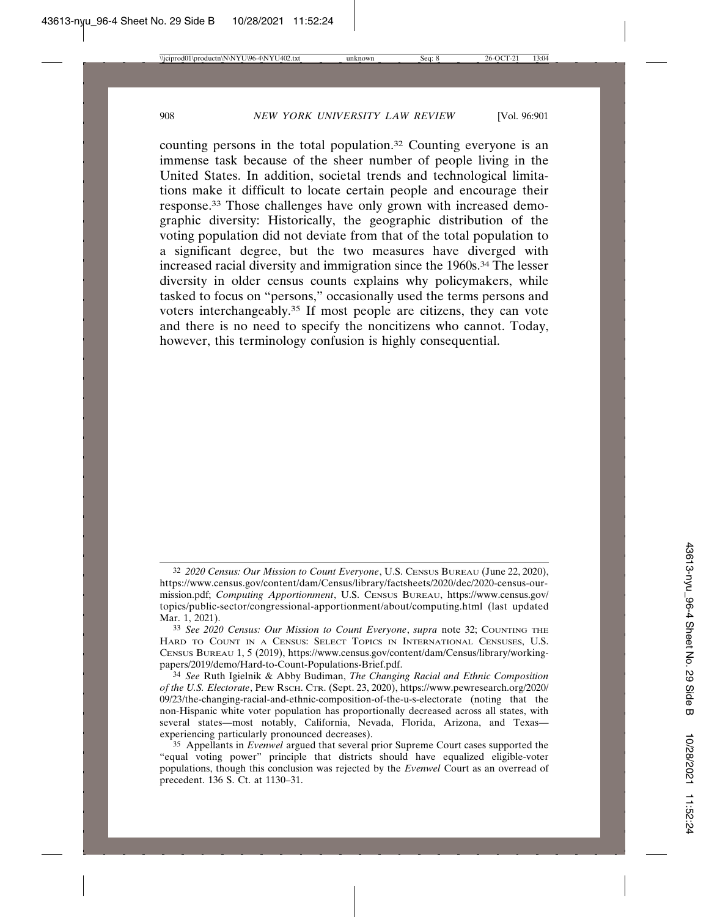counting persons in the total population.[32] Counting everyone is an immense task because of the sheer number of people living in the United States. In addition, societal trends and technological limitations make it difficult to locate certain people and encourage their response.[33] Those challenges have only grown with increased demographic diversity: Historically, the geographic distribution of the voting population did not deviate from that of the total population to a significant degree, but the two measures have diverged with increased racial diversity and immigration since the 1960s.[34] The lesser diversity in older census counts explains why policymakers, while tasked to focus on "persons," occasionally used the terms persons and voters interchangeably.[35] If most people are citizens, they can vote and there is no need to specify the noncitizens who cannot. Today, however, this terminology confusion is highly consequential.

---

[32] *2020 Census: Our Mission to Count Everyone*, U.S. CENSUS BUREAU (June 22, 2020), https://www.census.gov/content/dam/Census/library/factsheets/2020/dec/2020-census-our-mission.pdf; *Computing Apportionment*, U.S. CENSUS BUREAU, https://www.census.gov/topics/public-sector/congressional-apportionment/about/computing.html (last updated Mar. 1, 2021).

[33] *See 2020 Census: Our Mission to Count Everyone*, *supra* note 32; COUNTING THE HARD TO COUNT IN A CENSUS: SELECT TOPICS IN INTERNATIONAL CENSUSES, U.S. CENSUS BUREAU 1, 5 (2019), https://www.census.gov/content/dam/Census/library/working-papers/2019/demo/Hard-to-Count-Populations-Brief.pdf.

[34] *See* Ruth Igielnik & Abby Budiman, *The Changing Racial and Ethnic Composition of the U.S. Electorate*, PEW RSCH. CTR. (Sept. 23, 2020), https://www.pewresearch.org/2020/09/23/the-changing-racial-and-ethnic-composition-of-the-u-s-electorate (noting that the non-Hispanic white voter population has proportionally decreased across all states, with several states—most notably, California, Nevada, Florida, Arizona, and Texas—experiencing particularly pronounced decreases).

[35] Appellants in *Evenwel* argued that several prior Supreme Court cases supported the "equal voting power" principle that districts should have equalized eligible-voter populations, though this conclusion was rejected by the *Evenwel* Court as an overread of precedent. 136 S. Ct. at 1130–31.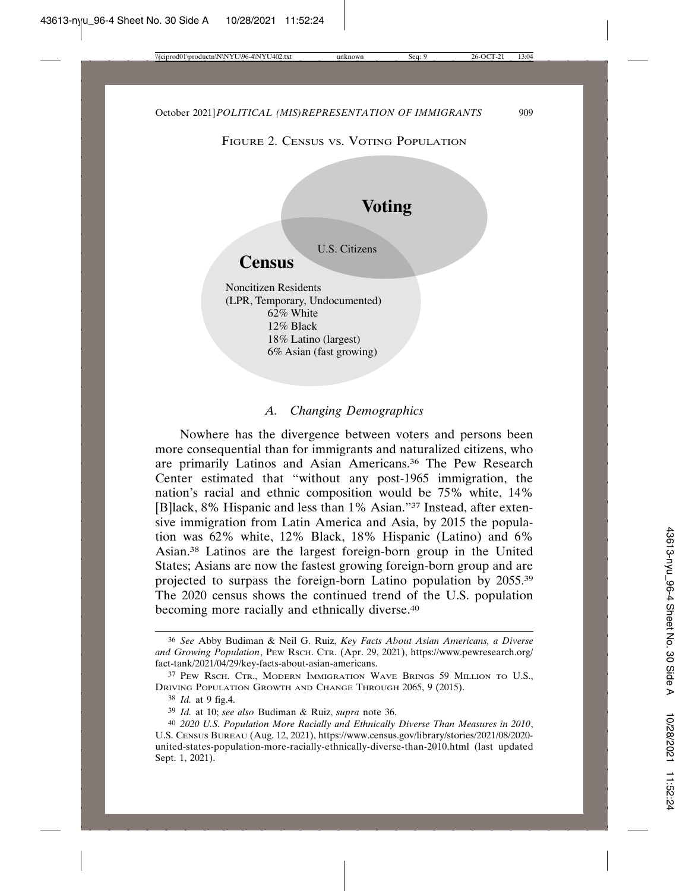FIGURE 2. CENSUS VS. VOTING POPULATION

**Voting**

U.S. Citizens

**Census**

Noncitizen Residents
(LPR, Temporary, Undocumented)
62% White
12% Black
18% Latino (largest)
6% Asian (fast growing)

### *A. Changing Demographics*

Nowhere has the divergence between voters and persons been more consequential than for immigrants and naturalized citizens, who are primarily Latinos and Asian Americans.[36] The Pew Research Center estimated that "without any post-1965 immigration, the nation's racial and ethnic composition would be 75% white, 14% [B]lack, 8% Hispanic and less than 1% Asian."[37] Instead, after extensive immigration from Latin America and Asia, by 2015 the population was 62% white, 12% Black, 18% Hispanic (Latino) and 6% Asian.[38] Latinos are the largest foreign-born group in the United States; Asians are now the fastest growing foreign-born group and are projected to surpass the foreign-born Latino population by 2055.[39] The 2020 census shows the continued trend of the U.S. population becoming more racially and ethnically diverse.[40]

---

[36] *See* Abby Budiman & Neil G. Ruiz, *Key Facts About Asian Americans, a Diverse and Growing Population*, PEW RSCH. CTR. (Apr. 29, 2021), https://www.pewresearch.org/fact-tank/2021/04/29/key-facts-about-asian-americans.

[37] PEW RSCH. CTR., MODERN IMMIGRATION WAVE BRINGS 59 MILLION TO U.S., DRIVING POPULATION GROWTH AND CHANGE THROUGH 2065, 9 (2015).

[38] *Id.* at 9 fig.4.

[39] *Id.* at 10; *see also* Budiman & Ruiz, *supra* note 36.

[40] *2020 U.S. Population More Racially and Ethnically Diverse Than Measures in 2010*, U.S. CENSUS BUREAU (Aug. 12, 2021), https://www.census.gov/library/stories/2021/08/2020-united-states-population-more-racially-ethnically-diverse-than-2010.html (last updated Sept. 1, 2021).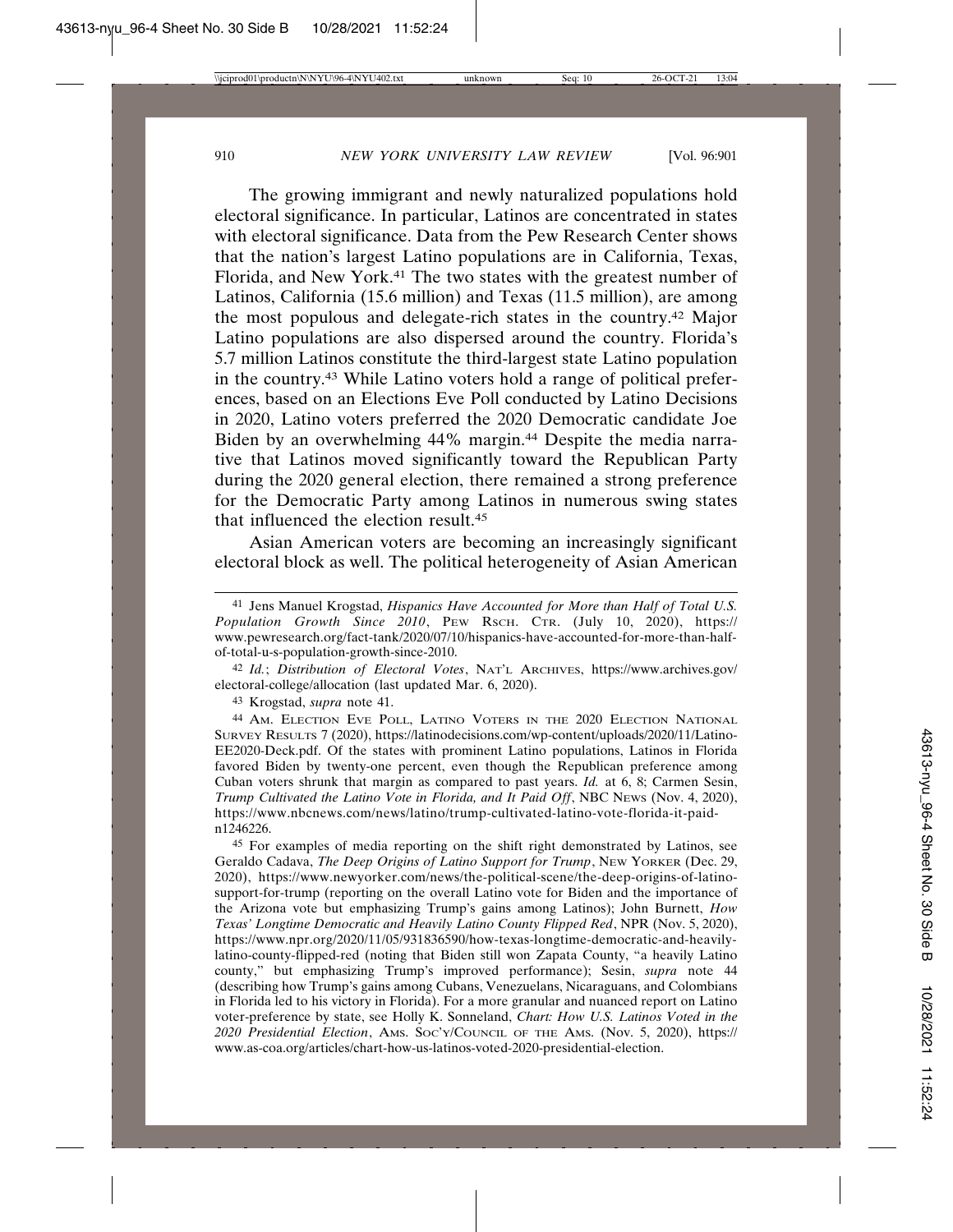The growing immigrant and newly naturalized populations hold electoral significance. In particular, Latinos are concentrated in states with electoral significance. Data from the Pew Research Center shows that the nation's largest Latino populations are in California, Texas, Florida, and New York.[41] The two states with the greatest number of Latinos, California (15.6 million) and Texas (11.5 million), are among the most populous and delegate-rich states in the country.[42] Major Latino populations are also dispersed around the country. Florida's 5.7 million Latinos constitute the third-largest state Latino population in the country.[43] While Latino voters hold a range of political preferences, based on an Elections Eve Poll conducted by Latino Decisions in 2020, Latino voters preferred the 2020 Democratic candidate Joe Biden by an overwhelming 44% margin.[44] Despite the media narrative that Latinos moved significantly toward the Republican Party during the 2020 general election, there remained a strong preference for the Democratic Party among Latinos in numerous swing states that influenced the election result.[45]

Asian American voters are becoming an increasingly significant electoral block as well. The political heterogeneity of Asian American

---

[41] Jens Manuel Krogstad, *Hispanics Have Accounted for More than Half of Total U.S. Population Growth Since 2010*, PEW RSCH. CTR. (July 10, 2020), https://www.pewresearch.org/fact-tank/2020/07/10/hispanics-have-accounted-for-more-than-half-of-total-u-s-population-growth-since-2010.

[42] *Id.*; *Distribution of Electoral Votes*, NAT'L ARCHIVES, https://www.archives.gov/electoral-college/allocation (last updated Mar. 6, 2020).

[43] Krogstad, *supra* note 41.

[44] AM. ELECTION EVE POLL, LATINO VOTERS IN THE 2020 ELECTION NATIONAL SURVEY RESULTS 7 (2020), https://latinodecisions.com/wp-content/uploads/2020/11/Latino-EE2020-Deck.pdf. Of the states with prominent Latino populations, Latinos in Florida favored Biden by twenty-one percent, even though the Republican preference among Cuban voters shrunk that margin as compared to past years. *Id.* at 6, 8; Carmen Sesin, *Trump Cultivated the Latino Vote in Florida, and It Paid Off*, NBC NEWS (Nov. 4, 2020), https://www.nbcnews.com/news/latino/trump-cultivated-latino-vote-florida-it-paid-n1246226.

[45] For examples of media reporting on the shift right demonstrated by Latinos, see Geraldo Cadava, *The Deep Origins of Latino Support for Trump*, NEW YORKER (Dec. 29, 2020), https://www.newyorker.com/news/the-political-scene/the-deep-origins-of-latino-support-for-trump (reporting on the overall Latino vote for Biden and the importance of the Arizona vote but emphasizing Trump's gains among Latinos); John Burnett, *How Texas' Longtime Democratic and Heavily Latino County Flipped Red*, NPR (Nov. 5, 2020), https://www.npr.org/2020/11/05/931836590/how-texas-longtime-democratic-and-heavily-latino-county-flipped-red (noting that Biden still won Zapata County, "a heavily Latino county," but emphasizing Trump's improved performance); Sesin, *supra* note 44 (describing how Trump's gains among Cubans, Venezuelans, Nicaraguans, and Colombians in Florida led to his victory in Florida). For a more granular and nuanced report on Latino voter-preference by state, see Holly K. Sonneland, *Chart: How U.S. Latinos Voted in the 2020 Presidential Election*, AMS. SOC'Y/COUNCIL OF THE AMS. (Nov. 5, 2020), https://www.as-coa.org/articles/chart-how-us-latinos-voted-2020-presidential-election.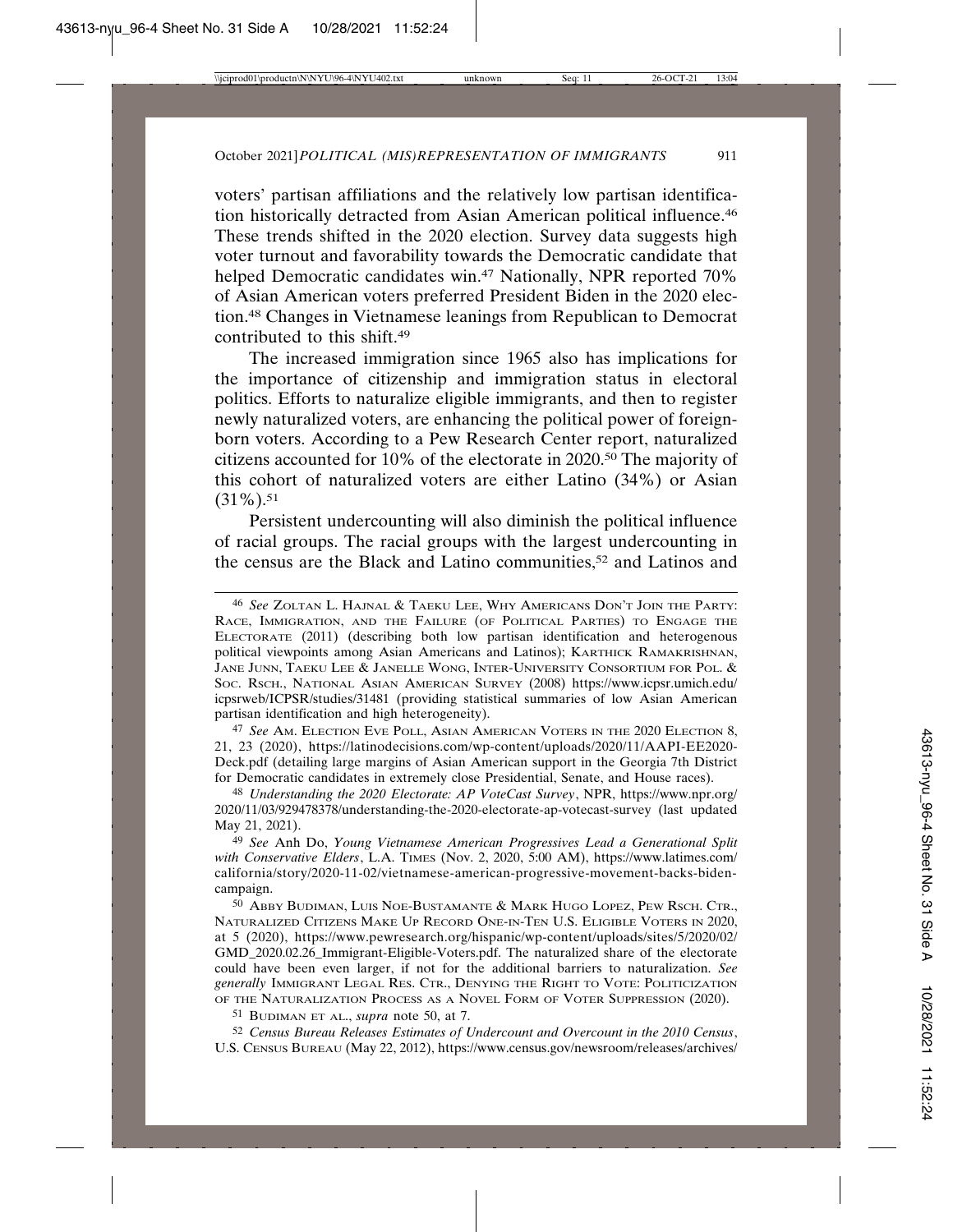voters' partisan affiliations and the relatively low partisan identification historically detracted from Asian American political influence.[46] These trends shifted in the 2020 election. Survey data suggests high voter turnout and favorability towards the Democratic candidate that helped Democratic candidates win.[47] Nationally, NPR reported 70% of Asian American voters preferred President Biden in the 2020 election.[48] Changes in Vietnamese leanings from Republican to Democrat contributed to this shift.[49]

The increased immigration since 1965 also has implications for the importance of citizenship and immigration status in electoral politics. Efforts to naturalize eligible immigrants, and then to register newly naturalized voters, are enhancing the political power of foreign-born voters. According to a Pew Research Center report, naturalized citizens accounted for 10% of the electorate in 2020.[50] The majority of this cohort of naturalized voters are either Latino (34%) or Asian (31%).[51]

Persistent undercounting will also diminish the political influence of racial groups. The racial groups with the largest undercounting in the census are the Black and Latino communities,[52] and Latinos and

---

[46] *See* ZOLTAN L. HAJNAL & TAEKU LEE, WHY AMERICANS DON'T JOIN THE PARTY: RACE, IMMIGRATION, AND THE FAILURE (OF POLITICAL PARTIES) TO ENGAGE THE ELECTORATE (2011) (describing both low partisan identification and heterogenous political viewpoints among Asian Americans and Latinos); KARTHICK RAMAKRISHNAN, JANE JUNN, TAEKU LEE & JANELLE WONG, INTER-UNIVERSITY CONSORTIUM FOR POL. & SOC. RSCH., NATIONAL ASIAN AMERICAN SURVEY (2008) https://www.icpsr.umich.edu/icpsrweb/ICPSR/studies/31481 (providing statistical summaries of low Asian American partisan identification and high heterogeneity).

[47] *See* AM. ELECTION EVE POLL, ASIAN AMERICAN VOTERS IN THE 2020 ELECTION 8, 21, 23 (2020), https://latinodecisions.com/wp-content/uploads/2020/11/AAPI-EE2020-Deck.pdf (detailing large margins of Asian American support in the Georgia 7th District for Democratic candidates in extremely close Presidential, Senate, and House races).

[48] *Understanding the 2020 Electorate: AP VoteCast Survey*, NPR, https://www.npr.org/2020/11/03/929478378/understanding-the-2020-electorate-ap-votecast-survey (last updated May 21, 2021).

[49] *See* Anh Do, *Young Vietnamese American Progressives Lead a Generational Split with Conservative Elders*, L.A. TIMES (Nov. 2, 2020, 5:00 AM), https://www.latimes.com/california/story/2020-11-02/vietnamese-american-progressive-movement-backs-biden-campaign.

[50] ABBY BUDIMAN, LUIS NOE-BUSTAMANTE & MARK HUGO LOPEZ, PEW RSCH. CTR., NATURALIZED CITIZENS MAKE UP RECORD ONE-IN-TEN U.S. ELIGIBLE VOTERS IN 2020, at 5 (2020), https://www.pewresearch.org/hispanic/wp-content/uploads/sites/5/2020/02/GMD_2020.02.26_Immigrant-Eligible-Voters.pdf. The naturalized share of the electorate could have been even larger, if not for the additional barriers to naturalization. *See generally* IMMIGRANT LEGAL RES. CTR., DENYING THE RIGHT TO VOTE: POLITICIZATION OF THE NATURALIZATION PROCESS AS A NOVEL FORM OF VOTER SUPPRESSION (2020).

[51] BUDIMAN ET AL., *supra* note 50, at 7.

[52] *Census Bureau Releases Estimates of Undercount and Overcount in the 2010 Census*, U.S. CENSUS BUREAU (May 22, 2012), https://www.census.gov/newsroom/releases/archives/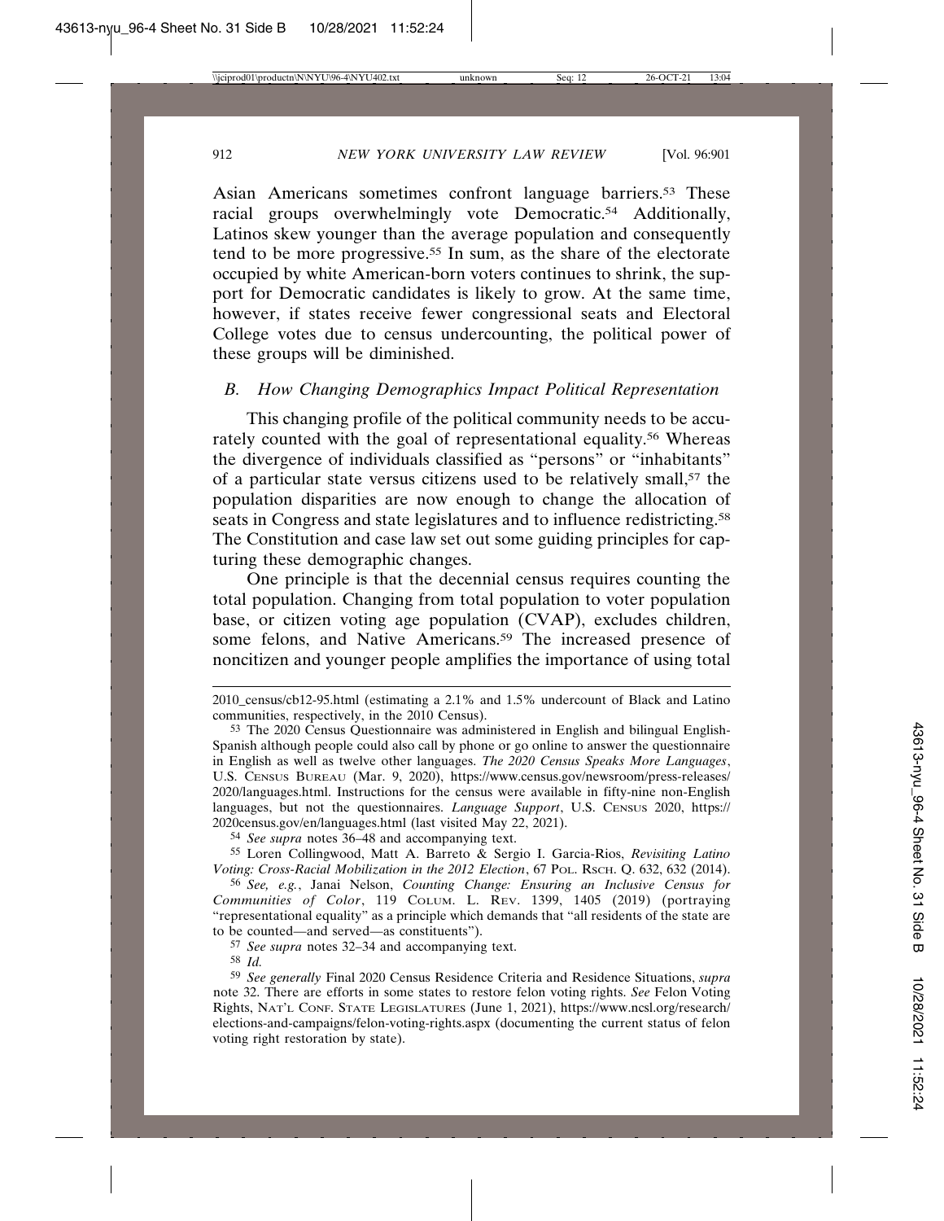Asian Americans sometimes confront language barriers.[53] These racial groups overwhelmingly vote Democratic.[54] Additionally, Latinos skew younger than the average population and consequently tend to be more progressive.[55] In sum, as the share of the electorate occupied by white American-born voters continues to shrink, the support for Democratic candidates is likely to grow. At the same time, however, if states receive fewer congressional seats and Electoral College votes due to census undercounting, the political power of these groups will be diminished.

### *B. How Changing Demographics Impact Political Representation*

This changing profile of the political community needs to be accurately counted with the goal of representational equality.[56] Whereas the divergence of individuals classified as "persons" or "inhabitants" of a particular state versus citizens used to be relatively small,[57] the population disparities are now enough to change the allocation of seats in Congress and state legislatures and to influence redistricting.[58] The Constitution and case law set out some guiding principles for capturing these demographic changes.

One principle is that the decennial census requires counting the total population. Changing from total population to voter population base, or citizen voting age population (CVAP), excludes children, some felons, and Native Americans.[59] The increased presence of noncitizen and younger people amplifies the importance of using total

---

2010_census/cb12-95.html (estimating a 2.1% and 1.5% undercount of Black and Latino communities, respectively, in the 2010 Census).

[53] The 2020 Census Questionnaire was administered in English and bilingual English-Spanish although people could also call by phone or go online to answer the questionnaire in English as well as twelve other languages. *The 2020 Census Speaks More Languages*, U.S. CENSUS BUREAU (Mar. 9, 2020), https://www.census.gov/newsroom/press-releases/2020/languages.html. Instructions for the census were available in fifty-nine non-English languages, but not the questionnaires. *Language Support*, U.S. CENSUS 2020, https://2020census.gov/en/languages.html (last visited May 22, 2021).

[54] *See supra* notes 36–48 and accompanying text.

[55] Loren Collingwood, Matt A. Barreto & Sergio I. Garcia-Rios, *Revisiting Latino Voting: Cross-Racial Mobilization in the 2012 Election*, 67 POL. RSCH. Q. 632, 632 (2014).

[56] *See, e.g.*, Janai Nelson, *Counting Change: Ensuring an Inclusive Census for Communities of Color*, 119 COLUM. L. REV. 1399, 1405 (2019) (portraying "representational equality" as a principle which demands that "all residents of the state are to be counted—and served—as constituents").

[57] *See supra* notes 32–34 and accompanying text.

[58] *Id.*

[59] *See generally* Final 2020 Census Residence Criteria and Residence Situations, *supra* note 32. There are efforts in some states to restore felon voting rights. *See* Felon Voting Rights, NAT'L CONF. STATE LEGISLATURES (June 1, 2021), https://www.ncsl.org/research/elections-and-campaigns/felon-voting-rights.aspx (documenting the current status of felon voting right restoration by state).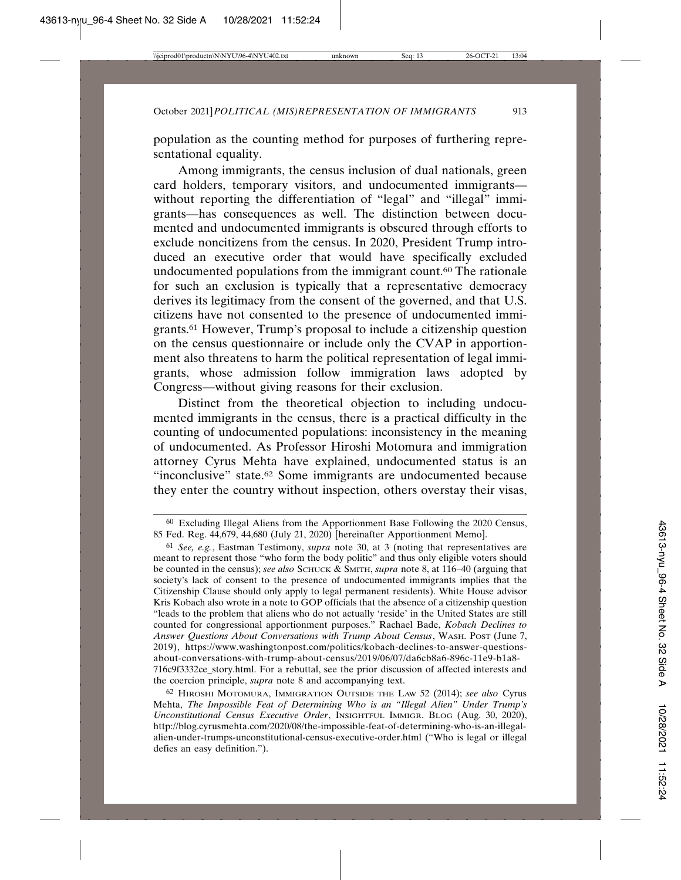population as the counting method for purposes of furthering representational equality.

Among immigrants, the census inclusion of dual nationals, green card holders, temporary visitors, and undocumented immigrants—without reporting the differentiation of "legal" and "illegal" immigrants—has consequences as well. The distinction between documented and undocumented immigrants is obscured through efforts to exclude noncitizens from the census. In 2020, President Trump introduced an executive order that would have specifically excluded undocumented populations from the immigrant count.[60] The rationale for such an exclusion is typically that a representative democracy derives its legitimacy from the consent of the governed, and that U.S. citizens have not consented to the presence of undocumented immigrants.[61] However, Trump's proposal to include a citizenship question on the census questionnaire or include only the CVAP in apportionment also threatens to harm the political representation of legal immigrants, whose admission follow immigration laws adopted by Congress—without giving reasons for their exclusion.

Distinct from the theoretical objection to including undocumented immigrants in the census, there is a practical difficulty in the counting of undocumented populations: inconsistency in the meaning of undocumented. As Professor Hiroshi Motomura and immigration attorney Cyrus Mehta have explained, undocumented status is an "inconclusive" state.[62] Some immigrants are undocumented because they enter the country without inspection, others overstay their visas,

---

[60] Excluding Illegal Aliens from the Apportionment Base Following the 2020 Census, 85 Fed. Reg. 44,679, 44,680 (July 21, 2020) [hereinafter Apportionment Memo].

[61] *See, e.g.*, Eastman Testimony, *supra* note 30, at 3 (noting that representatives are meant to represent those "who form the body politic" and thus only eligible voters should be counted in the census); *see also* SCHUCK & SMITH, *supra* note 8, at 116–40 (arguing that society's lack of consent to the presence of undocumented immigrants implies that the Citizenship Clause should only apply to legal permanent residents). White House advisor Kris Kobach also wrote in a note to GOP officials that the absence of a citizenship question "leads to the problem that aliens who do not actually 'reside' in the United States are still counted for congressional apportionment purposes." Rachael Bade, *Kobach Declines to Answer Questions About Conversations with Trump About Census*, WASH. POST (June 7, 2019), https://www.washingtonpost.com/politics/kobach-declines-to-answer-questions-about-conversations-with-trump-about-census/2019/06/07/da6cb8a6-896c-11e9-b1a8-716c9f3332ce_story.html. For a rebuttal, see the prior discussion of affected interests and the coercion principle, *supra* note 8 and accompanying text.

[62] HIROSHI MOTOMURA, IMMIGRATION OUTSIDE THE LAW 52 (2014); *see also* Cyrus Mehta, *The Impossible Feat of Determining Who is an "Illegal Alien" Under Trump's Unconstitutional Census Executive Order*, INSIGHTFUL IMMIGR. BLOG (Aug. 30, 2020), http://blog.cyrusmehta.com/2020/08/the-impossible-feat-of-determining-who-is-an-illegal-alien-under-trumps-unconstitutional-census-executive-order.html ("Who is legal or illegal defies an easy definition.").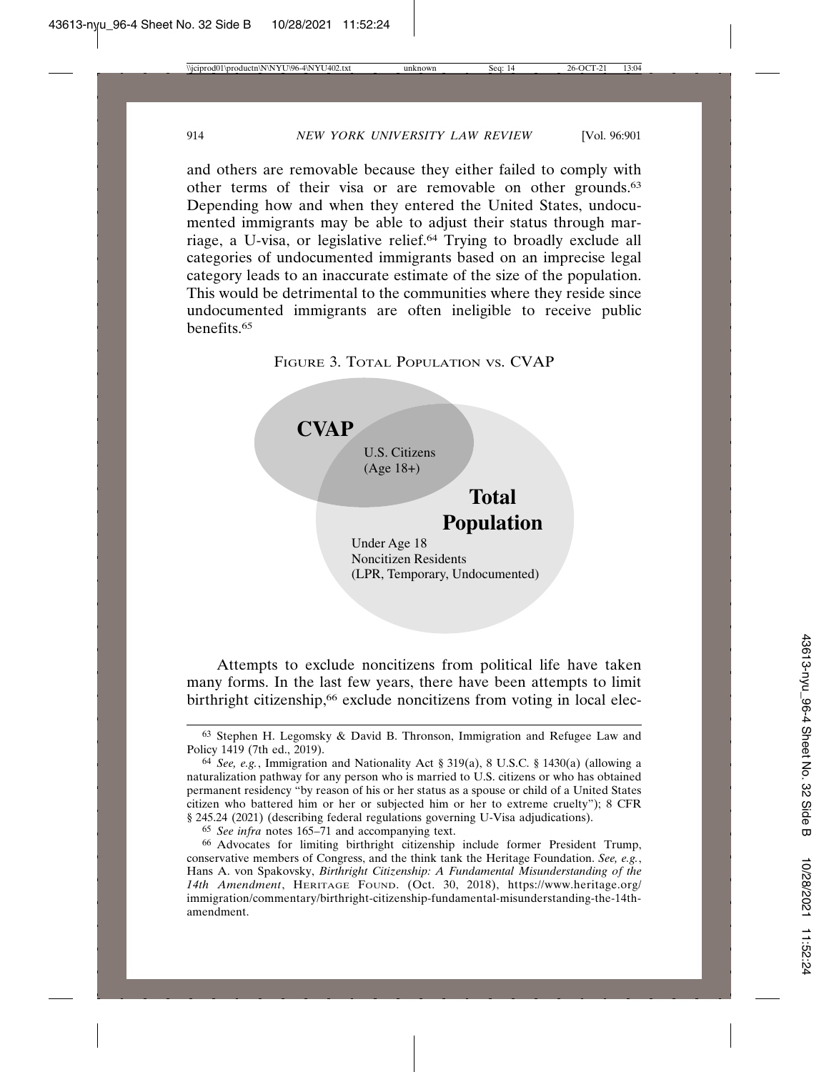and others are removable because they either failed to comply with other terms of their visa or are removable on other grounds.[63] Depending how and when they entered the United States, undocumented immigrants may be able to adjust their status through marriage, a U-visa, or legislative relief.[64] Trying to broadly exclude all categories of undocumented immigrants based on an imprecise legal category leads to an inaccurate estimate of the size of the population. This would be detrimental to the communities where they reside since undocumented immigrants are often ineligible to receive public benefits.[65]

FIGURE 3. TOTAL POPULATION VS. CVAP

**CVAP**

U.S. Citizens
(Age 18+)

**Total Population**

Under Age 18
Noncitizen Residents
(LPR, Temporary, Undocumented)

Attempts to exclude noncitizens from political life have taken many forms. In the last few years, there have been attempts to limit birthright citizenship,[66] exclude noncitizens from voting in local elec-

---

[63] Stephen H. Legomsky & David B. Thronson, Immigration and Refugee Law and Policy 1419 (7th ed., 2019).

[64] *See, e.g.*, Immigration and Nationality Act § 319(a), 8 U.S.C. § 1430(a) (allowing a naturalization pathway for any person who is married to U.S. citizens or who has obtained permanent residency "by reason of his or her status as a spouse or child of a United States citizen who battered him or her or subjected him or her to extreme cruelty"); 8 CFR § 245.24 (2021) (describing federal regulations governing U-Visa adjudications).

[65] *See infra* notes 165–71 and accompanying text.

[66] Advocates for limiting birthright citizenship include former President Trump, conservative members of Congress, and the think tank the Heritage Foundation. *See, e.g.*, Hans A. von Spakovsky, *Birthright Citizenship: A Fundamental Misunderstanding of the 14th Amendment*, HERITAGE FOUND. (Oct. 30, 2018), https://www.heritage.org/immigration/commentary/birthright-citizenship-fundamental-misunderstanding-the-14th-amendment.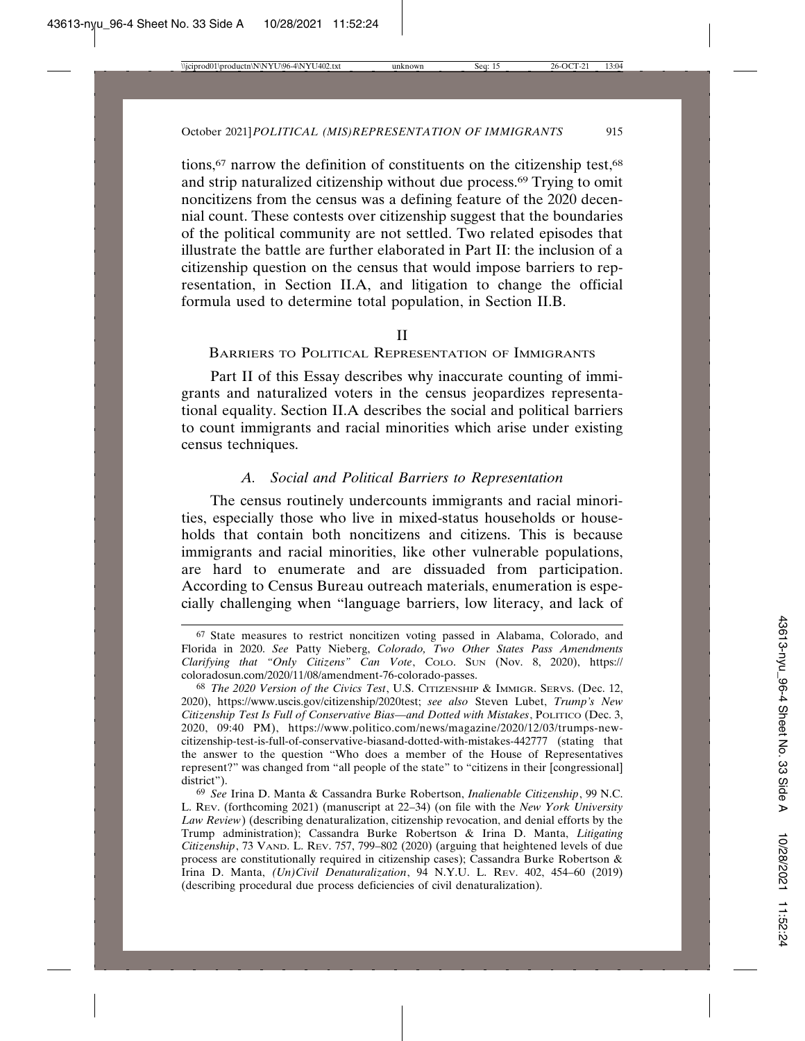tions,[67] narrow the definition of constituents on the citizenship test,[68] and strip naturalized citizenship without due process.[69] Trying to omit noncitizens from the census was a defining feature of the 2020 decennial count. These contests over citizenship suggest that the boundaries of the political community are not settled. Two related episodes that illustrate the battle are further elaborated in Part II: the inclusion of a citizenship question on the census that would impose barriers to representation, in Section II.A, and litigation to change the official formula used to determine total population, in Section II.B.

## II

## BARRIERS TO POLITICAL REPRESENTATION OF IMMIGRANTS

Part II of this Essay describes why inaccurate counting of immigrants and naturalized voters in the census jeopardizes representational equality. Section II.A describes the social and political barriers to count immigrants and racial minorities which arise under existing census techniques.

### *A. Social and Political Barriers to Representation*

The census routinely undercounts immigrants and racial minorities, especially those who live in mixed-status households or households that contain both noncitizens and citizens. This is because immigrants and racial minorities, like other vulnerable populations, are hard to enumerate and are dissuaded from participation. According to Census Bureau outreach materials, enumeration is especially challenging when "language barriers, low literacy, and lack of

---

[67] State measures to restrict noncitizen voting passed in Alabama, Colorado, and Florida in 2020. *See* Patty Nieberg, *Colorado, Two Other States Pass Amendments Clarifying that "Only Citizens" Can Vote*, COLO. SUN (Nov. 8, 2020), https://coloradosun.com/2020/11/08/amendment-76-colorado-passes.

[68] *The 2020 Version of the Civics Test*, U.S. CITIZENSHIP & IMMIGR. SERVS. (Dec. 12, 2020), https://www.uscis.gov/citizenship/2020test; *see also* Steven Lubet, *Trump's New Citizenship Test Is Full of Conservative Bias—and Dotted with Mistakes*, POLITICO (Dec. 3, 2020, 09:40 PM), https://www.politico.com/news/magazine/2020/12/03/trumps-new-citizenship-test-is-full-of-conservative-biasand-dotted-with-mistakes-442777 (stating that the answer to the question "Who does a member of the House of Representatives represent?" was changed from "all people of the state" to "citizens in their [congressional] district").

[69] *See* Irina D. Manta & Cassandra Burke Robertson, *Inalienable Citizenship*, 99 N.C. L. REV. (forthcoming 2021) (manuscript at 22–34) (on file with the *New York University Law Review*) (describing denaturalization, citizenship revocation, and denial efforts by the Trump administration); Cassandra Burke Robertson & Irina D. Manta, *Litigating Citizenship*, 73 VAND. L. REV. 757, 799–802 (2020) (arguing that heightened levels of due process are constitutionally required in citizenship cases); Cassandra Burke Robertson & Irina D. Manta, *(Un)Civil Denaturalization*, 94 N.Y.U. L. REV. 402, 454–60 (2019) (describing procedural due process deficiencies of civil denaturalization).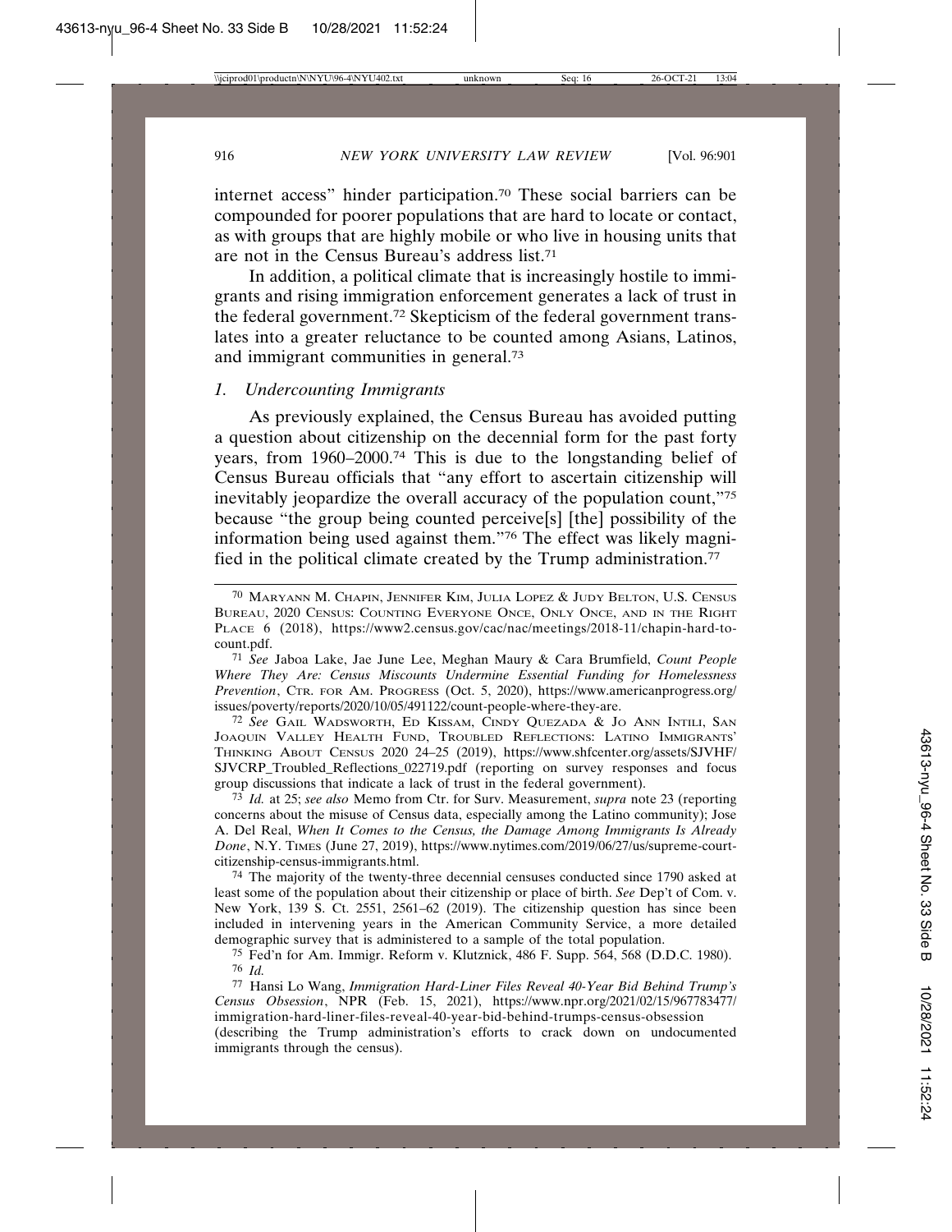internet access" hinder participation.[70] These social barriers can be compounded for poorer populations that are hard to locate or contact, as with groups that are highly mobile or who live in housing units that are not in the Census Bureau's address list.[71]

In addition, a political climate that is increasingly hostile to immigrants and rising immigration enforcement generates a lack of trust in the federal government.[72] Skepticism of the federal government translates into a greater reluctance to be counted among Asians, Latinos, and immigrant communities in general.[73]

### *1. Undercounting Immigrants*

As previously explained, the Census Bureau has avoided putting a question about citizenship on the decennial form for the past forty years, from 1960–2000.[74] This is due to the longstanding belief of Census Bureau officials that "any effort to ascertain citizenship will inevitably jeopardize the overall accuracy of the population count,"[75] because "the group being counted perceive[s] [the] possibility of the information being used against them."[76] The effect was likely magnified in the political climate created by the Trump administration.[77]

---

[70] MARYANN M. CHAPIN, JENNIFER KIM, JULIA LOPEZ & JUDY BELTON, U.S. CENSUS BUREAU, 2020 CENSUS: COUNTING EVERYONE ONCE, ONLY ONCE, AND IN THE RIGHT PLACE 6 (2018), https://www2.census.gov/cac/nac/meetings/2018-11/chapin-hard-to-count.pdf.

[71] *See* Jaboa Lake, Jae June Lee, Meghan Maury & Cara Brumfield, *Count People Where They Are: Census Miscounts Undermine Essential Funding for Homelessness Prevention*, CTR. FOR AM. PROGRESS (Oct. 5, 2020), https://www.americanprogress.org/issues/poverty/reports/2020/10/05/491122/count-people-where-they-are.

[72] *See* GAIL WADSWORTH, ED KISSAM, CINDY QUEZADA & JO ANN INTILI, SAN JOAQUIN VALLEY HEALTH FUND, TROUBLED REFLECTIONS: LATINO IMMIGRANTS' THINKING ABOUT CENSUS 2020 24–25 (2019), https://www.shfcenter.org/assets/SJVHF/SJVCRP_Troubled_Reflections_022719.pdf (reporting on survey responses and focus group discussions that indicate a lack of trust in the federal government).

[73] *Id.* at 25; *see also* Memo from Ctr. for Surv. Measurement, *supra* note 23 (reporting concerns about the misuse of Census data, especially among the Latino community); Jose A. Del Real, *When It Comes to the Census, the Damage Among Immigrants Is Already Done*, N.Y. TIMES (June 27, 2019), https://www.nytimes.com/2019/06/27/us/supreme-court-citizenship-census-immigrants.html.

[74] The majority of the twenty-three decennial censuses conducted since 1790 asked at least some of the population about their citizenship or place of birth. *See* Dep't of Com. v. New York, 139 S. Ct. 2551, 2561–62 (2019). The citizenship question has since been included in intervening years in the American Community Service, a more detailed demographic survey that is administered to a sample of the total population.

[75] Fed'n for Am. Immigr. Reform v. Klutznick, 486 F. Supp. 564, 568 (D.D.C. 1980).

[76] *Id.*

[77] Hansi Lo Wang, *Immigration Hard-Liner Files Reveal 40-Year Bid Behind Trump's Census Obsession*, NPR (Feb. 15, 2021), https://www.npr.org/2021/02/15/967783477/immigration-hard-liner-files-reveal-40-year-bid-behind-trumps-census-obsession (describing the Trump administration's efforts to crack down on undocumented immigrants through the census).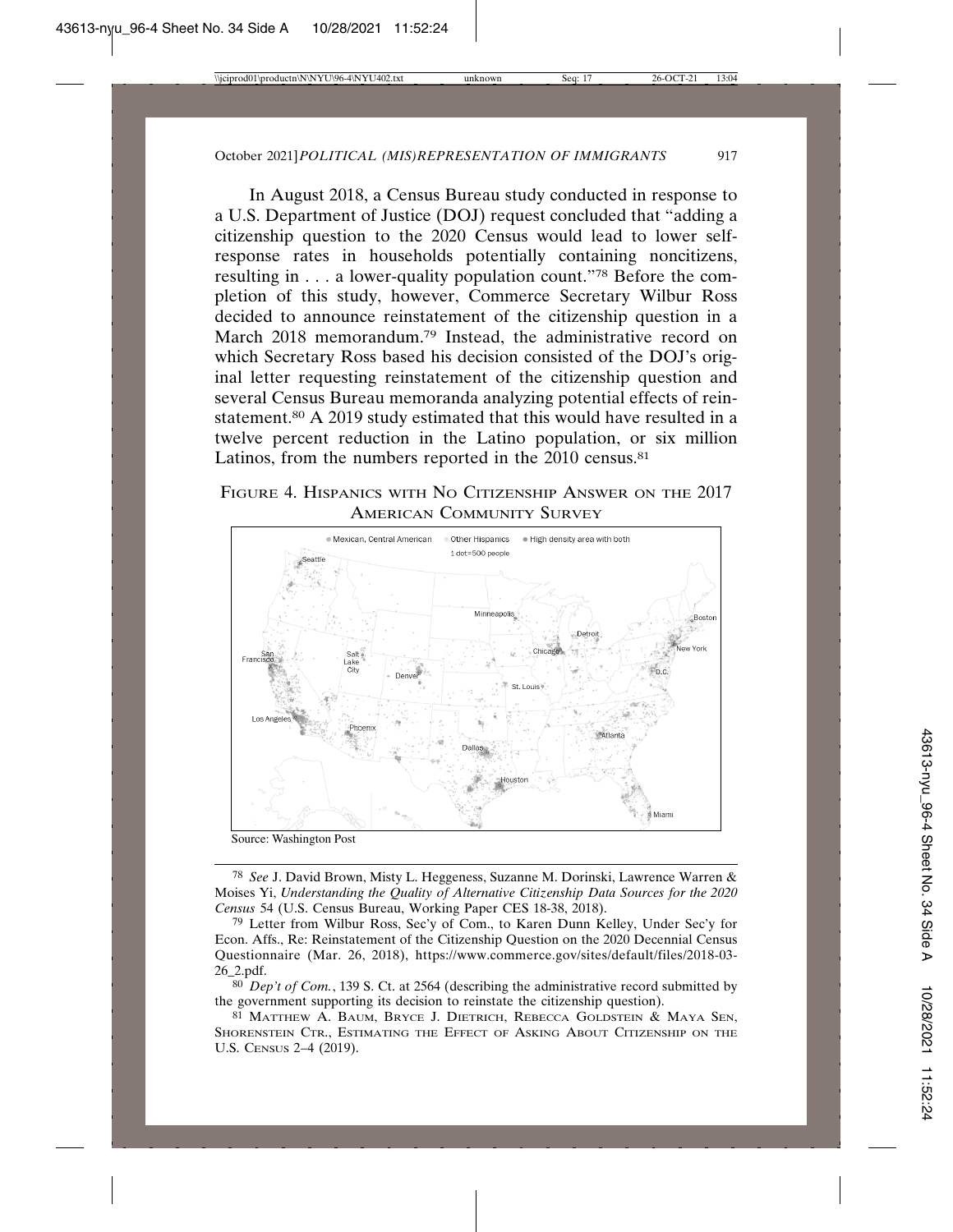In August 2018, a Census Bureau study conducted in response to a U.S. Department of Justice (DOJ) request concluded that "adding a citizenship question to the 2020 Census would lead to lower self-response rates in households potentially containing noncitizens, resulting in . . . a lower-quality population count."[78] Before the completion of this study, however, Commerce Secretary Wilbur Ross decided to announce reinstatement of the citizenship question in a March 2018 memorandum.[79] Instead, the administrative record on which Secretary Ross based his decision consisted of the DOJ's original letter requesting reinstatement of the citizenship question and several Census Bureau memoranda analyzing potential effects of reinstatement.[80] A 2019 study estimated that this would have resulted in a twelve percent reduction in the Latino population, or six million Latinos, from the numbers reported in the 2010 census.[81]

FIGURE 4. HISPANICS WITH NO CITIZENSHIP ANSWER ON THE 2017 AMERICAN COMMUNITY SURVEY

Source: Washington Post

---

[78] *See* J. David Brown, Misty L. Heggeness, Suzanne M. Dorinski, Lawrence Warren & Moises Yi, *Understanding the Quality of Alternative Citizenship Data Sources for the 2020 Census* 54 (U.S. Census Bureau, Working Paper CES 18-38, 2018).

[79] Letter from Wilbur Ross, Sec'y of Com., to Karen Dunn Kelley, Under Sec'y for Econ. Affs., Re: Reinstatement of the Citizenship Question on the 2020 Decennial Census Questionnaire (Mar. 26, 2018), https://www.commerce.gov/sites/default/files/2018-03-26_2.pdf.

[80] *Dep't of Com.*, 139 S. Ct. at 2564 (describing the administrative record submitted by the government supporting its decision to reinstate the citizenship question).

[81] MATTHEW A. BAUM, BRYCE J. DIETRICH, REBECCA GOLDSTEIN & MAYA SEN, SHORENSTEIN CTR., ESTIMATING THE EFFECT OF ASKING ABOUT CITIZENSHIP ON THE U.S. CENSUS 2–4 (2019).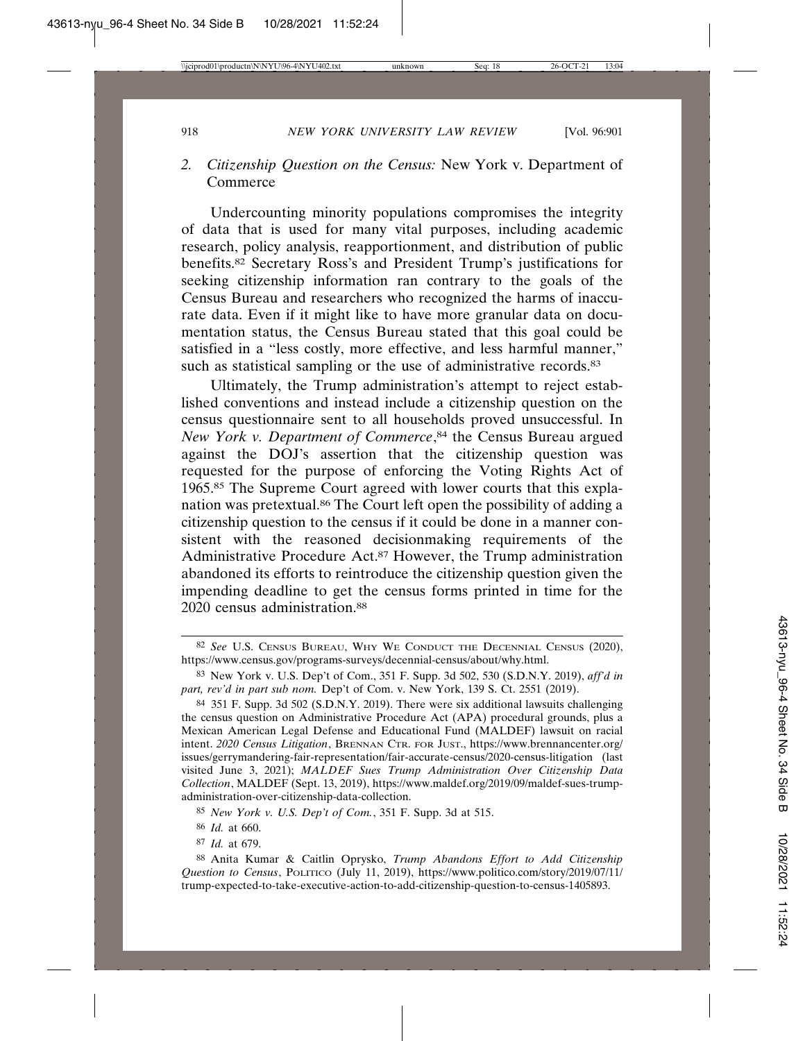### 2. *Citizenship Question on the Census:* New York v. Department of Commerce

Undercounting minority populations compromises the integrity of data that is used for many vital purposes, including academic research, policy analysis, reapportionment, and distribution of public benefits.[82] Secretary Ross's and President Trump's justifications for seeking citizenship information ran contrary to the goals of the Census Bureau and researchers who recognized the harms of inaccurate data. Even if it might like to have more granular data on documentation status, the Census Bureau stated that this goal could be satisfied in a "less costly, more effective, and less harmful manner," such as statistical sampling or the use of administrative records.[83]

Ultimately, the Trump administration's attempt to reject established conventions and instead include a citizenship question on the census questionnaire sent to all households proved unsuccessful. In *New York v. Department of Commerce*,[84] the Census Bureau argued against the DOJ's assertion that the citizenship question was requested for the purpose of enforcing the Voting Rights Act of 1965.[85] The Supreme Court agreed with lower courts that this explanation was pretextual.[86] The Court left open the possibility of adding a citizenship question to the census if it could be done in a manner consistent with the reasoned decisionmaking requirements of the Administrative Procedure Act.[87] However, the Trump administration abandoned its efforts to reintroduce the citizenship question given the impending deadline to get the census forms printed in time for the 2020 census administration.[88]

---

[82] *See* U.S. Census Bureau, Why We Conduct the Decennial Census (2020), https://www.census.gov/programs-surveys/decennial-census/about/why.html.

[83] New York v. U.S. Dep't of Com., 351 F. Supp. 3d 502, 530 (S.D.N.Y. 2019), *aff'd in part, rev'd in part sub nom.* Dep't of Com. v. New York, 139 S. Ct. 2551 (2019).

[84] 351 F. Supp. 3d 502 (S.D.N.Y. 2019). There were six additional lawsuits challenging the census question on Administrative Procedure Act (APA) procedural grounds, plus a Mexican American Legal Defense and Educational Fund (MALDEF) lawsuit on racial intent. *2020 Census Litigation*, Brennan Ctr. for Just., https://www.brennancenter.org/issues/gerrymandering-fair-representation/fair-accurate-census/2020-census-litigation (last visited June 3, 2021); *MALDEF Sues Trump Administration Over Citizenship Data Collection*, MALDEF (Sept. 13, 2019), https://www.maldef.org/2019/09/maldef-sues-trump-administration-over-citizenship-data-collection.

[85] *New York v. U.S. Dep't of Com.*, 351 F. Supp. 3d at 515.

[86] *Id.* at 660.

[87] *Id.* at 679.

[88] Anita Kumar & Caitlin Oprysko, *Trump Abandons Effort to Add Citizenship Question to Census*, Politico (July 11, 2019), https://www.politico.com/story/2019/07/11/trump-expected-to-take-executive-action-to-add-citizenship-question-to-census-1405893.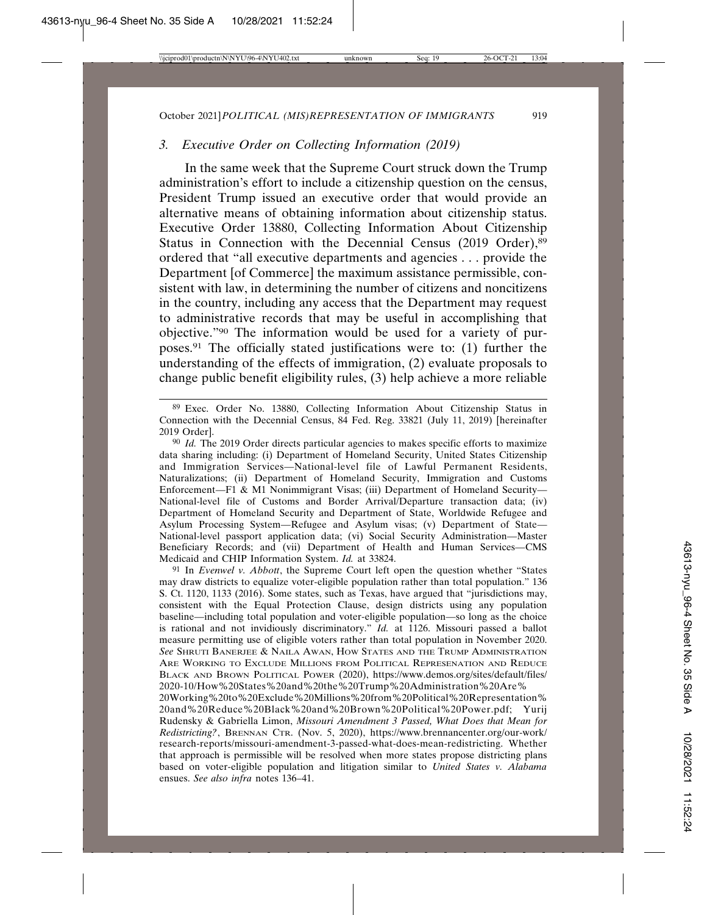### 3. *Executive Order on Collecting Information (2019)*

In the same week that the Supreme Court struck down the Trump administration's effort to include a citizenship question on the census, President Trump issued an executive order that would provide an alternative means of obtaining information about citizenship status. Executive Order 13880, Collecting Information About Citizenship Status in Connection with the Decennial Census (2019 Order),[89] ordered that "all executive departments and agencies . . . provide the Department [of Commerce] the maximum assistance permissible, consistent with law, in determining the number of citizens and noncitizens in the country, including any access that the Department may request to administrative records that may be useful in accomplishing that objective."[90] The information would be used for a variety of purposes.[91] The officially stated justifications were to: (1) further the understanding of the effects of immigration, (2) evaluate proposals to change public benefit eligibility rules, (3) help achieve a more reliable

---

[89] Exec. Order No. 13880, Collecting Information About Citizenship Status in Connection with the Decennial Census, 84 Fed. Reg. 33821 (July 11, 2019) [hereinafter 2019 Order].

[90] *Id.* The 2019 Order directs particular agencies to makes specific efforts to maximize data sharing including: (i) Department of Homeland Security, United States Citizenship and Immigration Services—National-level file of Lawful Permanent Residents, Naturalizations; (ii) Department of Homeland Security, Immigration and Customs Enforcement—F1 & M1 Nonimmigrant Visas; (iii) Department of Homeland Security—National-level file of Customs and Border Arrival/Departure transaction data; (iv) Department of Homeland Security and Department of State, Worldwide Refugee and Asylum Processing System—Refugee and Asylum visas; (v) Department of State—National-level passport application data; (vi) Social Security Administration—Master Beneficiary Records; and (vii) Department of Health and Human Services—CMS Medicaid and CHIP Information System. *Id.* at 33824.

[91] In *Evenwel v. Abbott*, the Supreme Court left open the question whether "States may draw districts to equalize voter-eligible population rather than total population." 136 S. Ct. 1120, 1133 (2016). Some states, such as Texas, have argued that "jurisdictions may, consistent with the Equal Protection Clause, design districts using any population baseline—including total population and voter-eligible population—so long as the choice is rational and not invidiously discriminatory." *Id.* at 1126. Missouri passed a ballot measure permitting use of eligible voters rather than total population in November 2020. *See* SHRUTI BANERJEE & NAILA AWAN, HOW STATES AND THE TRUMP ADMINISTRATION ARE WORKING TO EXCLUDE MILLIONS FROM POLITICAL REPRESENATION AND REDUCE BLACK AND BROWN POLITICAL POWER (2020), https://www.demos.org/sites/default/files/2020-10/How%20States%20and%20the%20Trump%20Administration%20Are%20Working%20to%20Exclude%20Millions%20from%20Political%20Representation%20and%20Reduce%20Black%20and%20Brown%20Political%20Power.pdf; Yurij Rudensky & Gabriella Limon, *Missouri Amendment 3 Passed, What Does that Mean for Redistricting?*, BRENNAN CTR. (Nov. 5, 2020), https://www.brennancenter.org/our-work/research-reports/missouri-amendment-3-passed-what-does-mean-redistricting. Whether that approach is permissible will be resolved when more states propose districting plans based on voter-eligible population and litigation similar to *United States v. Alabama* ensues. *See also infra* notes 136–41.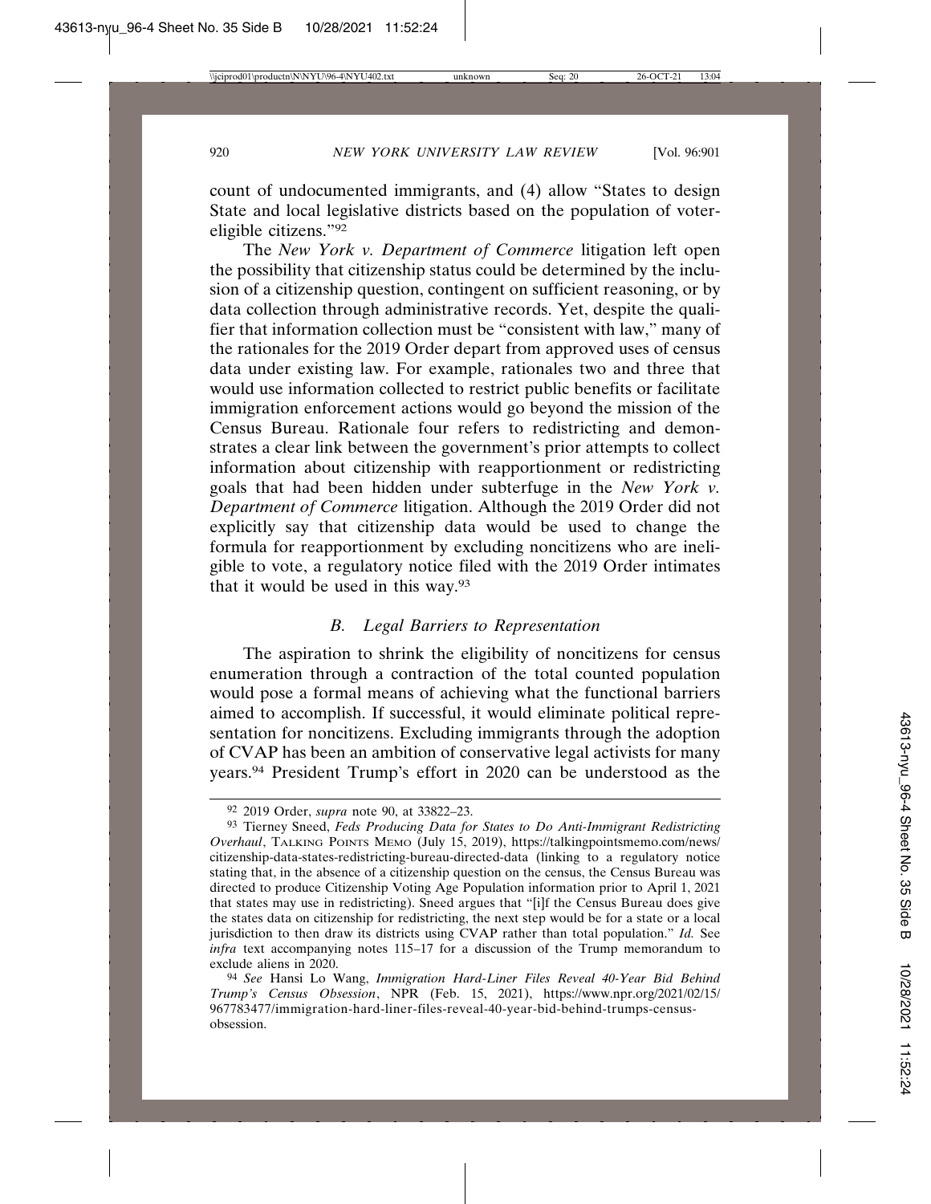count of undocumented immigrants, and (4) allow "States to design State and local legislative districts based on the population of voter-eligible citizens."[92]

The *New York v. Department of Commerce* litigation left open the possibility that citizenship status could be determined by the inclusion of a citizenship question, contingent on sufficient reasoning, or by data collection through administrative records. Yet, despite the qualifier that information collection must be "consistent with law," many of the rationales for the 2019 Order depart from approved uses of census data under existing law. For example, rationales two and three that would use information collected to restrict public benefits or facilitate immigration enforcement actions would go beyond the mission of the Census Bureau. Rationale four refers to redistricting and demonstrates a clear link between the government's prior attempts to collect information about citizenship with reapportionment or redistricting goals that had been hidden under subterfuge in the *New York v. Department of Commerce* litigation. Although the 2019 Order did not explicitly say that citizenship data would be used to change the formula for reapportionment by excluding noncitizens who are ineligible to vote, a regulatory notice filed with the 2019 Order intimates that it would be used in this way.[93]

### *B. Legal Barriers to Representation*

The aspiration to shrink the eligibility of noncitizens for census enumeration through a contraction of the total counted population would pose a formal means of achieving what the functional barriers aimed to accomplish. If successful, it would eliminate political representation for noncitizens. Excluding immigrants through the adoption of CVAP has been an ambition of conservative legal activists for many years.[94] President Trump's effort in 2020 can be understood as the

---

[92] 2019 Order, *supra* note 90, at 33822–23.

[93] Tierney Sneed, *Feds Producing Data for States to Do Anti-Immigrant Redistricting Overhaul*, TALKING POINTS MEMO (July 15, 2019), https://talkingpointsmemo.com/news/citizenship-data-states-redistricting-bureau-directed-data (linking to a regulatory notice stating that, in the absence of a citizenship question on the census, the Census Bureau was directed to produce Citizenship Voting Age Population information prior to April 1, 2021 that states may use in redistricting). Sneed argues that "[i]f the Census Bureau does give the states data on citizenship for redistricting, the next step would be for a state or a local jurisdiction to then draw its districts using CVAP rather than total population." *Id.* See *infra* text accompanying notes 115–17 for a discussion of the Trump memorandum to exclude aliens in 2020.

[94] *See* Hansi Lo Wang, *Immigration Hard-Liner Files Reveal 40-Year Bid Behind Trump's Census Obsession*, NPR (Feb. 15, 2021), https://www.npr.org/2021/02/15/967783477/immigration-hard-liner-files-reveal-40-year-bid-behind-trumps-census-obsession.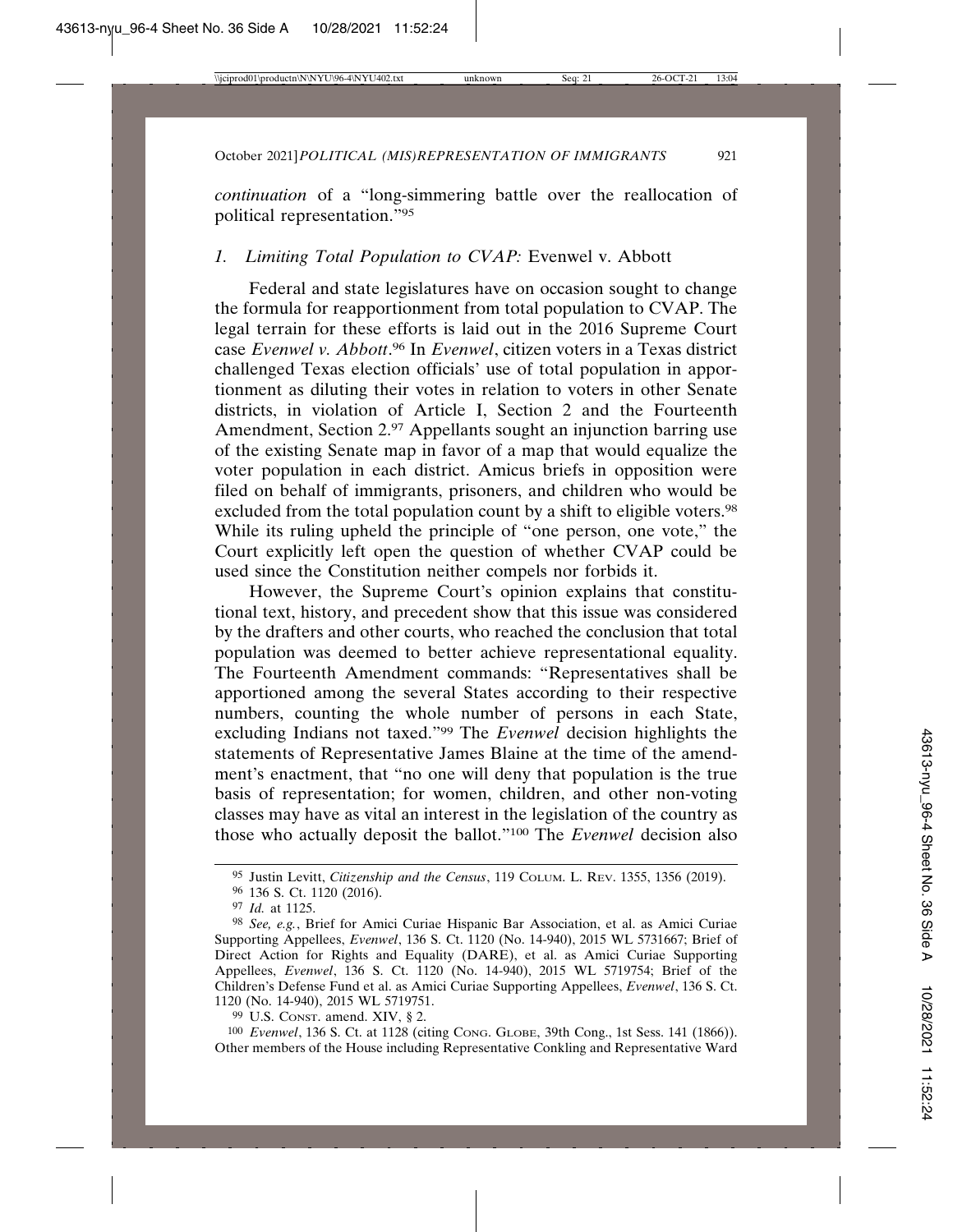*continuation* of a "long-simmering battle over the reallocation of political representation."[95]

### 1. Limiting Total Population to CVAP: *Evenwel v. Abbott*

Federal and state legislatures have on occasion sought to change the formula for reapportionment from total population to CVAP. The legal terrain for these efforts is laid out in the 2016 Supreme Court case *Evenwel v. Abbott*.[96] In *Evenwel*, citizen voters in a Texas district challenged Texas election officials' use of total population in apportionment as diluting their votes in relation to voters in other Senate districts, in violation of Article I, Section 2 and the Fourteenth Amendment, Section 2.[97] Appellants sought an injunction barring use of the existing Senate map in favor of a map that would equalize the voter population in each district. Amicus briefs in opposition were filed on behalf of immigrants, prisoners, and children who would be excluded from the total population count by a shift to eligible voters.[98] While its ruling upheld the principle of "one person, one vote," the Court explicitly left open the question of whether CVAP could be used since the Constitution neither compels nor forbids it.

However, the Supreme Court's opinion explains that constitutional text, history, and precedent show that this issue was considered by the drafters and other courts, who reached the conclusion that total population was deemed to better achieve representational equality. The Fourteenth Amendment commands: "Representatives shall be apportioned among the several States according to their respective numbers, counting the whole number of persons in each State, excluding Indians not taxed."[99] The *Evenwel* decision highlights the statements of Representative James Blaine at the time of the amendment's enactment, that "no one will deny that population is the true basis of representation; for women, children, and other non-voting classes may have as vital an interest in the legislation of the country as those who actually deposit the ballot."[100] The *Evenwel* decision also

---

[95] Justin Levitt, *Citizenship and the Census*, 119 COLUM. L. REV. 1355, 1356 (2019).

[96] 136 S. Ct. 1120 (2016).

[97] *Id.* at 1125.

[98] *See, e.g.*, Brief for Amici Curiae Hispanic Bar Association, et al. as Amici Curiae Supporting Appellees, *Evenwel*, 136 S. Ct. 1120 (No. 14-940), 2015 WL 5731667; Brief of Direct Action for Rights and Equality (DARE), et al. as Amici Curiae Supporting Appellees, *Evenwel*, 136 S. Ct. 1120 (No. 14-940), 2015 WL 5719754; Brief of the Children's Defense Fund et al. as Amici Curiae Supporting Appellees, *Evenwel*, 136 S. Ct. 1120 (No. 14-940), 2015 WL 5719751.

[99] U.S. CONST. amend. XIV, § 2.

[100] *Evenwel*, 136 S. Ct. at 1128 (citing CONG. GLOBE, 39th Cong., 1st Sess. 141 (1866)). Other members of the House including Representative Conkling and Representative Ward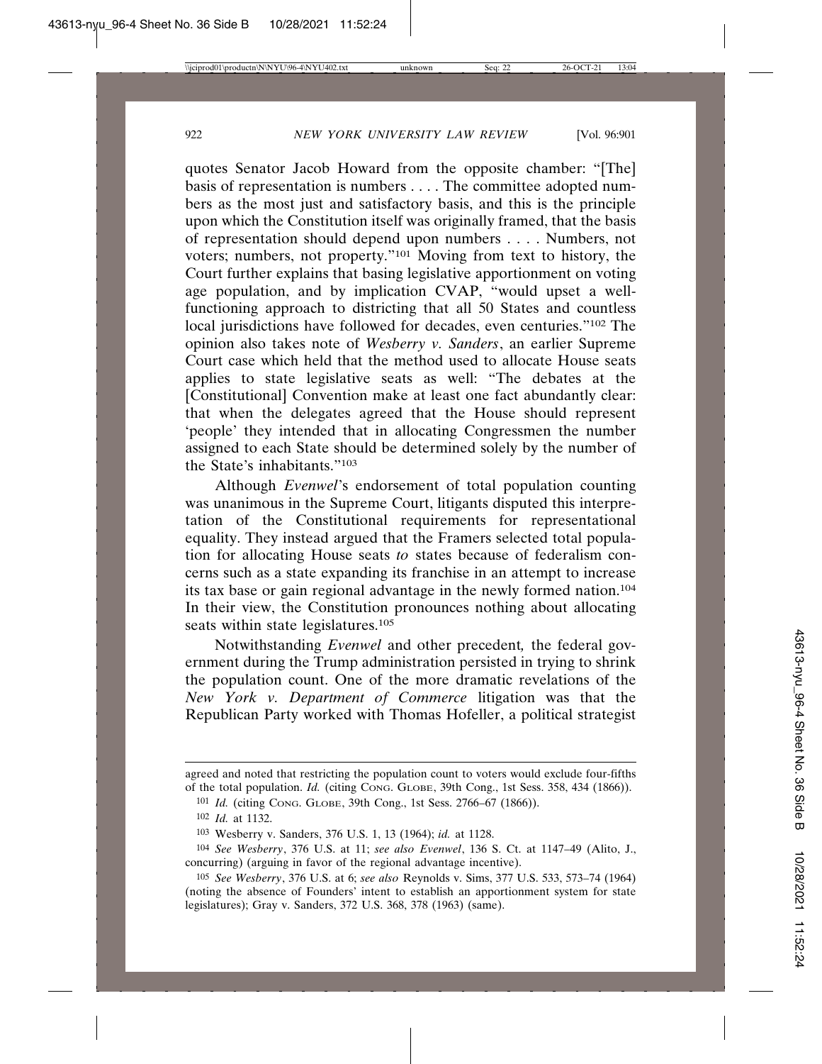quotes Senator Jacob Howard from the opposite chamber: "[The] basis of representation is numbers . . . . The committee adopted numbers as the most just and satisfactory basis, and this is the principle upon which the Constitution itself was originally framed, that the basis of representation should depend upon numbers . . . . Numbers, not voters; numbers, not property."[101] Moving from text to history, the Court further explains that basing legislative apportionment on voting age population, and by implication CVAP, "would upset a well-functioning approach to districting that all 50 States and countless local jurisdictions have followed for decades, even centuries."[102] The opinion also takes note of *Wesberry v. Sanders*, an earlier Supreme Court case which held that the method used to allocate House seats applies to state legislative seats as well: "The debates at the [Constitutional] Convention make at least one fact abundantly clear: that when the delegates agreed that the House should represent 'people' they intended that in allocating Congressmen the number assigned to each State should be determined solely by the number of the State's inhabitants."[103]

Although *Evenwel*'s endorsement of total population counting was unanimous in the Supreme Court, litigants disputed this interpretation of the Constitutional requirements for representational equality. They instead argued that the Framers selected total population for allocating House seats *to* states because of federalism concerns such as a state expanding its franchise in an attempt to increase its tax base or gain regional advantage in the newly formed nation.[104] In their view, the Constitution pronounces nothing about allocating seats within state legislatures.[105]

Notwithstanding *Evenwel* and other precedent, the federal government during the Trump administration persisted in trying to shrink the population count. One of the more dramatic revelations of the *New York v. Department of Commerce* litigation was that the Republican Party worked with Thomas Hofeller, a political strategist

---

agreed and noted that restricting the population count to voters would exclude four-fifths of the total population. *Id.* (citing CONG. GLOBE, 39th Cong., 1st Sess. 358, 434 (1866)).

[101] *Id.* (citing CONG. GLOBE, 39th Cong., 1st Sess. 2766–67 (1866)).

[102] *Id.* at 1132.

[103] Wesberry v. Sanders, 376 U.S. 1, 13 (1964); *id.* at 1128.

[104] *See Wesberry*, 376 U.S. at 11; *see also Evenwel*, 136 S. Ct. at 1147–49 (Alito, J., concurring) (arguing in favor of the regional advantage incentive).

[105] *See Wesberry*, 376 U.S. at 6; *see also* Reynolds v. Sims, 377 U.S. 533, 573–74 (1964) (noting the absence of Founders' intent to establish an apportionment system for state legislatures); Gray v. Sanders, 372 U.S. 368, 378 (1963) (same).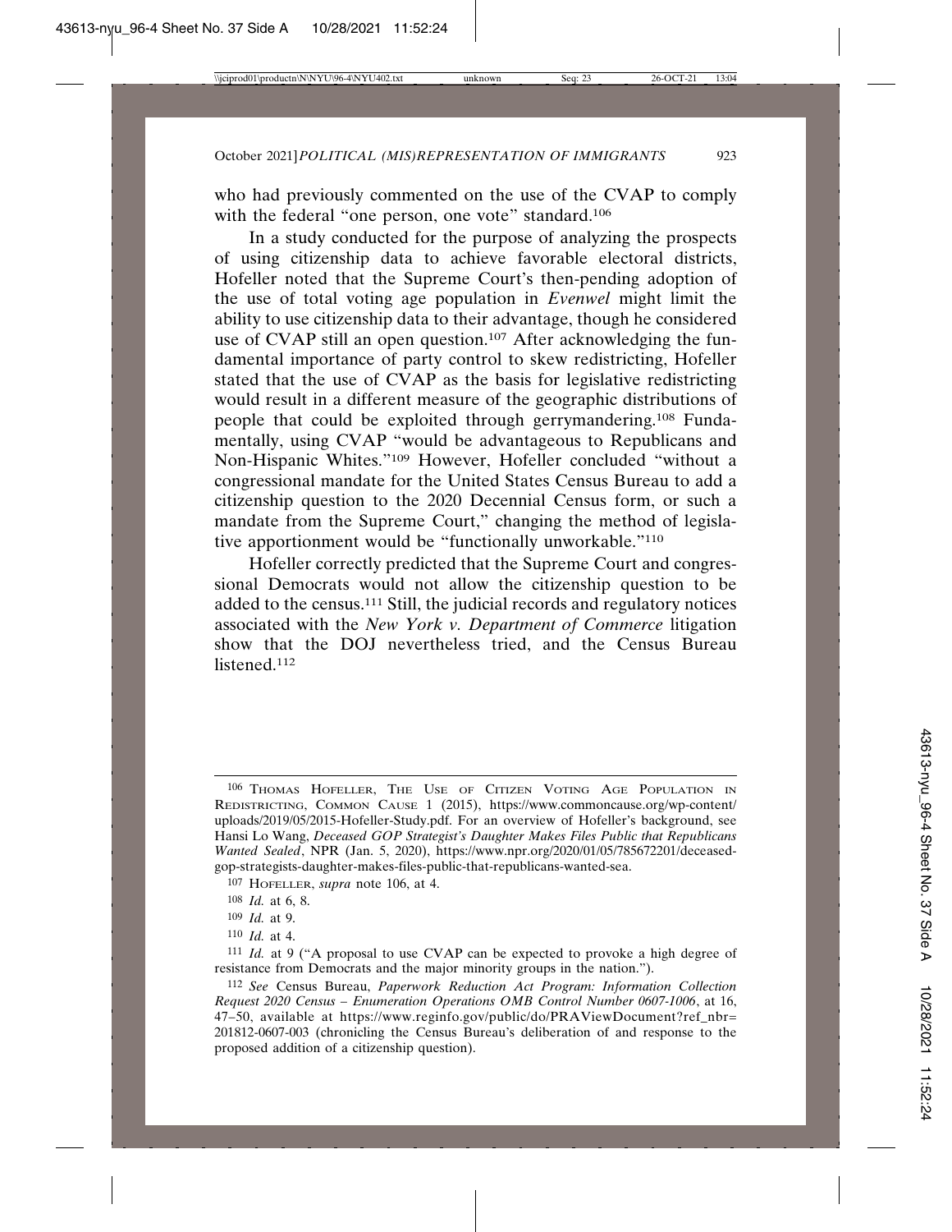who had previously commented on the use of the CVAP to comply with the federal "one person, one vote" standard.[106]

In a study conducted for the purpose of analyzing the prospects of using citizenship data to achieve favorable electoral districts, Hofeller noted that the Supreme Court's then-pending adoption of the use of total voting age population in *Evenwel* might limit the ability to use citizenship data to their advantage, though he considered use of CVAP still an open question.[107] After acknowledging the fundamental importance of party control to skew redistricting, Hofeller stated that the use of CVAP as the basis for legislative redistricting would result in a different measure of the geographic distributions of people that could be exploited through gerrymandering.[108] Fundamentally, using CVAP "would be advantageous to Republicans and Non-Hispanic Whites."[109] However, Hofeller concluded "without a congressional mandate for the United States Census Bureau to add a citizenship question to the 2020 Decennial Census form, or such a mandate from the Supreme Court," changing the method of legislative apportionment would be "functionally unworkable."[110]

Hofeller correctly predicted that the Supreme Court and congressional Democrats would not allow the citizenship question to be added to the census.[111] Still, the judicial records and regulatory notices associated with the *New York v. Department of Commerce* litigation show that the DOJ nevertheless tried, and the Census Bureau listened.[112]

---

[106] THOMAS HOFELLER, THE USE OF CITIZEN VOTING AGE POPULATION IN REDISTRICTING, COMMON CAUSE 1 (2015), https://www.commoncause.org/wp-content/uploads/2019/05/2015-Hofeller-Study.pdf. For an overview of Hofeller's background, see Hansi Lo Wang, *Deceased GOP Strategist's Daughter Makes Files Public that Republicans Wanted Sealed*, NPR (Jan. 5, 2020), https://www.npr.org/2020/01/05/785672201/deceased-gop-strategists-daughter-makes-files-public-that-republicans-wanted-sea.

[107] HOFELLER, *supra* note 106, at 4.

[108] *Id.* at 6, 8.

[109] *Id.* at 9.

[110] *Id.* at 4.

[111] *Id.* at 9 ("A proposal to use CVAP can be expected to provoke a high degree of resistance from Democrats and the major minority groups in the nation.").

[112] *See* Census Bureau, *Paperwork Reduction Act Program: Information Collection Request 2020 Census – Enumeration Operations OMB Control Number 0607-1006*, at 16, 47–50, available at https://www.reginfo.gov/public/do/PRAViewDocument?ref_nbr=201812-0607-003 (chronicling the Census Bureau's deliberation of and response to the proposed addition of a citizenship question).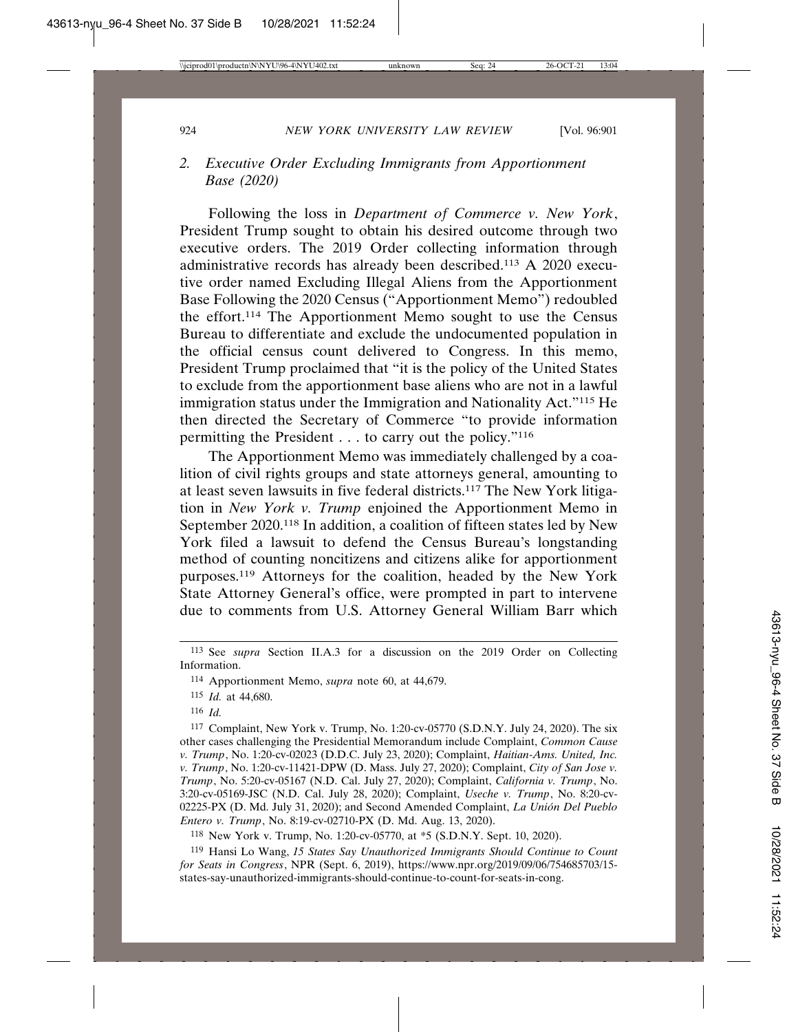### 2. *Executive Order Excluding Immigrants from Apportionment Base (2020)*

Following the loss in *Department of Commerce v. New York*, President Trump sought to obtain his desired outcome through two executive orders. The 2019 Order collecting information through administrative records has already been described.[113] A 2020 executive order named Excluding Illegal Aliens from the Apportionment Base Following the 2020 Census ("Apportionment Memo") redoubled the effort.[114] The Apportionment Memo sought to use the Census Bureau to differentiate and exclude the undocumented population in the official census count delivered to Congress. In this memo, President Trump proclaimed that "it is the policy of the United States to exclude from the apportionment base aliens who are not in a lawful immigration status under the Immigration and Nationality Act."[115] He then directed the Secretary of Commerce "to provide information permitting the President . . . to carry out the policy."[116]

The Apportionment Memo was immediately challenged by a coalition of civil rights groups and state attorneys general, amounting to at least seven lawsuits in five federal districts.[117] The New York litigation in *New York v. Trump* enjoined the Apportionment Memo in September 2020.[118] In addition, a coalition of fifteen states led by New York filed a lawsuit to defend the Census Bureau's longstanding method of counting noncitizens and citizens alike for apportionment purposes.[119] Attorneys for the coalition, headed by the New York State Attorney General's office, were prompted in part to intervene due to comments from U.S. Attorney General William Barr which

---

[113] See *supra* Section II.A.3 for a discussion on the 2019 Order on Collecting Information.

[114] Apportionment Memo, *supra* note 60, at 44,679.

[115] *Id.* at 44,680.

[116] *Id.*

[117] Complaint, New York v. Trump, No. 1:20-cv-05770 (S.D.N.Y. July 24, 2020). The six other cases challenging the Presidential Memorandum include Complaint, *Common Cause v. Trump*, No. 1:20-cv-02023 (D.D.C. July 23, 2020); Complaint, *Haitian-Ams. United, Inc. v. Trump*, No. 1:20-cv-11421-DPW (D. Mass. July 27, 2020); Complaint, *City of San Jose v. Trump*, No. 5:20-cv-05167 (N.D. Cal. July 27, 2020); Complaint, *California v. Trump*, No. 3:20-cv-05169-JSC (N.D. Cal. July 28, 2020); Complaint, *Useche v. Trump*, No. 8:20-cv-02225-PX (D. Md. July 31, 2020); and Second Amended Complaint, *La Unión Del Pueblo Entero v. Trump*, No. 8:19-cv-02710-PX (D. Md. Aug. 13, 2020).

[118] New York v. Trump, No. 1:20-cv-05770, at *5 (S.D.N.Y. Sept. 10, 2020).

[119] Hansi Lo Wang, *15 States Say Unauthorized Immigrants Should Continue to Count for Seats in Congress*, NPR (Sept. 6, 2019), https://www.npr.org/2019/09/06/754685703/15-states-say-unauthorized-immigrants-should-continue-to-count-for-seats-in-cong.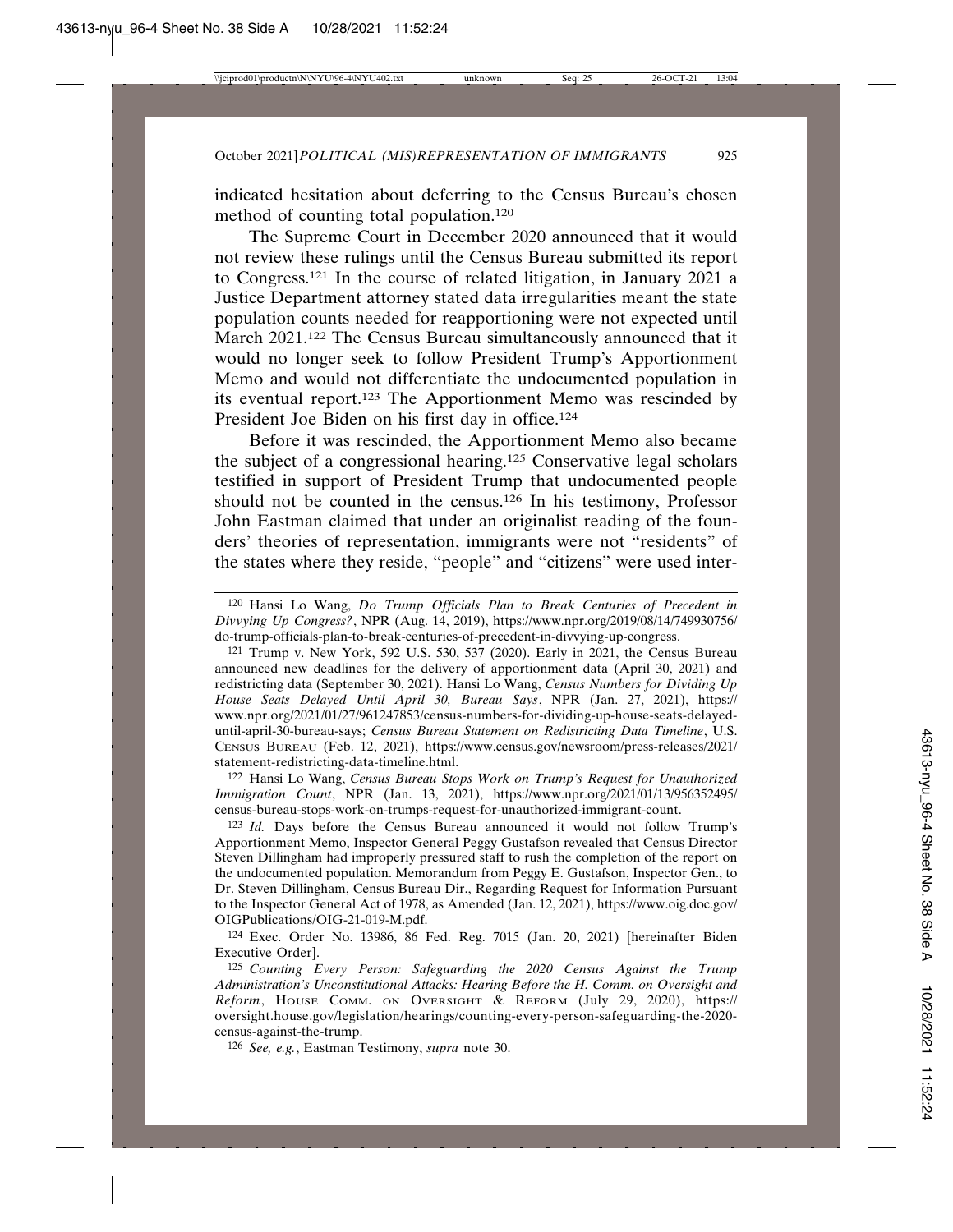indicated hesitation about deferring to the Census Bureau's chosen method of counting total population.[120]

The Supreme Court in December 2020 announced that it would not review these rulings until the Census Bureau submitted its report to Congress.[121] In the course of related litigation, in January 2021 a Justice Department attorney stated data irregularities meant the state population counts needed for reapportioning were not expected until March 2021.[122] The Census Bureau simultaneously announced that it would no longer seek to follow President Trump's Apportionment Memo and would not differentiate the undocumented population in its eventual report.[123] The Apportionment Memo was rescinded by President Joe Biden on his first day in office.[124]

Before it was rescinded, the Apportionment Memo also became the subject of a congressional hearing.[125] Conservative legal scholars testified in support of President Trump that undocumented people should not be counted in the census.[126] In his testimony, Professor John Eastman claimed that under an originalist reading of the founders' theories of representation, immigrants were not "residents" of the states where they reside, "people" and "citizens" were used inter-

---

[120] Hansi Lo Wang, *Do Trump Officials Plan to Break Centuries of Precedent in Divvying Up Congress?*, NPR (Aug. 14, 2019), https://www.npr.org/2019/08/14/749930756/do-trump-officials-plan-to-break-centuries-of-precedent-in-divvying-up-congress.

[121] Trump v. New York, 592 U.S. 530, 537 (2020). Early in 2021, the Census Bureau announced new deadlines for the delivery of apportionment data (April 30, 2021) and redistricting data (September 30, 2021). Hansi Lo Wang, *Census Numbers for Dividing Up House Seats Delayed Until April 30, Bureau Says*, NPR (Jan. 27, 2021), https://www.npr.org/2021/01/27/961247853/census-numbers-for-dividing-up-house-seats-delayed-until-april-30-bureau-says; *Census Bureau Statement on Redistricting Data Timeline*, U.S. CENSUS BUREAU (Feb. 12, 2021), https://www.census.gov/newsroom/press-releases/2021/statement-redistricting-data-timeline.html.

[122] Hansi Lo Wang, *Census Bureau Stops Work on Trump's Request for Unauthorized Immigration Count*, NPR (Jan. 13, 2021), https://www.npr.org/2021/01/13/956352495/census-bureau-stops-work-on-trumps-request-for-unauthorized-immigrant-count.

[123] *Id.* Days before the Census Bureau announced it would not follow Trump's Apportionment Memo, Inspector General Peggy Gustafson revealed that Census Director Steven Dillingham had improperly pressured staff to rush the completion of the report on the undocumented population. Memorandum from Peggy E. Gustafson, Inspector Gen., to Dr. Steven Dillingham, Census Bureau Dir., Regarding Request for Information Pursuant to the Inspector General Act of 1978, as Amended (Jan. 12, 2021), https://www.oig.doc.gov/OIGPublications/OIG-21-019-M.pdf.

[124] Exec. Order No. 13986, 86 Fed. Reg. 7015 (Jan. 20, 2021) [hereinafter Biden Executive Order].

[125] *Counting Every Person: Safeguarding the 2020 Census Against the Trump Administration's Unconstitutional Attacks: Hearing Before the H. Comm. on Oversight and Reform*, HOUSE COMM. ON OVERSIGHT & REFORM (July 29, 2020), https://oversight.house.gov/legislation/hearings/counting-every-person-safeguarding-the-2020-census-against-the-trump.

[126] *See, e.g.*, Eastman Testimony, *supra* note 30.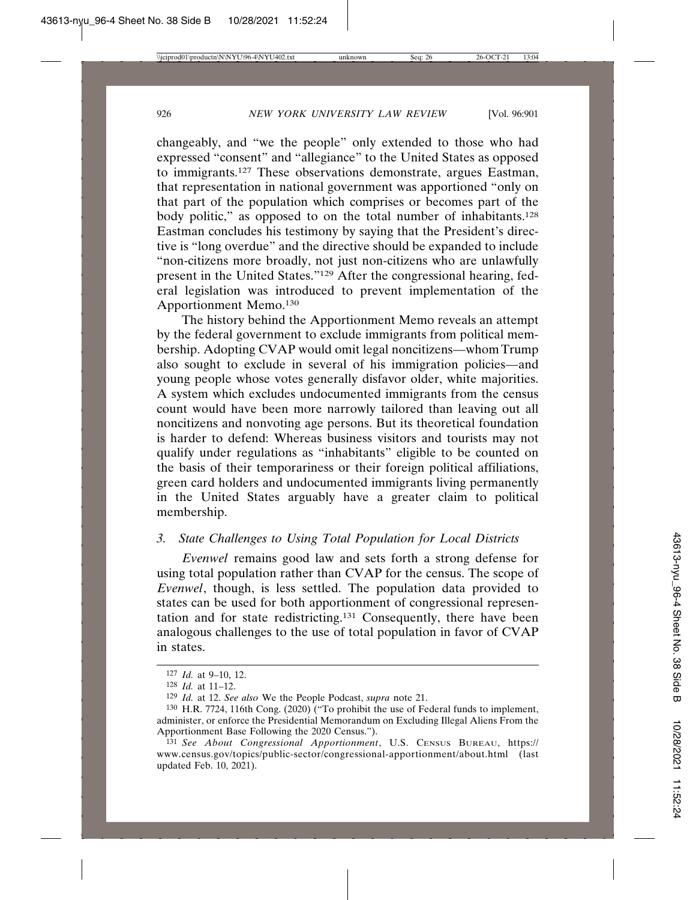changeably, and "we the people" only extended to those who had expressed "consent" and "allegiance" to the United States as opposed to immigrants.[127] These observations demonstrate, argues Eastman, that representation in national government was apportioned "only on that part of the population which comprises or becomes part of the body politic," as opposed to on the total number of inhabitants.[128] Eastman concludes his testimony by saying that the President's directive is "long overdue" and the directive should be expanded to include "non-citizens more broadly, not just non-citizens who are unlawfully present in the United States."[129] After the congressional hearing, federal legislation was introduced to prevent implementation of the Apportionment Memo.[130]

The history behind the Apportionment Memo reveals an attempt by the federal government to exclude immigrants from political membership. Adopting CVAP would omit legal noncitizens—whom Trump also sought to exclude in several of his immigration policies—and young people whose votes generally disfavor older, white majorities. A system which excludes undocumented immigrants from the census count would have been more narrowly tailored than leaving out all noncitizens and nonvoting age persons. But its theoretical foundation is harder to defend: Whereas business visitors and tourists may not qualify under regulations as "inhabitants" eligible to be counted on the basis of their temporariness or their foreign political affiliations, green card holders and undocumented immigrants living permanently in the United States arguably have a greater claim to political membership.

### 3. *State Challenges to Using Total Population for Local Districts*

*Evenwel* remains good law and sets forth a strong defense for using total population rather than CVAP for the census. The scope of *Evenwel*, though, is less settled. The population data provided to states can be used for both apportionment of congressional representation and for state redistricting.[131] Consequently, there have been analogous challenges to the use of total population in favor of CVAP in states.

---

[127] *Id.* at 9–10, 12.

[128] *Id.* at 11–12.

[129] *Id.* at 12. *See also* We the People Podcast, *supra* note 21.

[130] H.R. 7724, 116th Cong. (2020) ("To prohibit the use of Federal funds to implement, administer, or enforce the Presidential Memorandum on Excluding Illegal Aliens From the Apportionment Base Following the 2020 Census.").

[131] *See About Congressional Apportionment*, U.S. CENSUS BUREAU, https://www.census.gov/topics/public-sector/congressional-apportionment/about.html (last updated Feb. 10, 2021).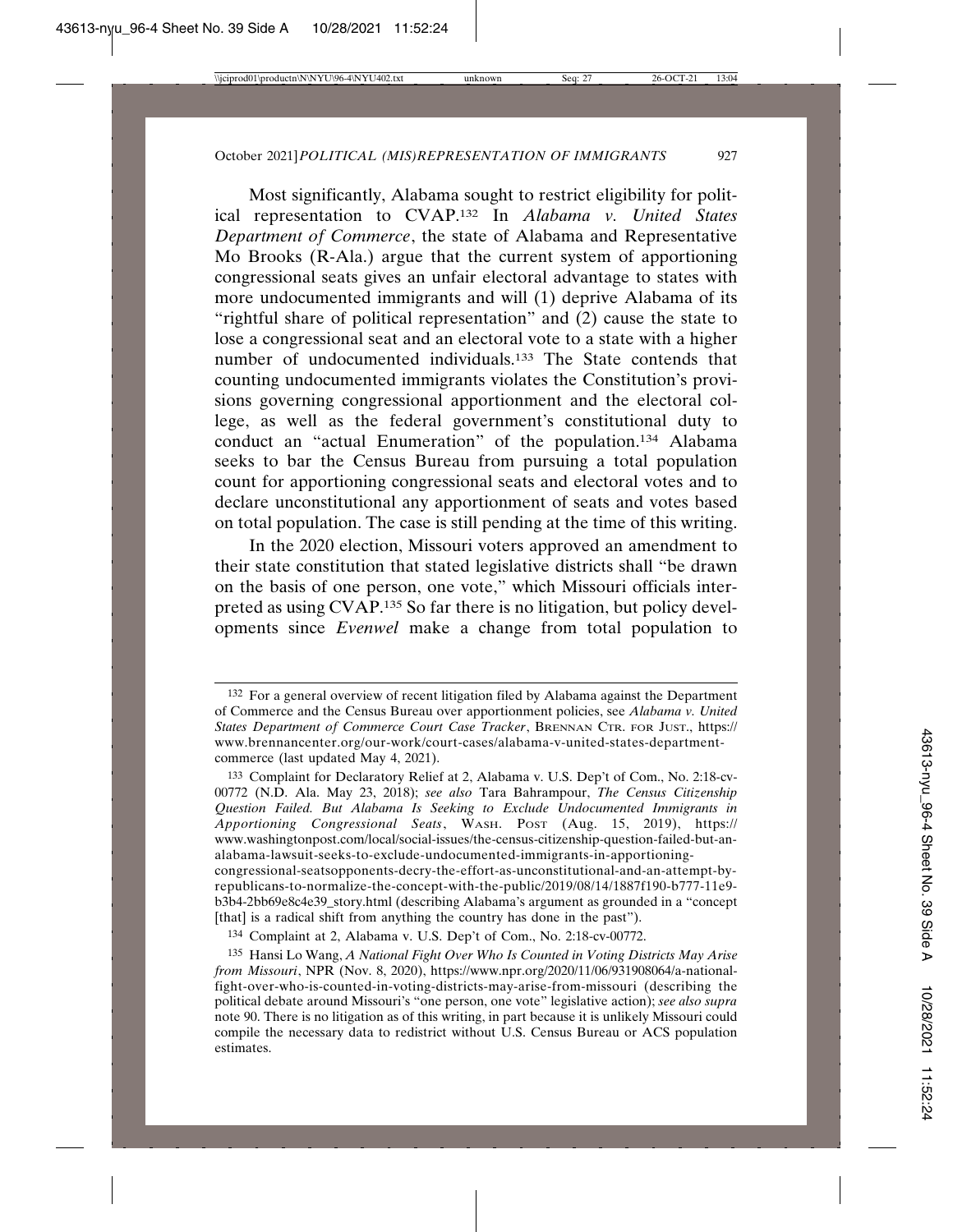Most significantly, Alabama sought to restrict eligibility for political representation to CVAP.[132] In *Alabama v. United States Department of Commerce*, the state of Alabama and Representative Mo Brooks (R-Ala.) argue that the current system of apportioning congressional seats gives an unfair electoral advantage to states with more undocumented immigrants and will (1) deprive Alabama of its "rightful share of political representation" and (2) cause the state to lose a congressional seat and an electoral vote to a state with a higher number of undocumented individuals.[133] The State contends that counting undocumented immigrants violates the Constitution's provisions governing congressional apportionment and the electoral college, as well as the federal government's constitutional duty to conduct an "actual Enumeration" of the population.[134] Alabama seeks to bar the Census Bureau from pursuing a total population count for apportioning congressional seats and electoral votes and to declare unconstitutional any apportionment of seats and votes based on total population. The case is still pending at the time of this writing.

In the 2020 election, Missouri voters approved an amendment to their state constitution that stated legislative districts shall "be drawn on the basis of one person, one vote," which Missouri officials interpreted as using CVAP.[135] So far there is no litigation, but policy developments since *Evenwel* make a change from total population to

---

[132] For a general overview of recent litigation filed by Alabama against the Department of Commerce and the Census Bureau over apportionment policies, see *Alabama v. United States Department of Commerce Court Case Tracker*, BRENNAN CTR. FOR JUST., https://www.brennancenter.org/our-work/court-cases/alabama-v-united-states-department-commerce (last updated May 4, 2021).

[133] Complaint for Declaratory Relief at 2, Alabama v. U.S. Dep't of Com., No. 2:18-cv-00772 (N.D. Ala. May 23, 2018); *see also* Tara Bahrampour, *The Census Citizenship Question Failed. But Alabama Is Seeking to Exclude Undocumented Immigrants in Apportioning Congressional Seats*, WASH. POST (Aug. 15, 2019), https://www.washingtonpost.com/local/social-issues/the-census-citizenship-question-failed-but-an-alabama-lawsuit-seeks-to-exclude-undocumented-immigrants-in-apportioning-congressional-seatsopponents-decry-the-effort-as-unconstitutional-and-an-attempt-by-republicans-to-normalize-the-concept-with-the-public/2019/08/14/1887f190-b777-11e9-b3b4-2bb69e8c4e39_story.html (describing Alabama's argument as grounded in a "concept [that] is a radical shift from anything the country has done in the past").

[134] Complaint at 2, Alabama v. U.S. Dep't of Com., No. 2:18-cv-00772.

[135] Hansi Lo Wang, *A National Fight Over Who Is Counted in Voting Districts May Arise from Missouri*, NPR (Nov. 8, 2020), https://www.npr.org/2020/11/06/931908064/a-national-fight-over-who-is-counted-in-voting-districts-may-arise-from-missouri (describing the political debate around Missouri's "one person, one vote" legislative action); *see also supra* note 90. There is no litigation as of this writing, in part because it is unlikely Missouri could compile the necessary data to redistrict without U.S. Census Bureau or ACS population estimates.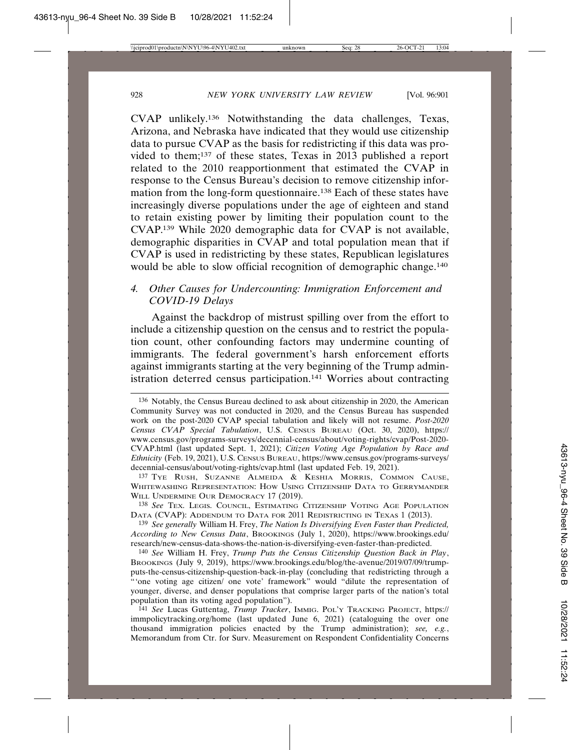CVAP unlikely.[136] Notwithstanding the data challenges, Texas, Arizona, and Nebraska have indicated that they would use citizenship data to pursue CVAP as the basis for redistricting if this data was provided to them;[137] of these states, Texas in 2013 published a report related to the 2010 reapportionment that estimated the CVAP in response to the Census Bureau's decision to remove citizenship information from the long-form questionnaire.[138] Each of these states have increasingly diverse populations under the age of eighteen and stand to retain existing power by limiting their population count to the CVAP.[139] While 2020 demographic data for CVAP is not available, demographic disparities in CVAP and total population mean that if CVAP is used in redistricting by these states, Republican legislatures would be able to slow official recognition of demographic change.[140]

### 4. *Other Causes for Undercounting: Immigration Enforcement and COVID-19 Delays*

Against the backdrop of mistrust spilling over from the effort to include a citizenship question on the census and to restrict the population count, other confounding factors may undermine counting of immigrants. The federal government's harsh enforcement efforts against immigrants starting at the very beginning of the Trump administration deterred census participation.[141] Worries about contracting

---

[136] Notably, the Census Bureau declined to ask about citizenship in 2020, the American Community Survey was not conducted in 2020, and the Census Bureau has suspended work on the post-2020 CVAP special tabulation and likely will not resume. *Post-2020 Census CVAP Special Tabulation*, U.S. CENSUS BUREAU (Oct. 30, 2020), https://www.census.gov/programs-surveys/decennial-census/about/voting-rights/cvap/Post-2020-CVAP.html (last updated Sept. 1, 2021); *Citizen Voting Age Population by Race and Ethnicity* (Feb. 19, 2021), U.S. CENSUS BUREAU, https://www.census.gov/programs-surveys/decennial-census/about/voting-rights/cvap.html (last updated Feb. 19, 2021).

[137] TYE RUSH, SUZANNE ALMEIDA & KESHIA MORRIS, COMMON CAUSE, WHITEWASHING REPRESENTATION: HOW USING CITIZENSHIP DATA TO GERRYMANDER WILL UNDERMINE OUR DEMOCRACY 17 (2019).

[138] *See* TEX. LEGIS. COUNCIL, ESTIMATING CITIZENSHIP VOTING AGE POPULATION DATA (CVAP): ADDENDUM TO DATA FOR 2011 REDISTRICTING IN TEXAS 1 (2013).

[139] *See generally* William H. Frey, *The Nation Is Diversifying Even Faster than Predicted, According to New Census Data*, BROOKINGS (July 1, 2020), https://www.brookings.edu/research/new-census-data-shows-the-nation-is-diversifying-even-faster-than-predicted.

[140] *See* William H. Frey, *Trump Puts the Census Citizenship Question Back in Play*, BROOKINGS (July 9, 2019), https://www.brookings.edu/blog/the-avenue/2019/07/09/trump-puts-the-census-citizenship-question-back-in-play (concluding that redistricting through a "'one voting age citizen/ one vote' framework" would "dilute the representation of younger, diverse, and denser populations that comprise larger parts of the nation's total population than its voting aged population").

[141] *See* Lucas Guttentag, *Trump Tracker*, IMMIG. POL'Y TRACKING PROJECT, https://immpolicytracking.org/home (last updated June 6, 2021) (cataloguing the over one thousand immigration policies enacted by the Trump administration); *see, e.g.*, Memorandum from Ctr. for Surv. Measurement on Respondent Confidentiality Concerns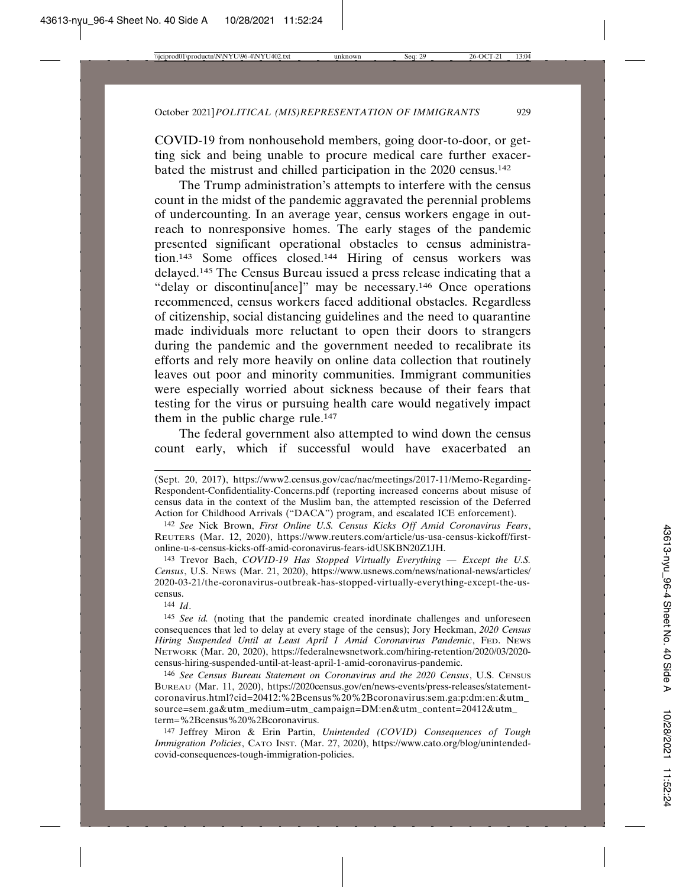COVID-19 from nonhousehold members, going door-to-door, or getting sick and being unable to procure medical care further exacerbated the mistrust and chilled participation in the 2020 census.[142]

The Trump administration's attempts to interfere with the census count in the midst of the pandemic aggravated the perennial problems of undercounting. In an average year, census workers engage in outreach to nonresponsive homes. The early stages of the pandemic presented significant operational obstacles to census administration.[143] Some offices closed.[144] Hiring of census workers was delayed.[145] The Census Bureau issued a press release indicating that a "delay or discontinu[ance]" may be necessary.[146] Once operations recommenced, census workers faced additional obstacles. Regardless of citizenship, social distancing guidelines and the need to quarantine made individuals more reluctant to open their doors to strangers during the pandemic and the government needed to recalibrate its efforts and rely more heavily on online data collection that routinely leaves out poor and minority communities. Immigrant communities were especially worried about sickness because of their fears that testing for the virus or pursuing health care would negatively impact them in the public charge rule.[147]

The federal government also attempted to wind down the census count early, which if successful would have exacerbated an

---

(Sept. 20, 2017), https://www2.census.gov/cac/nac/meetings/2017-11/Memo-Regarding-Respondent-Confidentiality-Concerns.pdf (reporting increased concerns about misuse of census data in the context of the Muslim ban, the attempted rescission of the Deferred Action for Childhood Arrivals ("DACA") program, and escalated ICE enforcement).

[142] *See* Nick Brown, *First Online U.S. Census Kicks Off Amid Coronavirus Fears*, REUTERS (Mar. 12, 2020), https://www.reuters.com/article/us-usa-census-kickoff/first-online-u-s-census-kicks-off-amid-coronavirus-fears-idUSKBN20Z1JH.

[143] Trevor Bach, *COVID-19 Has Stopped Virtually Everything — Except the U.S. Census*, U.S. NEWS (Mar. 21, 2020), https://www.usnews.com/news/national-news/articles/2020-03-21/the-coronavirus-outbreak-has-stopped-virtually-everything-except-the-us-census.

[144] *Id.*

[145] *See id.* (noting that the pandemic created inordinate challenges and unforeseen consequences that led to delay at every stage of the census); Jory Heckman, *2020 Census Hiring Suspended Until at Least April 1 Amid Coronavirus Pandemic*, FED. NEWS NETWORK (Mar. 20, 2020), https://federalnewsnetwork.com/hiring-retention/2020/03/2020-census-hiring-suspended-until-at-least-april-1-amid-coronavirus-pandemic.

[146] *See Census Bureau Statement on Coronavirus and the 2020 Census*, U.S. CENSUS BUREAU (Mar. 11, 2020), https://2020census.gov/en/news-events/press-releases/statement-coronavirus.html?cid=20412:%2Bcensus%20%2Bcoronavirus:sem.ga:p:dm:en:&utm_source=sem.ga&utm_medium=utm_campaign=DM:en&utm_content=20412&utm_term=%2Bcensus%20%2Bcoronavirus.

[147] Jeffrey Miron & Erin Partin, *Unintended (COVID) Consequences of Tough Immigration Policies*, CATO INST. (Mar. 27, 2020), https://www.cato.org/blog/unintended-covid-consequences-tough-immigration-policies.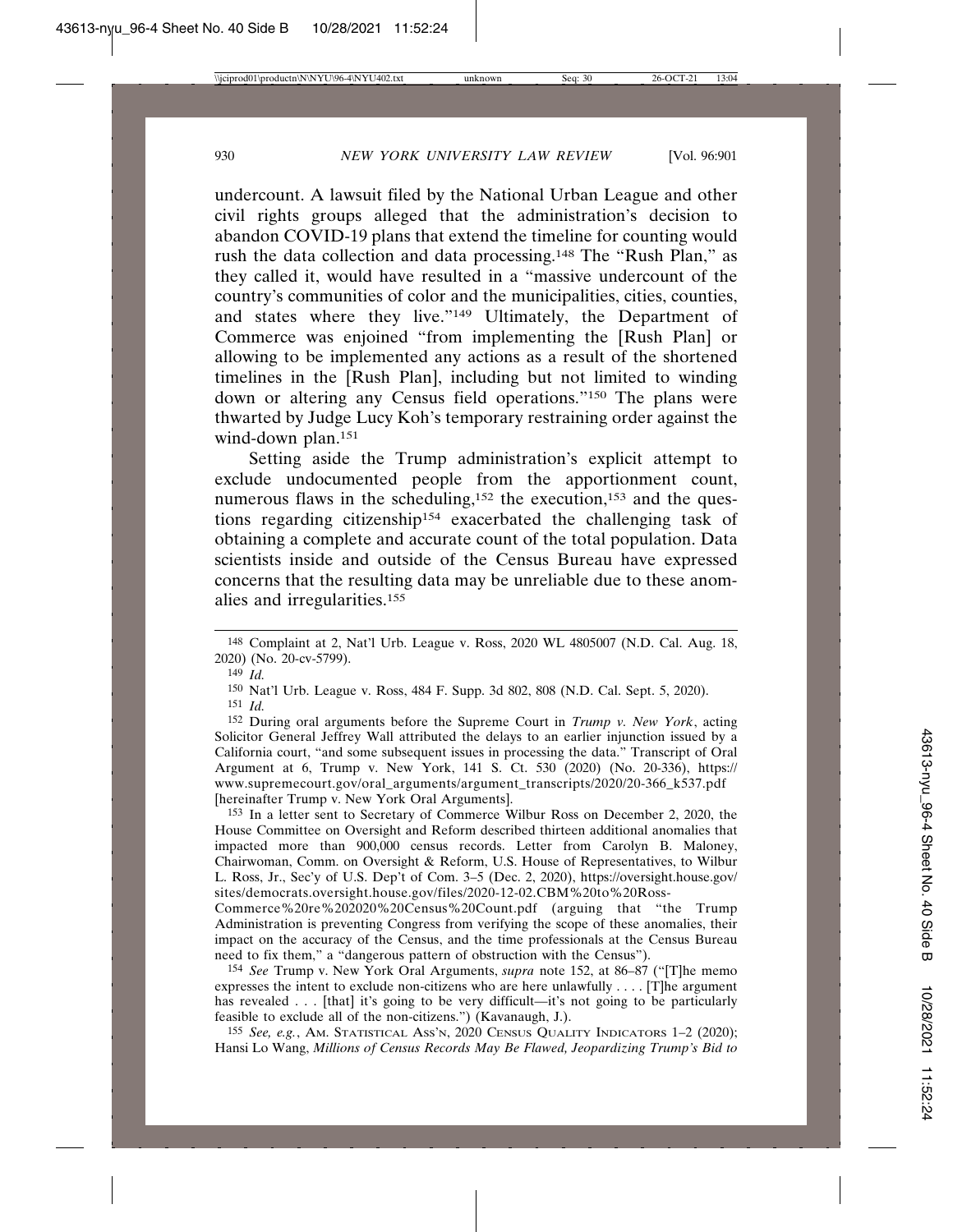undercount. A lawsuit filed by the National Urban League and other civil rights groups alleged that the administration's decision to abandon COVID-19 plans that extend the timeline for counting would rush the data collection and data processing.[148] The "Rush Plan," as they called it, would have resulted in a "massive undercount of the country's communities of color and the municipalities, cities, counties, and states where they live."[149] Ultimately, the Department of Commerce was enjoined "from implementing the [Rush Plan] or allowing to be implemented any actions as a result of the shortened timelines in the [Rush Plan], including but not limited to winding down or altering any Census field operations."[150] The plans were thwarted by Judge Lucy Koh's temporary restraining order against the wind-down plan.[151]

Setting aside the Trump administration's explicit attempt to exclude undocumented people from the apportionment count, numerous flaws in the scheduling,[152] the execution,[153] and the questions regarding citizenship[154] exacerbated the challenging task of obtaining a complete and accurate count of the total population. Data scientists inside and outside of the Census Bureau have expressed concerns that the resulting data may be unreliable due to these anomalies and irregularities.[155]

---

148 Complaint at 2, Nat'l Urb. League v. Ross, 2020 WL 4805007 (N.D. Cal. Aug. 18, 2020) (No. 20-cv-5799).

149 *Id.*

150 Nat'l Urb. League v. Ross, 484 F. Supp. 3d 802, 808 (N.D. Cal. Sept. 5, 2020).

151 *Id.*

152 During oral arguments before the Supreme Court in *Trump v. New York*, acting Solicitor General Jeffrey Wall attributed the delays to an earlier injunction issued by a California court, "and some subsequent issues in processing the data." Transcript of Oral Argument at 6, Trump v. New York, 141 S. Ct. 530 (2020) (No. 20-336), https://www.supremecourt.gov/oral_arguments/argument_transcripts/2020/20-366_k537.pdf [hereinafter Trump v. New York Oral Arguments].

153 In a letter sent to Secretary of Commerce Wilbur Ross on December 2, 2020, the House Committee on Oversight and Reform described thirteen additional anomalies that impacted more than 900,000 census records. Letter from Carolyn B. Maloney, Chairwoman, Comm. on Oversight & Reform, U.S. House of Representatives, to Wilbur L. Ross, Jr., Sec'y of U.S. Dep't of Com. 3–5 (Dec. 2, 2020), https://oversight.house.gov/sites/democrats.oversight.house.gov/files/2020-12-02.CBM%20to%20Ross-Commerce%20re%202020%20Census%20Count.pdf (arguing that "the Trump Administration is preventing Congress from verifying the scope of these anomalies, their impact on the accuracy of the Census, and the time professionals at the Census Bureau need to fix them," a "dangerous pattern of obstruction with the Census").

154 *See* Trump v. New York Oral Arguments, *supra* note 152, at 86–87 ("[T]he memo expresses the intent to exclude non-citizens who are here unlawfully . . . . [T]he argument has revealed . . . [that] it's going to be very difficult—it's not going to be particularly feasible to exclude all of the non-citizens.") (Kavanaugh, J.).

155 *See, e.g.*, AM. STATISTICAL ASS'N, 2020 CENSUS QUALITY INDICATORS 1–2 (2020); Hansi Lo Wang, *Millions of Census Records May Be Flawed, Jeopardizing Trump's Bid to*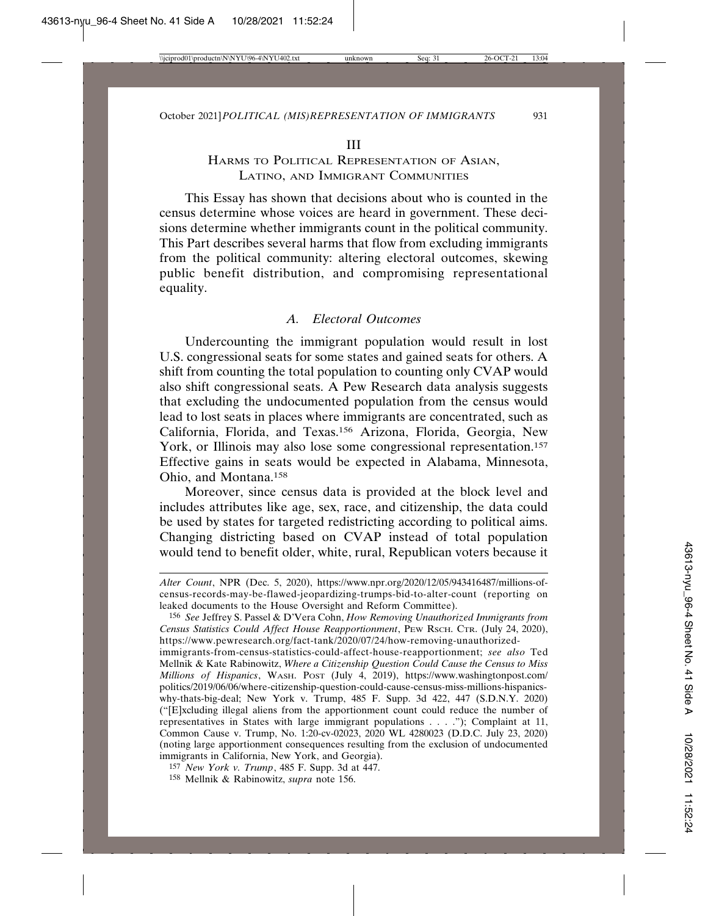## III

## Harms to Political Representation of Asian, Latino, and Immigrant Communities

This Essay has shown that decisions about who is counted in the census determine whose voices are heard in government. These decisions determine whether immigrants count in the political community. This Part describes several harms that flow from excluding immigrants from the political community: altering electoral outcomes, skewing public benefit distribution, and compromising representational equality.

### *A. Electoral Outcomes*

Undercounting the immigrant population would result in lost U.S. congressional seats for some states and gained seats for others. A shift from counting the total population to counting only CVAP would also shift congressional seats. A Pew Research data analysis suggests that excluding the undocumented population from the census would lead to lost seats in places where immigrants are concentrated, such as California, Florida, and Texas.[156] Arizona, Florida, Georgia, New York, or Illinois may also lose some congressional representation.[157] Effective gains in seats would be expected in Alabama, Minnesota, Ohio, and Montana.[158]

Moreover, since census data is provided at the block level and includes attributes like age, sex, race, and citizenship, the data could be used by states for targeted redistricting according to political aims. Changing districting based on CVAP instead of total population would tend to benefit older, white, rural, Republican voters because it

---

*Alter Count*, NPR (Dec. 5, 2020), https://www.npr.org/2020/12/05/943416487/millions-of-census-records-may-be-flawed-jeopardizing-trumps-bid-to-alter-count (reporting on leaked documents to the House Oversight and Reform Committee).

156 *See* Jeffrey S. Passel & D'Vera Cohn, *How Removing Unauthorized Immigrants from Census Statistics Could Affect House Reapportionment*, PEW RSCH. CTR. (July 24, 2020), https://www.pewresearch.org/fact-tank/2020/07/24/how-removing-unauthorized-immigrants-from-census-statistics-could-affect-house-reapportionment; *see also* Ted Mellnik & Kate Rabinowitz, *Where a Citizenship Question Could Cause the Census to Miss Millions of Hispanics*, WASH. POST (July 4, 2019), https://www.washingtonpost.com/politics/2019/06/06/where-citizenship-question-could-cause-census-miss-millions-hispanics-why-thats-big-deal; New York v. Trump, 485 F. Supp. 3d 422, 447 (S.D.N.Y. 2020) ("[E]xcluding illegal aliens from the apportionment count could reduce the number of representatives in States with large immigrant populations . . . ."); Complaint at 11, Common Cause v. Trump, No. 1:20-cv-02023, 2020 WL 4280023 (D.D.C. July 23, 2020) (noting large apportionment consequences resulting from the exclusion of undocumented immigrants in California, New York, and Georgia).

157 *New York v. Trump*, 485 F. Supp. 3d at 447.

158 Mellnik & Rabinowitz, *supra* note 156.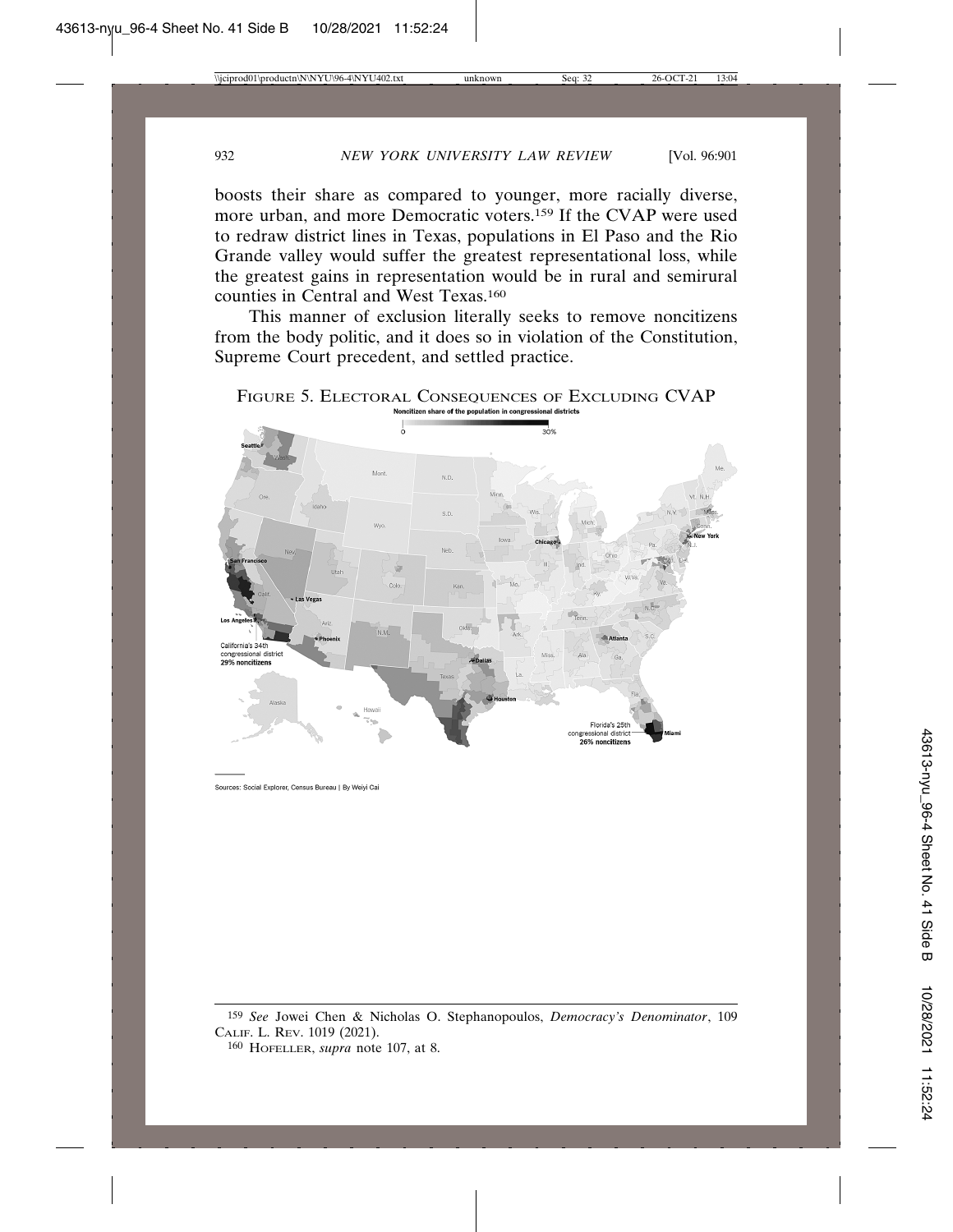boosts their share as compared to younger, more racially diverse, more urban, and more Democratic voters.[159] If the CVAP were used to redraw district lines in Texas, populations in El Paso and the Rio Grande valley would suffer the greatest representational loss, while the greatest gains in representation would be in rural and semirural counties in Central and West Texas.[160]

This manner of exclusion literally seeks to remove noncitizens from the body politic, and it does so in violation of the Constitution, Supreme Court precedent, and settled practice.

FIGURE 5. ELECTORAL CONSEQUENCES OF EXCLUDING CVAP

Sources: Social Explorer, Census Bureau | By Weiyi Cai

---

[159] *See* Jowei Chen & Nicholas O. Stephanopoulos, *Democracy's Denominator*, 109 CALIF. L. REV. 1019 (2021).

[160] HOFELLER, *supra* note 107, at 8.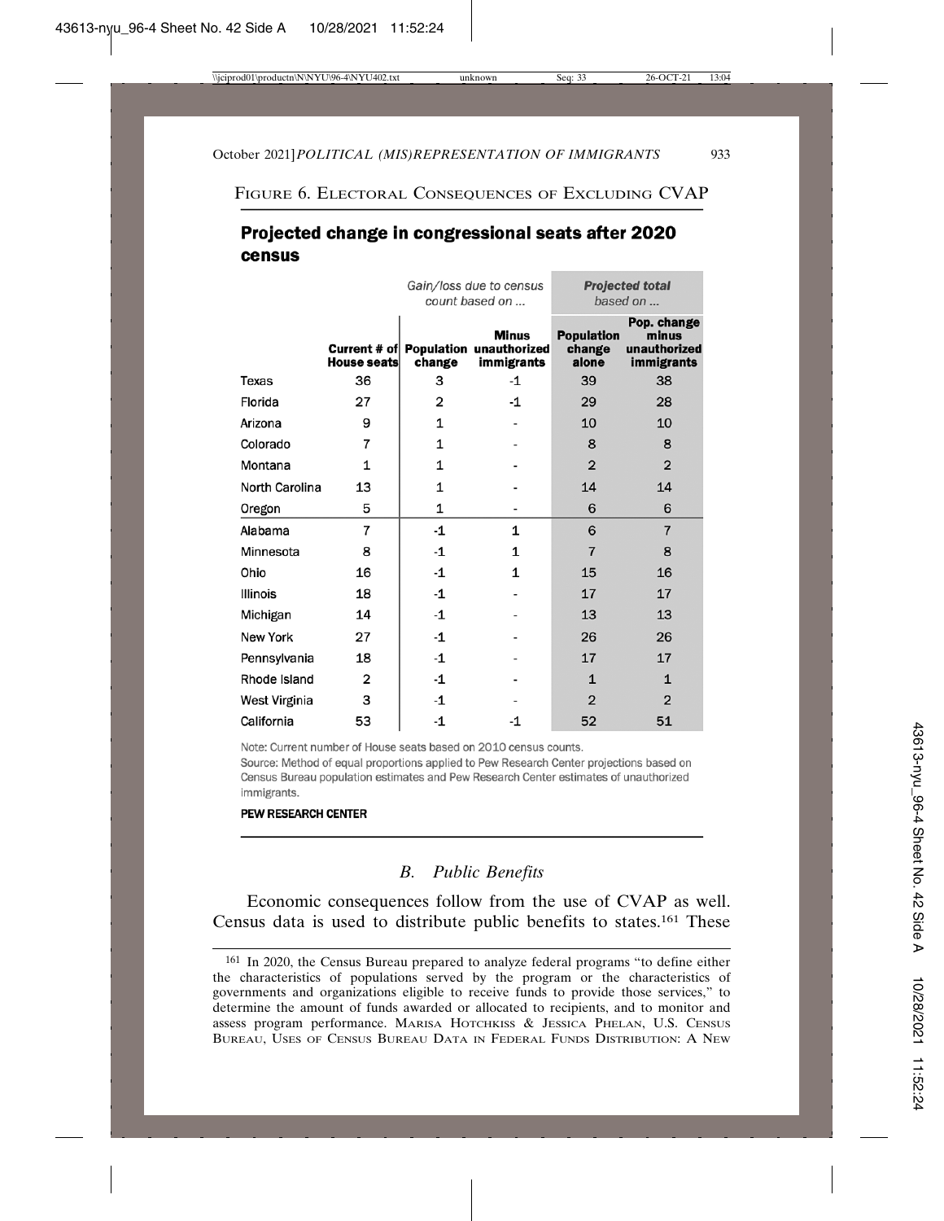FIGURE 6. ELECTORAL CONSEQUENCES OF EXCLUDING CVAP

**Projected change in congressional seats after 2020 census**

| | | *Gain/loss due to census count based on ...* | | *Projected total based on ...* | |
|---|---|---|---|---|---|
| | **Current # of House seats** | **Population change** | **Minus unauthorized immigrants** | **Population change alone** | **Pop. change minus unauthorized immigrants** |
| Texas | 36 | 3 | -1 | 39 | 38 |
| Florida | 27 | 2 | -1 | 29 | 28 |
| Arizona | 9 | 1 | - | 10 | 10 |
| Colorado | 7 | 1 | - | 8 | 8 |
| Montana | 1 | 1 | - | 2 | 2 |
| North Carolina | 13 | 1 | - | 14 | 14 |
| Oregon | 5 | 1 | - | 6 | 6 |
| Alabama | 7 | -1 | 1 | 6 | 7 |
| Minnesota | 8 | -1 | 1 | 7 | 8 |
| Ohio | 16 | -1 | 1 | 15 | 16 |
| Illinois | 18 | -1 | - | 17 | 17 |
| Michigan | 14 | -1 | - | 13 | 13 |
| New York | 27 | -1 | - | 26 | 26 |
| Pennsylvania | 18 | -1 | - | 17 | 17 |
| Rhode Island | 2 | -1 | - | 1 | 1 |
| West Virginia | 3 | -1 | - | 2 | 2 |
| California | 53 | -1 | -1 | 52 | 51 |

Note: Current number of House seats based on 2010 census counts.
Source: Method of equal proportions applied to Pew Research Center projections based on Census Bureau population estimates and Pew Research Center estimates of unauthorized immigrants.

PEW RESEARCH CENTER

### *B. Public Benefits*

Economic consequences follow from the use of CVAP as well. Census data is used to distribute public benefits to states.[161] These

[161] In 2020, the Census Bureau prepared to analyze federal programs "to define either the characteristics of populations served by the program or the characteristics of governments and organizations eligible to receive funds to provide those services," to determine the amount of funds awarded or allocated to recipients, and to monitor and assess program performance. MARISA HOTCHKISS & JESSICA PHELAN, U.S. CENSUS BUREAU, USES OF CENSUS BUREAU DATA IN FEDERAL FUNDS DISTRIBUTION: A NEW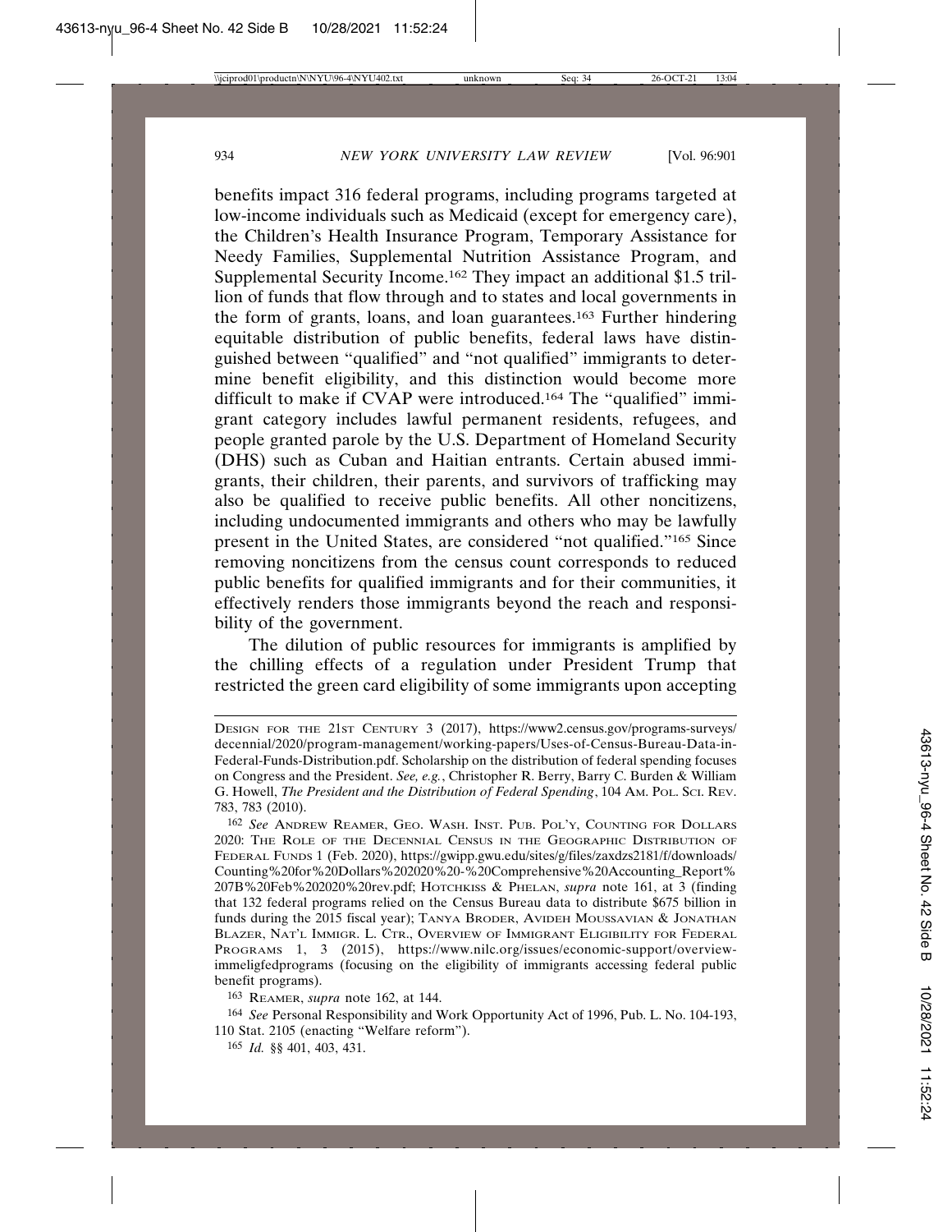benefits impact 316 federal programs, including programs targeted at low-income individuals such as Medicaid (except for emergency care), the Children's Health Insurance Program, Temporary Assistance for Needy Families, Supplemental Nutrition Assistance Program, and Supplemental Security Income.[162] They impact an additional $1.5 trillion of funds that flow through and to states and local governments in the form of grants, loans, and loan guarantees.[163] Further hindering equitable distribution of public benefits, federal laws have distinguished between "qualified" and "not qualified" immigrants to determine benefit eligibility, and this distinction would become more difficult to make if CVAP were introduced.[164] The "qualified" immigrant category includes lawful permanent residents, refugees, and people granted parole by the U.S. Department of Homeland Security (DHS) such as Cuban and Haitian entrants. Certain abused immigrants, their children, their parents, and survivors of trafficking may also be qualified to receive public benefits. All other noncitizens, including undocumented immigrants and others who may be lawfully present in the United States, are considered "not qualified."[165] Since removing noncitizens from the census count corresponds to reduced public benefits for qualified immigrants and for their communities, it effectively renders those immigrants beyond the reach and responsibility of the government.

The dilution of public resources for immigrants is amplified by the chilling effects of a regulation under President Trump that restricted the green card eligibility of some immigrants upon accepting

---

DESIGN FOR THE 21ST CENTURY 3 (2017), https://www2.census.gov/programs-surveys/decennial/2020/program-management/working-papers/Uses-of-Census-Bureau-Data-in-Federal-Funds-Distribution.pdf. Scholarship on the distribution of federal spending focuses on Congress and the President. *See, e.g.*, Christopher R. Berry, Barry C. Burden & William G. Howell, *The President and the Distribution of Federal Spending*, 104 AM. POL. SCI. REV. 783, 783 (2010).

[162] *See* ANDREW REAMER, GEO. WASH. INST. PUB. POL'Y, COUNTING FOR DOLLARS 2020: THE ROLE OF THE DECENNIAL CENSUS IN THE GEOGRAPHIC DISTRIBUTION OF FEDERAL FUNDS 1 (Feb. 2020), https://gwipp.gwu.edu/sites/g/files/zaxdzs2181/f/downloads/Counting%20for%20Dollars%202020%20-%20Comprehensive%20Accounting_Report%207B%20Feb%202020%20rev.pdf; HOTCHKISS & PHELAN, *supra* note 161, at 3 (finding that 132 federal programs relied on the Census Bureau data to distribute $675 billion in funds during the 2015 fiscal year); TANYA BRODER, AVIDEH MOUSSAVIAN & JONATHAN BLAZER, NAT'L IMMIGR. L. CTR., OVERVIEW OF IMMIGRANT ELIGIBILITY FOR FEDERAL PROGRAMS 1, 3 (2015), https://www.nilc.org/issues/economic-support/overview-immeligfedprograms (focusing on the eligibility of immigrants accessing federal public benefit programs).

[163] REAMER, *supra* note 162, at 144.

[164] *See* Personal Responsibility and Work Opportunity Act of 1996, Pub. L. No. 104-193, 110 Stat. 2105 (enacting "Welfare reform").

[165] *Id.* §§ 401, 403, 431.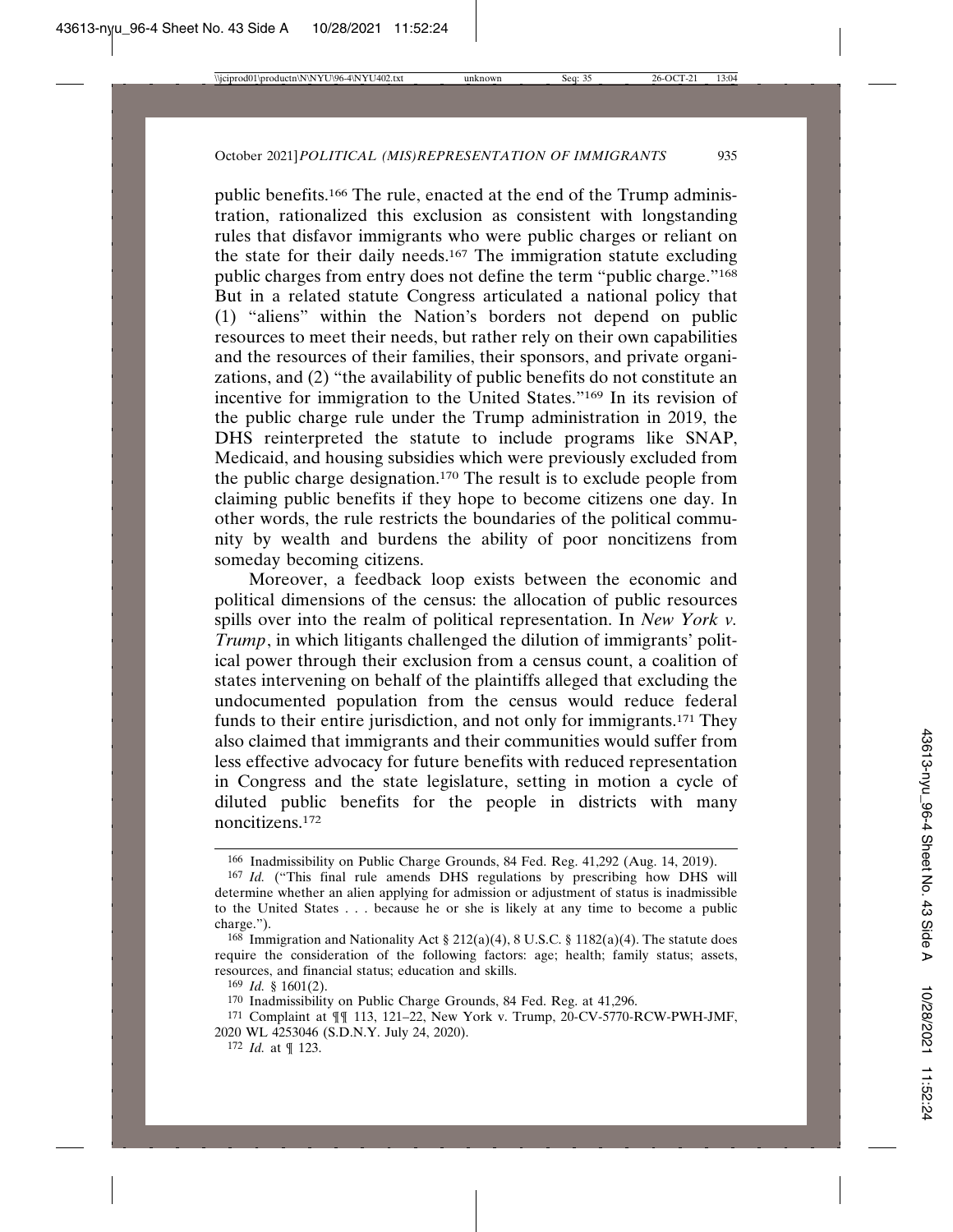public benefits.[166] The rule, enacted at the end of the Trump administration, rationalized this exclusion as consistent with longstanding rules that disfavor immigrants who were public charges or reliant on the state for their daily needs.[167] The immigration statute excluding public charges from entry does not define the term "public charge."[168] But in a related statute Congress articulated a national policy that (1) "aliens" within the Nation's borders not depend on public resources to meet their needs, but rather rely on their own capabilities and the resources of their families, their sponsors, and private organizations, and (2) "the availability of public benefits do not constitute an incentive for immigration to the United States."[169] In its revision of the public charge rule under the Trump administration in 2019, the DHS reinterpreted the statute to include programs like SNAP, Medicaid, and housing subsidies which were previously excluded from the public charge designation.[170] The result is to exclude people from claiming public benefits if they hope to become citizens one day. In other words, the rule restricts the boundaries of the political community by wealth and burdens the ability of poor noncitizens from someday becoming citizens.

Moreover, a feedback loop exists between the economic and political dimensions of the census: the allocation of public resources spills over into the realm of political representation. In *New York v. Trump*, in which litigants challenged the dilution of immigrants' political power through their exclusion from a census count, a coalition of states intervening on behalf of the plaintiffs alleged that excluding the undocumented population from the census would reduce federal funds to their entire jurisdiction, and not only for immigrants.[171] They also claimed that immigrants and their communities would suffer from less effective advocacy for future benefits with reduced representation in Congress and the state legislature, setting in motion a cycle of diluted public benefits for the people in districts with many noncitizens.[172]

---

[166] Inadmissibility on Public Charge Grounds, 84 Fed. Reg. 41,292 (Aug. 14, 2019).

[167] *Id.* ("This final rule amends DHS regulations by prescribing how DHS will determine whether an alien applying for admission or adjustment of status is inadmissible to the United States . . . because he or she is likely at any time to become a public charge.").

[168] Immigration and Nationality Act § 212(a)(4), 8 U.S.C. § 1182(a)(4). The statute does require the consideration of the following factors: age; health; family status; assets, resources, and financial status; education and skills.

[169] *Id.* § 1601(2).

[170] Inadmissibility on Public Charge Grounds, 84 Fed. Reg. at 41,296.

[171] Complaint at ¶¶ 113, 121–22, New York v. Trump, 20-CV-5770-RCW-PWH-JMF, 2020 WL 4253046 (S.D.N.Y. July 24, 2020).

[172] *Id.* at ¶ 123.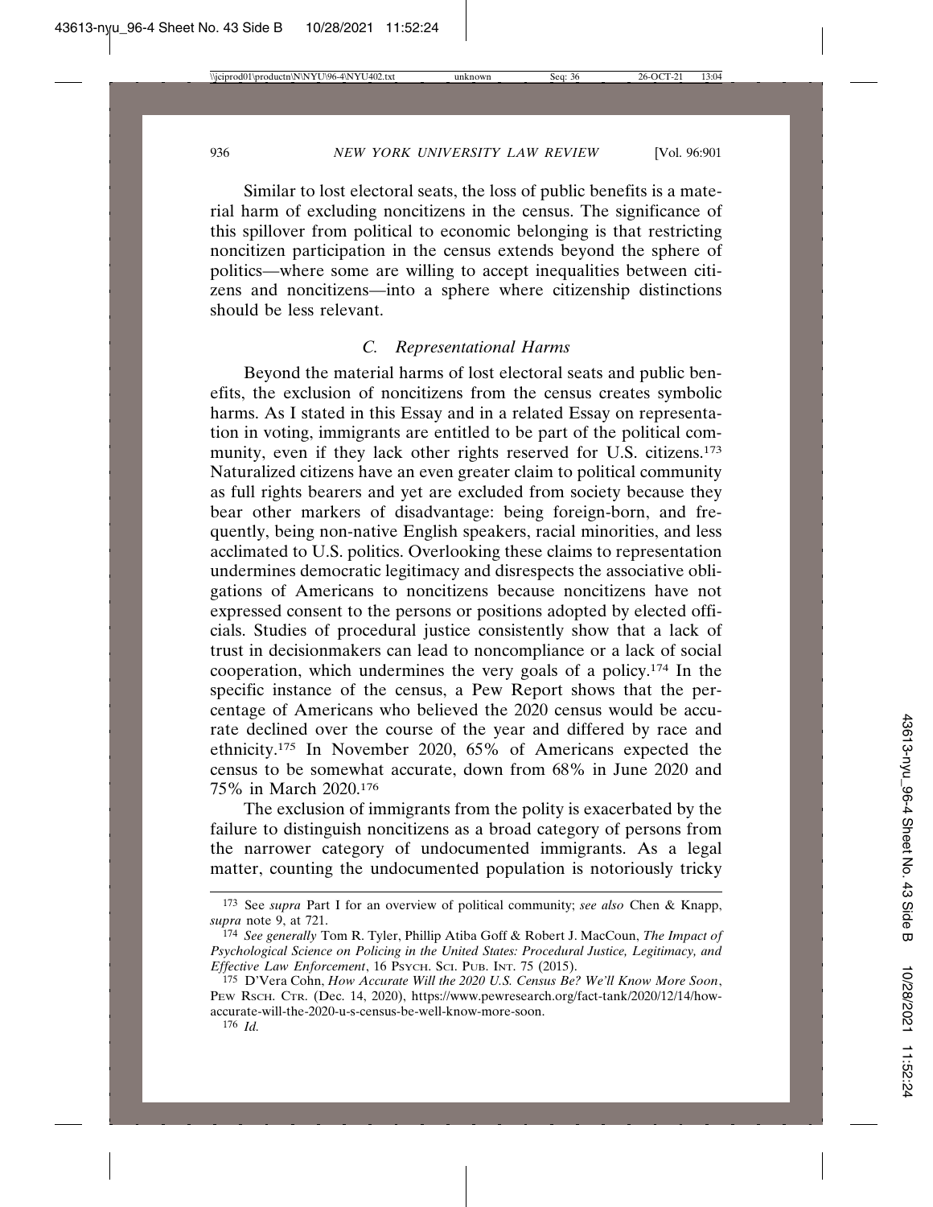Similar to lost electoral seats, the loss of public benefits is a material harm of excluding noncitizens in the census. The significance of this spillover from political to economic belonging is that restricting noncitizen participation in the census extends beyond the sphere of politics—where some are willing to accept inequalities between citizens and noncitizens—into a sphere where citizenship distinctions should be less relevant.

### C. *Representational Harms*

Beyond the material harms of lost electoral seats and public benefits, the exclusion of noncitizens from the census creates symbolic harms. As I stated in this Essay and in a related Essay on representation in voting, immigrants are entitled to be part of the political community, even if they lack other rights reserved for U.S. citizens.[173] Naturalized citizens have an even greater claim to political community as full rights bearers and yet are excluded from society because they bear other markers of disadvantage: being foreign-born, and frequently, being non-native English speakers, racial minorities, and less acclimated to U.S. politics. Overlooking these claims to representation undermines democratic legitimacy and disrespects the associative obligations of Americans to noncitizens because noncitizens have not expressed consent to the persons or positions adopted by elected officials. Studies of procedural justice consistently show that a lack of trust in decisionmakers can lead to noncompliance or a lack of social cooperation, which undermines the very goals of a policy.[174] In the specific instance of the census, a Pew Report shows that the percentage of Americans who believed the 2020 census would be accurate declined over the course of the year and differed by race and ethnicity.[175] In November 2020, 65% of Americans expected the census to be somewhat accurate, down from 68% in June 2020 and 75% in March 2020.[176]

The exclusion of immigrants from the polity is exacerbated by the failure to distinguish noncitizens as a broad category of persons from the narrower category of undocumented immigrants. As a legal matter, counting the undocumented population is notoriously tricky

---

[173] See *supra* Part I for an overview of political community; *see also* Chen & Knapp, *supra* note 9, at 721.

[174] *See generally* Tom R. Tyler, Phillip Atiba Goff & Robert J. MacCoun, *The Impact of Psychological Science on Policing in the United States: Procedural Justice, Legitimacy, and Effective Law Enforcement*, 16 PSYCH. SCI. PUB. INT. 75 (2015).

[175] D'Vera Cohn, *How Accurate Will the 2020 U.S. Census Be? We'll Know More Soon*, PEW RSCH. CTR. (Dec. 14, 2020), https://www.pewresearch.org/fact-tank/2020/12/14/how-accurate-will-the-2020-u-s-census-be-well-know-more-soon.

[176] *Id.*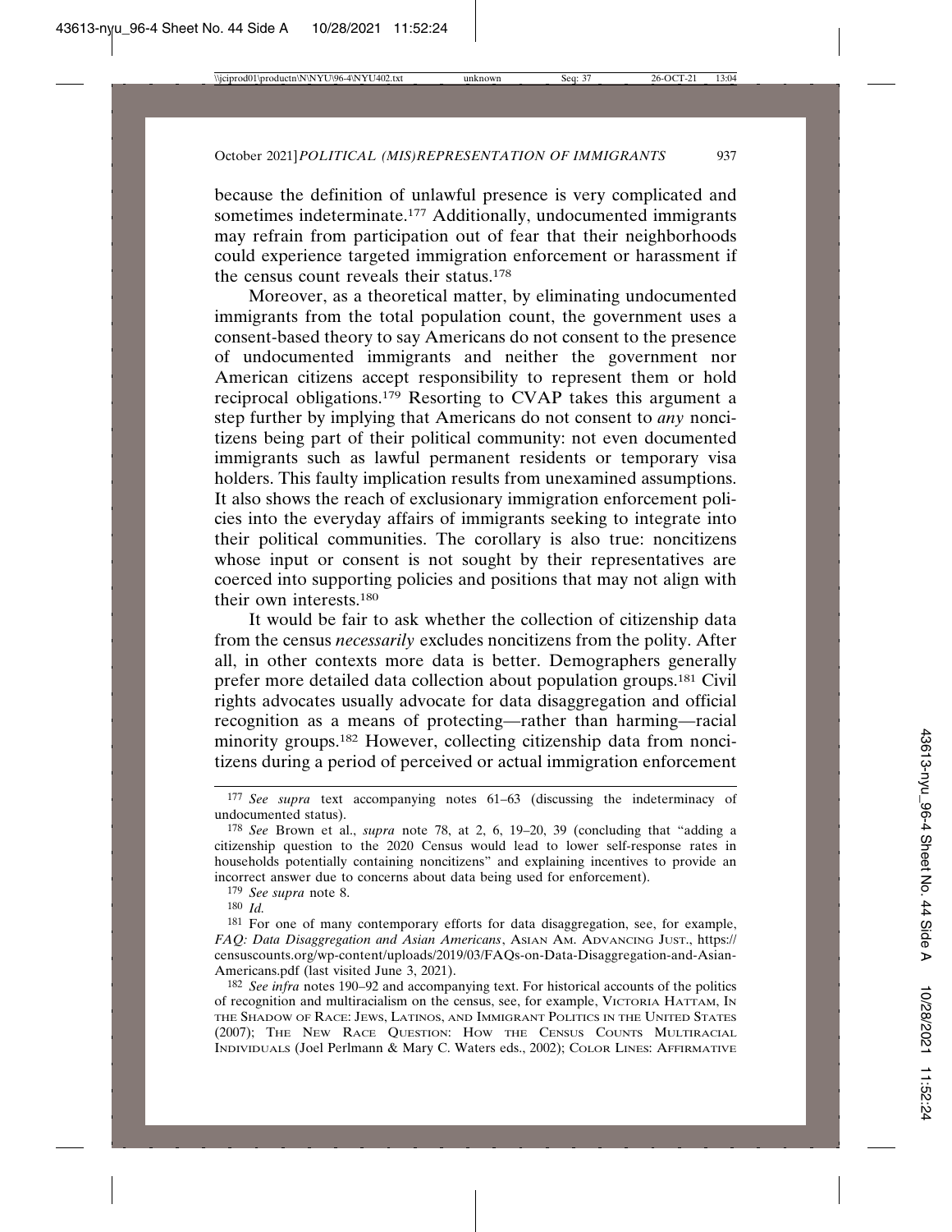because the definition of unlawful presence is very complicated and sometimes indeterminate.[177] Additionally, undocumented immigrants may refrain from participation out of fear that their neighborhoods could experience targeted immigration enforcement or harassment if the census count reveals their status.[178]

Moreover, as a theoretical matter, by eliminating undocumented immigrants from the total population count, the government uses a consent-based theory to say Americans do not consent to the presence of undocumented immigrants and neither the government nor American citizens accept responsibility to represent them or hold reciprocal obligations.[179] Resorting to CVAP takes this argument a step further by implying that Americans do not consent to *any* noncitizens being part of their political community: not even documented immigrants such as lawful permanent residents or temporary visa holders. This faulty implication results from unexamined assumptions. It also shows the reach of exclusionary immigration enforcement policies into the everyday affairs of immigrants seeking to integrate into their political communities. The corollary is also true: noncitizens whose input or consent is not sought by their representatives are coerced into supporting policies and positions that may not align with their own interests.[180]

It would be fair to ask whether the collection of citizenship data from the census *necessarily* excludes noncitizens from the polity. After all, in other contexts more data is better. Demographers generally prefer more detailed data collection about population groups.[181] Civil rights advocates usually advocate for data disaggregation and official recognition as a means of protecting—rather than harming—racial minority groups.[182] However, collecting citizenship data from noncitizens during a period of perceived or actual immigration enforcement

---

[177] *See supra* text accompanying notes 61–63 (discussing the indeterminacy of undocumented status).

[178] *See* Brown et al., *supra* note 78, at 2, 6, 19–20, 39 (concluding that "adding a citizenship question to the 2020 Census would lead to lower self-response rates in households potentially containing noncitizens" and explaining incentives to provide an incorrect answer due to concerns about data being used for enforcement).

[179] *See supra* note 8.

[180] *Id.*

[181] For one of many contemporary efforts for data disaggregation, see, for example, *FAQ: Data Disaggregation and Asian Americans*, ASIAN AM. ADVANCING JUST., https://censuscounts.org/wp-content/uploads/2019/03/FAQs-on-Data-Disaggregation-and-Asian-Americans.pdf (last visited June 3, 2021).

[182] *See infra* notes 190–92 and accompanying text. For historical accounts of the politics of recognition and multiracialism on the census, see, for example, VICTORIA HATTAM, IN THE SHADOW OF RACE: JEWS, LATINOS, AND IMMIGRANT POLITICS IN THE UNITED STATES (2007); THE NEW RACE QUESTION: HOW THE CENSUS COUNTS MULTIRACIAL INDIVIDUALS (Joel Perlmann & Mary C. Waters eds., 2002); COLOR LINES: AFFIRMATIVE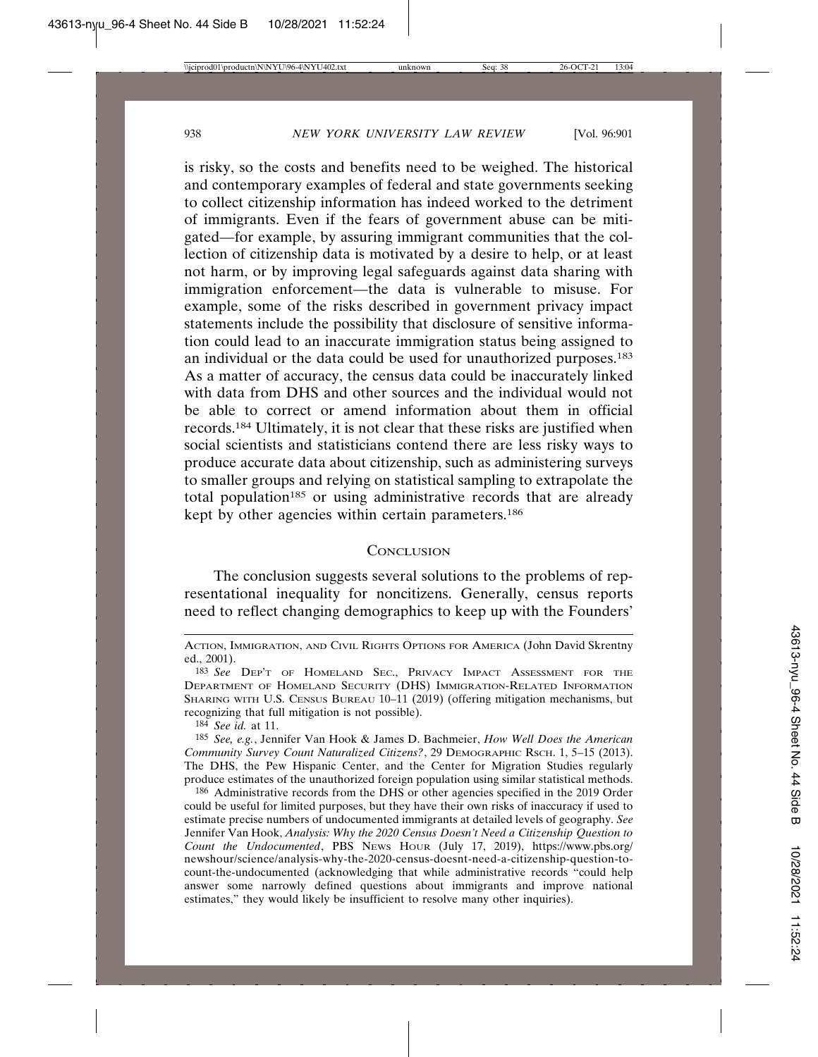is risky, so the costs and benefits need to be weighed. The historical and contemporary examples of federal and state governments seeking to collect citizenship information has indeed worked to the detriment of immigrants. Even if the fears of government abuse can be mitigated—for example, by assuring immigrant communities that the collection of citizenship data is motivated by a desire to help, or at least not harm, or by improving legal safeguards against data sharing with immigration enforcement—the data is vulnerable to misuse. For example, some of the risks described in government privacy impact statements include the possibility that disclosure of sensitive information could lead to an inaccurate immigration status being assigned to an individual or the data could be used for unauthorized purposes.[183] As a matter of accuracy, the census data could be inaccurately linked with data from DHS and other sources and the individual would not be able to correct or amend information about them in official records.[184] Ultimately, it is not clear that these risks are justified when social scientists and statisticians contend there are less risky ways to produce accurate data about citizenship, such as administering surveys to smaller groups and relying on statistical sampling to extrapolate the total population[185] or using administrative records that are already kept by other agencies within certain parameters.[186]

## Conclusion

The conclusion suggests several solutions to the problems of representational inequality for noncitizens. Generally, census reports need to reflect changing demographics to keep up with the Founders'

---

ACTION, IMMIGRATION, AND CIVIL RIGHTS OPTIONS FOR AMERICA (John David Skrentny ed., 2001).

[183] *See* DEP'T OF HOMELAND SEC., PRIVACY IMPACT ASSESSMENT FOR THE DEPARTMENT OF HOMELAND SECURITY (DHS) IMMIGRATION-RELATED INFORMATION SHARING WITH U.S. CENSUS BUREAU 10–11 (2019) (offering mitigation mechanisms, but recognizing that full mitigation is not possible).

[184] *See id.* at 11.

[185] *See, e.g.*, Jennifer Van Hook & James D. Bachmeier, *How Well Does the American Community Survey Count Naturalized Citizens?*, 29 DEMOGRAPHIC RSCH. 1, 5–15 (2013). The DHS, the Pew Hispanic Center, and the Center for Migration Studies regularly produce estimates of the unauthorized foreign population using similar statistical methods.

[186] Administrative records from the DHS or other agencies specified in the 2019 Order could be useful for limited purposes, but they have their own risks of inaccuracy if used to estimate precise numbers of undocumented immigrants at detailed levels of geography. *See* Jennifer Van Hook, *Analysis: Why the 2020 Census Doesn't Need a Citizenship Question to Count the Undocumented*, PBS NEWS HOUR (July 17, 2019), https://www.pbs.org/newshour/science/analysis-why-the-2020-census-doesnt-need-a-citizenship-question-to-count-the-undocumented (acknowledging that while administrative records "could help answer some narrowly defined questions about immigrants and improve national estimates," they would likely be insufficient to resolve many other inquiries).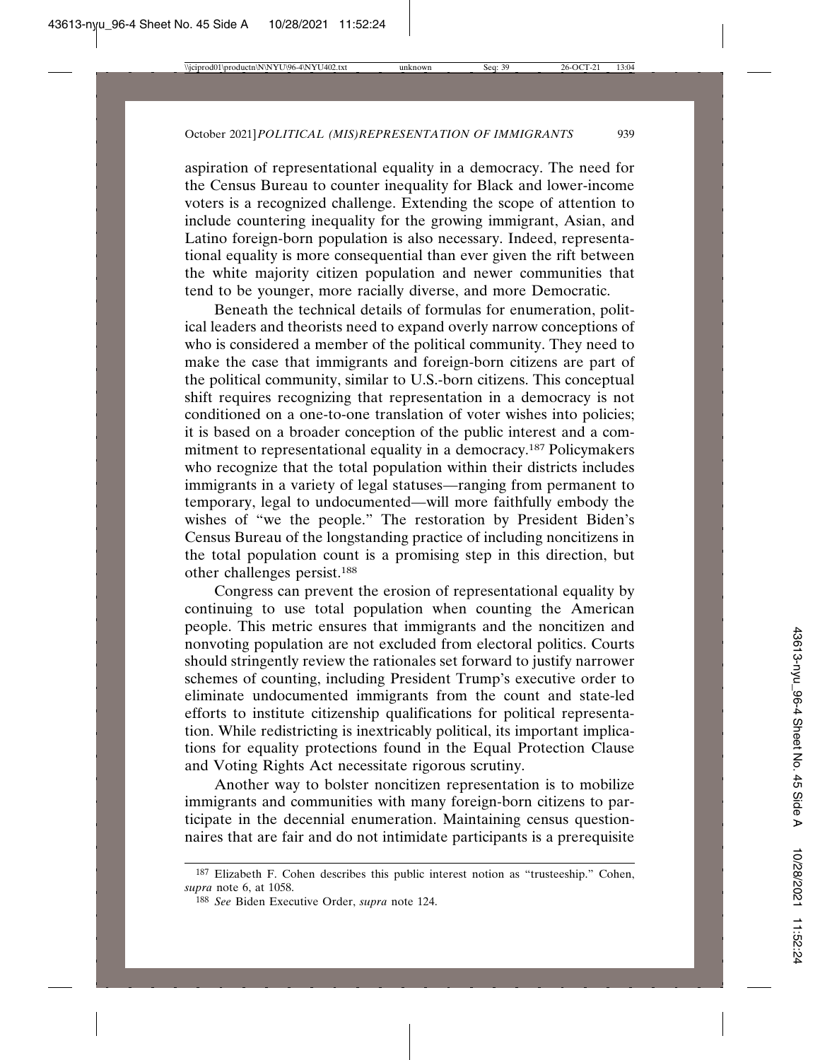aspiration of representational equality in a democracy. The need for the Census Bureau to counter inequality for Black and lower-income voters is a recognized challenge. Extending the scope of attention to include countering inequality for the growing immigrant, Asian, and Latino foreign-born population is also necessary. Indeed, representational equality is more consequential than ever given the rift between the white majority citizen population and newer communities that tend to be younger, more racially diverse, and more Democratic.

Beneath the technical details of formulas for enumeration, political leaders and theorists need to expand overly narrow conceptions of who is considered a member of the political community. They need to make the case that immigrants and foreign-born citizens are part of the political community, similar to U.S.-born citizens. This conceptual shift requires recognizing that representation in a democracy is not conditioned on a one-to-one translation of voter wishes into policies; it is based on a broader conception of the public interest and a commitment to representational equality in a democracy.[187] Policymakers who recognize that the total population within their districts includes immigrants in a variety of legal statuses—ranging from permanent to temporary, legal to undocumented—will more faithfully embody the wishes of "we the people." The restoration by President Biden's Census Bureau of the longstanding practice of including noncitizens in the total population count is a promising step in this direction, but other challenges persist.[188]

Congress can prevent the erosion of representational equality by continuing to use total population when counting the American people. This metric ensures that immigrants and the noncitizen and nonvoting population are not excluded from electoral politics. Courts should stringently review the rationales set forward to justify narrower schemes of counting, including President Trump's executive order to eliminate undocumented immigrants from the count and state-led efforts to institute citizenship qualifications for political representation. While redistricting is inextricably political, its important implications for equality protections found in the Equal Protection Clause and Voting Rights Act necessitate rigorous scrutiny.

Another way to bolster noncitizen representation is to mobilize immigrants and communities with many foreign-born citizens to participate in the decennial enumeration. Maintaining census questionnaires that are fair and do not intimidate participants is a prerequisite

---

[187] Elizabeth F. Cohen describes this public interest notion as "trusteeship." Cohen, *supra* note 6, at 1058.

[188] *See* Biden Executive Order, *supra* note 124.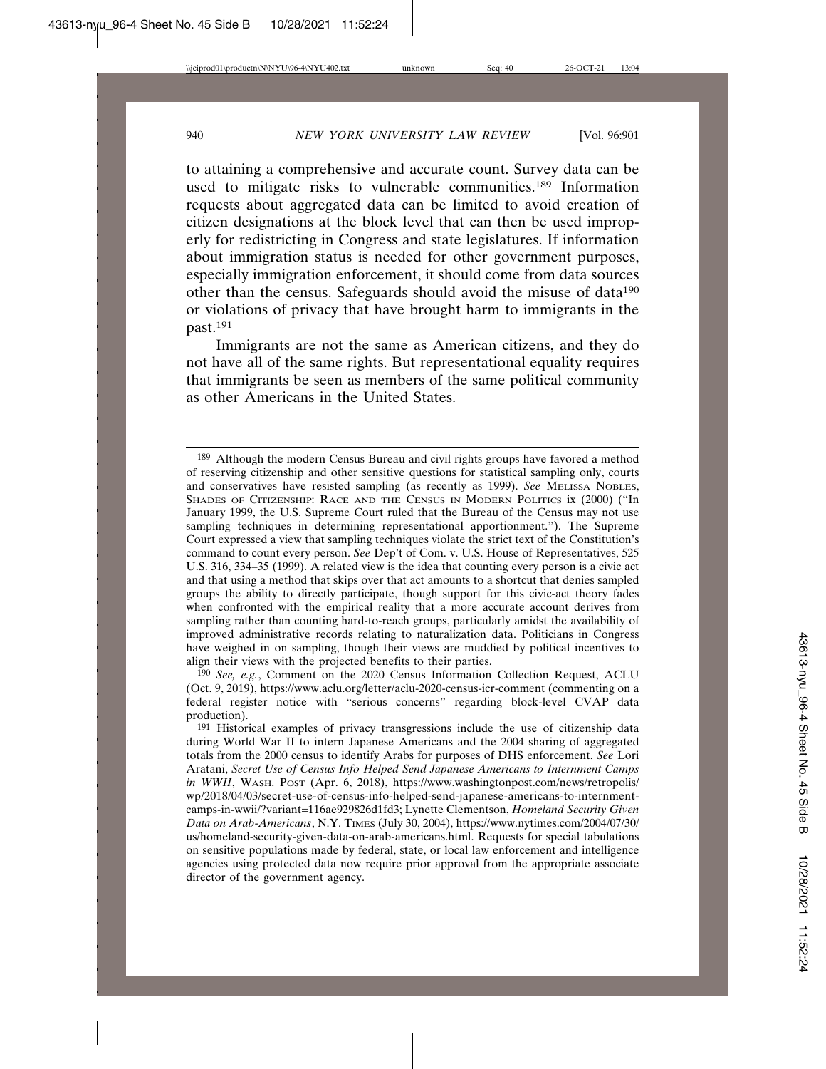to attaining a comprehensive and accurate count. Survey data can be used to mitigate risks to vulnerable communities.[189] Information requests about aggregated data can be limited to avoid creation of citizen designations at the block level that can then be used improperly for redistricting in Congress and state legislatures. If information about immigration status is needed for other government purposes, especially immigration enforcement, it should come from data sources other than the census. Safeguards should avoid the misuse of data[190] or violations of privacy that have brought harm to immigrants in the past.[191]

Immigrants are not the same as American citizens, and they do not have all of the same rights. But representational equality requires that immigrants be seen as members of the same political community as other Americans in the United States.

---

[189] Although the modern Census Bureau and civil rights groups have favored a method of reserving citizenship and other sensitive questions for statistical sampling only, courts and conservatives have resisted sampling (as recently as 1999). *See* MELISSA NOBLES, SHADES OF CITIZENSHIP: RACE AND THE CENSUS IN MODERN POLITICS ix (2000) ("In January 1999, the U.S. Supreme Court ruled that the Bureau of the Census may not use sampling techniques in determining representational apportionment."). The Supreme Court expressed a view that sampling techniques violate the strict text of the Constitution's command to count every person. *See* Dep't of Com. v. U.S. House of Representatives, 525 U.S. 316, 334–35 (1999). A related view is the idea that counting every person is a civic act and that using a method that skips over that act amounts to a shortcut that denies sampled groups the ability to directly participate, though support for this civic-act theory fades when confronted with the empirical reality that a more accurate account derives from sampling rather than counting hard-to-reach groups, particularly amidst the availability of improved administrative records relating to naturalization data. Politicians in Congress have weighed in on sampling, though their views are muddied by political incentives to align their views with the projected benefits to their parties.

[190] *See, e.g.*, Comment on the 2020 Census Information Collection Request, ACLU (Oct. 9, 2019), https://www.aclu.org/letter/aclu-2020-census-icr-comment (commenting on a federal register notice with "serious concerns" regarding block-level CVAP data production).

[191] Historical examples of privacy transgressions include the use of citizenship data during World War II to intern Japanese Americans and the 2004 sharing of aggregated totals from the 2000 census to identify Arabs for purposes of DHS enforcement. *See* Lori Aratani, *Secret Use of Census Info Helped Send Japanese Americans to Internment Camps in WWII*, WASH. POST (Apr. 6, 2018), https://www.washingtonpost.com/news/retropolis/wp/2018/04/03/secret-use-of-census-info-helped-send-japanese-americans-to-internment-camps-in-wwii/?variant=116ae929826d1fd3; Lynette Clementson, *Homeland Security Given Data on Arab-Americans*, N.Y. TIMES (July 30, 2004), https://www.nytimes.com/2004/07/30/us/homeland-security-given-data-on-arab-americans.html. Requests for special tabulations on sensitive populations made by federal, state, or local law enforcement and intelligence agencies using protected data now require prior approval from the appropriate associate director of the government agency.